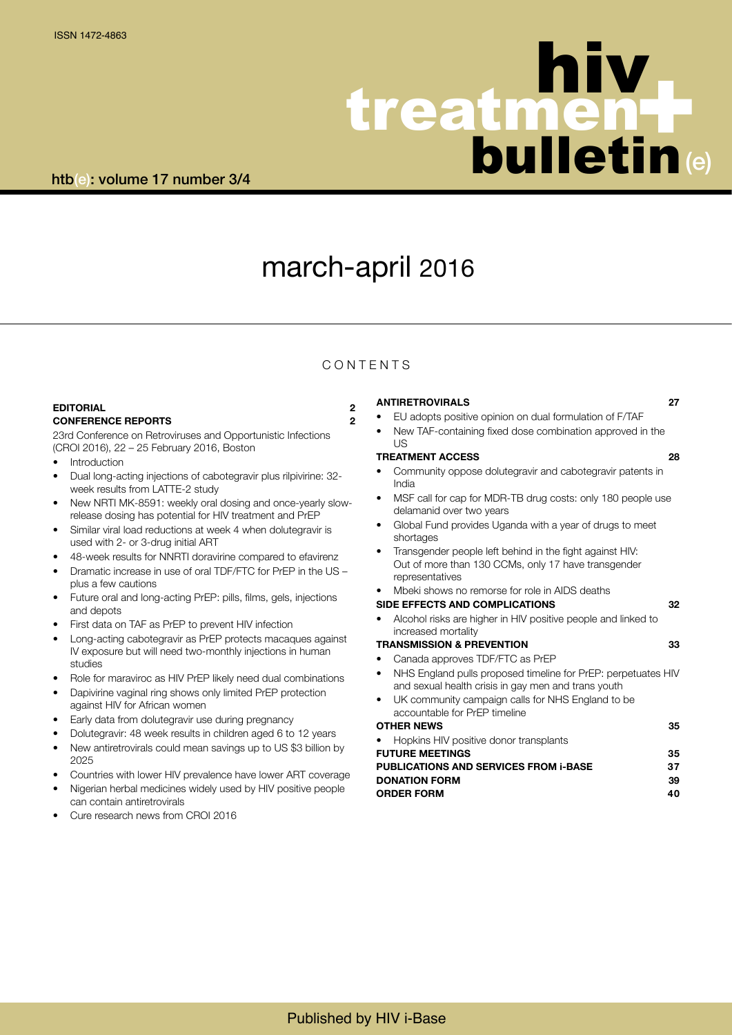ISSN 1472-4863

# hiv treatment bulletin (e)

htb(e): volume 17 number 3/4

# march-april 2016

## CONTENTS

**EDITORIAL** 2

**CONFERENCE REPORTS** 2

23rd Conference on Retroviruses and Opportunistic Infections (CROI 2016), 22 – 25 February 2016, Boston

- Introduction
- Dual long-acting injections of cabotegravir plus rilpivirine: 32-week results from LATTE-2 study
- New NRTI MK-8591: weekly oral dosing and once-yearly slow-release dosing has potential for HIV treatment and PrEP
- Similar viral load reductions at week 4 when dolutegravir is used with 2- or 3-drug initial ART
- 48-week results for NNRTI doravirine compared to efavirenz
- Dramatic increase in use of oral TDF/FTC for PrEP in the US – plus a few cautions
- Future oral and long-acting PrEP: pills, films, gels, injections and depots
- First data on TAF as PrEP to prevent HIV infection
- Long-acting cabotegravir as PrEP protects macaques against IV exposure but will need two-monthly injections in human studies
- Role for maraviroc as HIV PrEP likely need dual combinations
- Dapivirine vaginal ring shows only limited PrEP protection against HIV for African women
- Early data from dolutegravir use during pregnancy
- Dolutegravir: 48 week results in children aged 6 to 12 years
- New antiretrovirals could mean savings up to US $3 billion by 2025
- Countries with lower HIV prevalence have lower ART coverage
- Nigerian herbal medicines widely used by HIV positive people can contain antiretrovirals
- Cure research news from CROI 2016

**ANTIRETROVIRALS** 27

- EU adopts positive opinion on dual formulation of F/TAF
- New TAF-containing fixed dose combination approved in the US

**TREATMENT ACCESS** 28

- Community oppose dolutegravir and cabotegravir patents in India
- MSF call for cap for MDR-TB drug costs: only 180 people use delamanid over two years
- Global Fund provides Uganda with a year of drugs to meet shortages
- Transgender people left behind in the fight against HIV: Out of more than 130 CCMs, only 17 have transgender representatives
- Mbeki shows no remorse for role in AIDS deaths

**SIDE EFFECTS AND COMPLICATIONS** 32

- Alcohol risks are higher in HIV positive people and linked to increased mortality

**TRANSMISSION & PREVENTION** 33

- Canada approves TDF/FTC as PrEP
- NHS England pulls proposed timeline for PrEP: perpetuates HIV and sexual health crisis in gay men and trans youth
- UK community campaign calls for NHS England to be accountable for PrEP timeline

**OTHER NEWS** 35

- Hopkins HIV positive donor transplants

**FUTURE MEETINGS** 35

**PUBLICATIONS AND SERVICES FROM i-BASE** 37

**DONATION FORM** 39

**ORDER FORM** 40

Published by HIV i-Base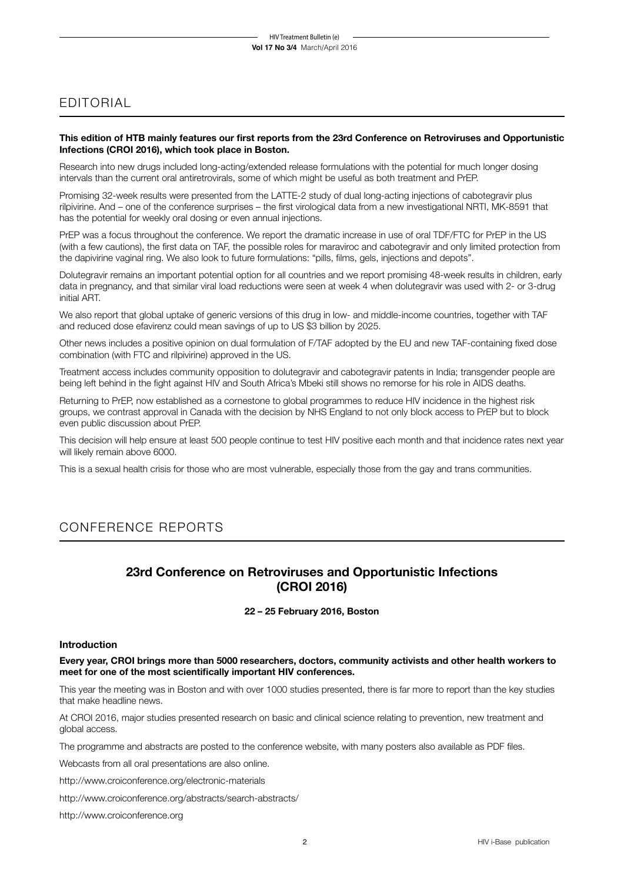# EDITORIAL

**This edition of HTB mainly features our first reports from the 23rd Conference on Retroviruses and Opportunistic Infections (CROI 2016), which took place in Boston.**

Research into new drugs included long-acting/extended release formulations with the potential for much longer dosing intervals than the current oral antiretrovirals, some of which might be useful as both treatment and PrEP.

Promising 32-week results were presented from the LATTE-2 study of dual long-acting injections of cabotegravir plus rilpivirine. And – one of the conference surprises – the first virological data from a new investigational NRTI, MK-8591 that has the potential for weekly oral dosing or even annual injections.

PrEP was a focus throughout the conference. We report the dramatic increase in use of oral TDF/FTC for PrEP in the US (with a few cautions), the first data on TAF, the possible roles for maraviroc and cabotegravir and only limited protection from the dapivirine vaginal ring. We also look to future formulations: "pills, films, gels, injections and depots".

Dolutegravir remains an important potential option for all countries and we report promising 48-week results in children, early data in pregnancy, and that similar viral load reductions were seen at week 4 when dolutegravir was used with 2- or 3-drug initial ART.

We also report that global uptake of generic versions of this drug in low- and middle-income countries, together with TAF and reduced dose efavirenz could mean savings of up to US $3 billion by 2025.

Other news includes a positive opinion on dual formulation of F/TAF adopted by the EU and new TAF-containing fixed dose combination (with FTC and rilpivirine) approved in the US.

Treatment access includes community opposition to dolutegravir and cabotegravir patents in India; transgender people are being left behind in the fight against HIV and South Africa's Mbeki still shows no remorse for his role in AIDS deaths.

Returning to PrEP, now established as a cornestone to global programmes to reduce HIV incidence in the highest risk groups, we contrast approval in Canada with the decision by NHS England to not only block access to PrEP but to block even public discussion about PrEP.

This decision will help ensure at least 500 people continue to test HIV positive each month and that incidence rates next year will likely remain above 6000.

This is a sexual health crisis for those who are most vulnerable, especially those from the gay and trans communities.

# CONFERENCE REPORTS

## 23rd Conference on Retroviruses and Opportunistic Infections (CROI 2016)

**22 – 25 February 2016, Boston**

### Introduction

**Every year, CROI brings more than 5000 researchers, doctors, community activists and other health workers to meet for one of the most scientifically important HIV conferences.**

This year the meeting was in Boston and with over 1000 studies presented, there is far more to report than the key studies that make headline news.

At CROI 2016, major studies presented research on basic and clinical science relating to prevention, new treatment and global access.

The programme and abstracts are posted to the conference website, with many posters also available as PDF files.

Webcasts from all oral presentations are also online.

http://www.croiconference.org/electronic-materials

http://www.croiconference.org/abstracts/search-abstracts/

http://www.croiconference.org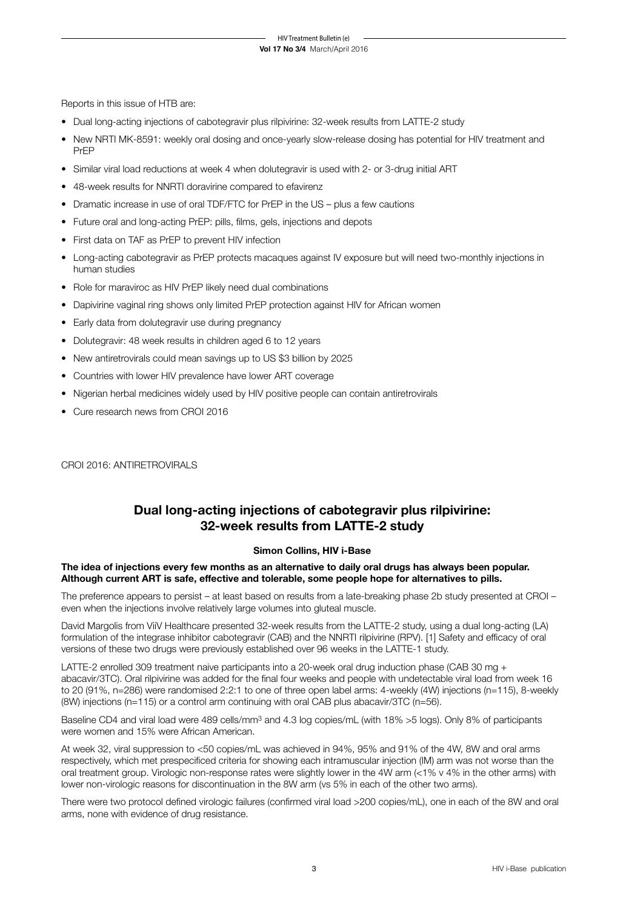Reports in this issue of HTB are:

- Dual long-acting injections of cabotegravir plus rilpivirine: 32-week results from LATTE-2 study
- New NRTI MK-8591: weekly oral dosing and once-yearly slow-release dosing has potential for HIV treatment and PrEP
- Similar viral load reductions at week 4 when dolutegravir is used with 2- or 3-drug initial ART
- 48-week results for NNRTI doravirine compared to efavirenz
- Dramatic increase in use of oral TDF/FTC for PrEP in the US – plus a few cautions
- Future oral and long-acting PrEP: pills, films, gels, injections and depots
- First data on TAF as PrEP to prevent HIV infection
- Long-acting cabotegravir as PrEP protects macaques against IV exposure but will need two-monthly injections in human studies
- Role for maraviroc as HIV PrEP likely need dual combinations
- Dapivirine vaginal ring shows only limited PrEP protection against HIV for African women
- Early data from dolutegravir use during pregnancy
- Dolutegravir: 48 week results in children aged 6 to 12 years
- New antiretrovirals could mean savings up to US $3 billion by 2025
- Countries with lower HIV prevalence have lower ART coverage
- Nigerian herbal medicines widely used by HIV positive people can contain antiretrovirals
- Cure research news from CROI 2016

CROI 2016: ANTIRETROVIRALS

## Dual long-acting injections of cabotegravir plus rilpivirine: 32-week results from LATTE-2 study

**Simon Collins, HIV i-Base**

**The idea of injections every few months as an alternative to daily oral drugs has always been popular. Although current ART is safe, effective and tolerable, some people hope for alternatives to pills.**

The preference appears to persist – at least based on results from a late-breaking phase 2b study presented at CROI – even when the injections involve relatively large volumes into gluteal muscle.

David Margolis from ViiV Healthcare presented 32-week results from the LATTE-2 study, using a dual long-acting (LA) formulation of the integrase inhibitor cabotegravir (CAB) and the NNRTI rilpivirine (RPV). [1] Safety and efficacy of oral versions of these two drugs were previously established over 96 weeks in the LATTE-1 study.

LATTE-2 enrolled 309 treatment naive participants into a 20-week oral drug induction phase (CAB 30 mg + abacavir/3TC). Oral rilpivirine was added for the final four weeks and people with undetectable viral load from week 16 to 20 (91%, n=286) were randomised 2:2:1 to one of three open label arms: 4-weekly (4W) injections (n=115), 8-weekly (8W) injections (n=115) or a control arm continuing with oral CAB plus abacavir/3TC (n=56).

Baseline CD4 and viral load were 489 cells/mm$^3$ and 4.3 log copies/mL (with 18% >5 logs). Only 8% of participants were women and 15% were African American.

At week 32, viral suppression to <50 copies/mL was achieved in 94%, 95% and 91% of the 4W, 8W and oral arms respectively, which met prespecificed criteria for showing each intramuscular injection (IM) arm was not worse than the oral treatment group. Virologic non-response rates were slightly lower in the 4W arm (<1% v 4% in the other arms) with lower non-virologic reasons for discontinuation in the 8W arm (vs 5% in each of the other two arms).

There were two protocol defined virologic failures (confirmed viral load >200 copies/mL), one in each of the 8W and oral arms, none with evidence of drug resistance.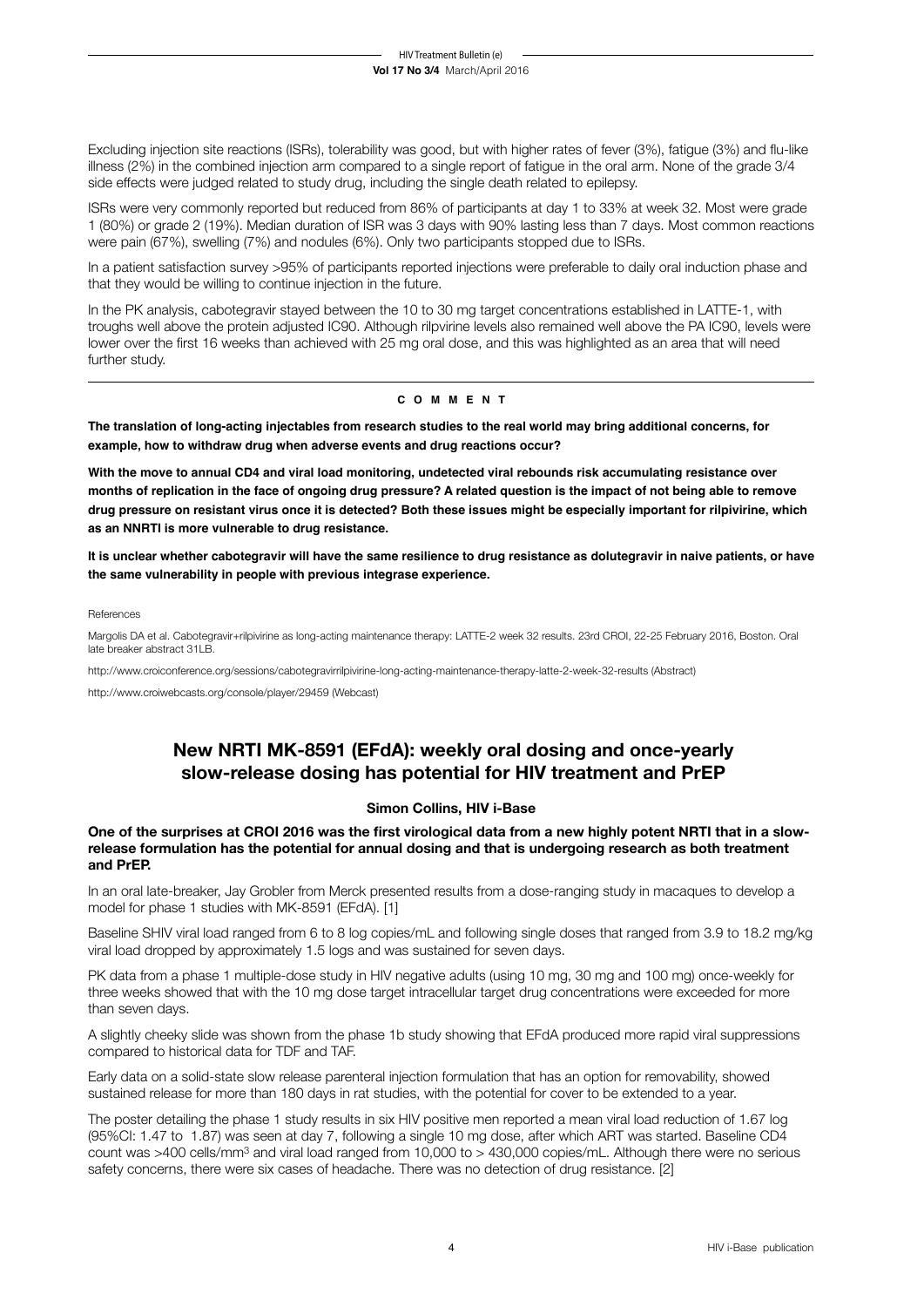Excluding injection site reactions (ISRs), tolerability was good, but with higher rates of fever (3%), fatigue (3%) and flu-like illness (2%) in the combined injection arm compared to a single report of fatigue in the oral arm. None of the grade 3/4 side effects were judged related to study drug, including the single death related to epilepsy.

ISRs were very commonly reported but reduced from 86% of participants at day 1 to 33% at week 32. Most were grade 1 (80%) or grade 2 (19%). Median duration of ISR was 3 days with 90% lasting less than 7 days. Most common reactions were pain (67%), swelling (7%) and nodules (6%). Only two participants stopped due to ISRs.

In a patient satisfaction survey >95% of participants reported injections were preferable to daily oral induction phase and that they would be willing to continue injection in the future.

In the PK analysis, cabotegravir stayed between the 10 to 30 mg target concentrations established in LATTE-1, with troughs well above the protein adjusted IC90. Although rilpvirine levels also remained well above the PA IC90, levels were lower over the first 16 weeks than achieved with 25 mg oral dose, and this was highlighted as an area that will need further study.

**COMMENT**

**The translation of long-acting injectables from research studies to the real world may bring additional concerns, for example, how to withdraw drug when adverse events and drug reactions occur?**

**With the move to annual CD4 and viral load monitoring, undetected viral rebounds risk accumulating resistance over months of replication in the face of ongoing drug pressure? A related question is the impact of not being able to remove drug pressure on resistant virus once it is detected? Both these issues might be especially important for rilpivirine, which as an NNRTI is more vulnerable to drug resistance.**

**It is unclear whether cabotegravir will have the same resilience to drug resistance as dolutegravir in naive patients, or have the same vulnerability in people with previous integrase experience.**

References

Margolis DA et al. Cabotegravir+rilpivirine as long-acting maintenance therapy: LATTE-2 week 32 results. 23rd CROI, 22-25 February 2016, Boston. Oral late breaker abstract 31LB.

http://www.croiconference.org/sessions/cabotegravirrilpivirine-long-acting-maintenance-therapy-latte-2-week-32-results (Abstract)

http://www.croiwebcasts.org/console/player/29459 (Webcast)

## New NRTI MK-8591 (EFdA): weekly oral dosing and once-yearly slow-release dosing has potential for HIV treatment and PrEP

**Simon Collins, HIV i-Base**

**One of the surprises at CROI 2016 was the first virological data from a new highly potent NRTI that in a slow-release formulation has the potential for annual dosing and that is undergoing research as both treatment and PrEP.**

In an oral late-breaker, Jay Grobler from Merck presented results from a dose-ranging study in macaques to develop a model for phase 1 studies with MK-8591 (EFdA). [1]

Baseline SHIV viral load ranged from 6 to 8 log copies/mL and following single doses that ranged from 3.9 to 18.2 mg/kg viral load dropped by approximately 1.5 logs and was sustained for seven days.

PK data from a phase 1 multiple-dose study in HIV negative adults (using 10 mg, 30 mg and 100 mg) once-weekly for three weeks showed that with the 10 mg dose target intracellular target drug concentrations were exceeded for more than seven days.

A slightly cheeky slide was shown from the phase 1b study showing that EFdA produced more rapid viral suppressions compared to historical data for TDF and TAF.

Early data on a solid-state slow release parenteral injection formulation that has an option for removability, showed sustained release for more than 180 days in rat studies, with the potential for cover to be extended to a year.

The poster detailing the phase 1 study results in six HIV positive men reported a mean viral load reduction of 1.67 log (95%CI: 1.47 to 1.87) was seen at day 7, following a single 10 mg dose, after which ART was started. Baseline CD4 count was >400 cells/mm$^3$ and viral load ranged from 10,000 to > 430,000 copies/mL. Although there were no serious safety concerns, there were six cases of headache. There was no detection of drug resistance. [2]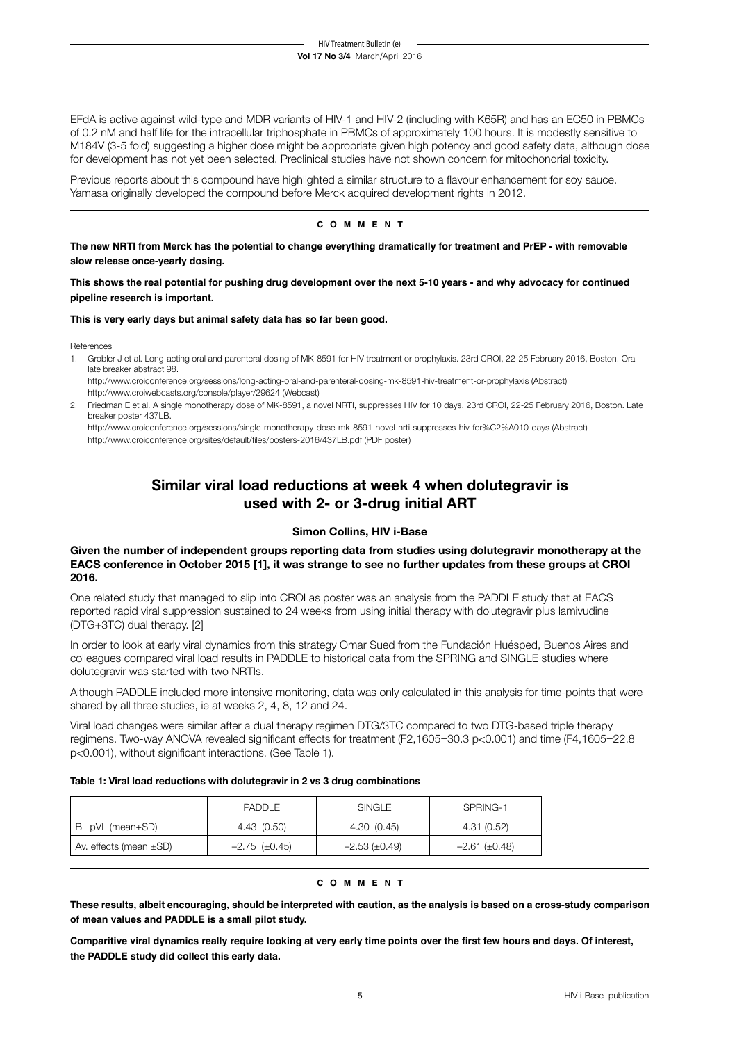EFdA is active against wild-type and MDR variants of HIV-1 and HIV-2 (including with K65R) and has an EC50 in PBMCs of 0.2 nM and half life for the intracellular triphosphate in PBMCs of approximately 100 hours. It is modestly sensitive to M184V (3-5 fold) suggesting a higher dose might be appropriate given high potency and good safety data, although dose for development has not yet been selected. Preclinical studies have not shown concern for mitochondrial toxicity.

Previous reports about this compound have highlighted a similar structure to a flavour enhancement for soy sauce. Yamasa originally developed the compound before Merck acquired development rights in 2012.

**COMMENT**

**The new NRTI from Merck has the potential to change everything dramatically for treatment and PrEP - with removable slow release once-yearly dosing.**

**This shows the real potential for pushing drug development over the next 5-10 years - and why advocacy for continued pipeline research is important.**

**This is very early days but animal safety data has so far been good.**

References

1. Grobler J et al. Long-acting oral and parenteral dosing of MK-8591 for HIV treatment or prophylaxis. 23rd CROI, 22-25 February 2016, Boston. Oral late breaker abstract 98.
   http://www.croiconference.org/sessions/long-acting-oral-and-parenteral-dosing-mk-8591-hiv-treatment-or-prophylaxis (Abstract)
   http://www.croiwebcasts.org/console/player/29624 (Webcast)
2. Friedman E et al. A single monotherapy dose of MK-8591, a novel NRTI, suppresses HIV for 10 days. 23rd CROI, 22-25 February 2016, Boston. Late breaker poster 437LB.
   http://www.croiconference.org/sessions/single-monotherapy-dose-mk-8591-novel-nrti-suppresses-hiv-for%C2%A010-days (Abstract)
   http://www.croiconference.org/sites/default/files/posters-2016/437LB.pdf (PDF poster)

## Similar viral load reductions at week 4 when dolutegravir is used with 2- or 3-drug initial ART

**Simon Collins, HIV i-Base**

**Given the number of independent groups reporting data from studies using dolutegravir monotherapy at the EACS conference in October 2015 [1], it was strange to see no further updates from these groups at CROI 2016.**

One related study that managed to slip into CROI as poster was an analysis from the PADDLE study that at EACS reported rapid viral suppression sustained to 24 weeks from using initial therapy with dolutegravir plus lamivudine (DTG+3TC) dual therapy. [2]

In order to look at early viral dynamics from this strategy Omar Sued from the Fundación Huésped, Buenos Aires and colleagues compared viral load results in PADDLE to historical data from the SPRING and SINGLE studies where dolutegravir was started with two NRTIs.

Although PADDLE included more intensive monitoring, data was only calculated in this analysis for time-points that were shared by all three studies, ie at weeks 2, 4, 8, 12 and 24.

Viral load changes were similar after a dual therapy regimen DTG/3TC compared to two DTG-based triple therapy regimens. Two-way ANOVA revealed significant effects for treatment ($F_{2,1605}=30.3$ $p<0.001$) and time ($F_{4,1605}=22.8$ $p<0.001$), without significant interactions. (See Table 1).

**Table 1: Viral load reductions with dolutegravir in 2 vs 3 drug combinations**

| | PADDLE | SINGLE | SPRING-1 |
|---|---|---|---|
| BL pVL (mean+SD) | 4.43 (0.50) | 4.30 (0.45) | 4.31 (0.52) |
| Av. effects (mean ±SD) | −2.75 (±0.45) | −2.53 (±0.49) | −2.61 (±0.48) |

**COMMENT**

**These results, albeit encouraging, should be interpreted with caution, as the analysis is based on a cross-study comparison of mean values and PADDLE is a small pilot study.**

**Comparitive viral dynamics really require looking at very early time points over the first few hours and days. Of interest, the PADDLE study did collect this early data.**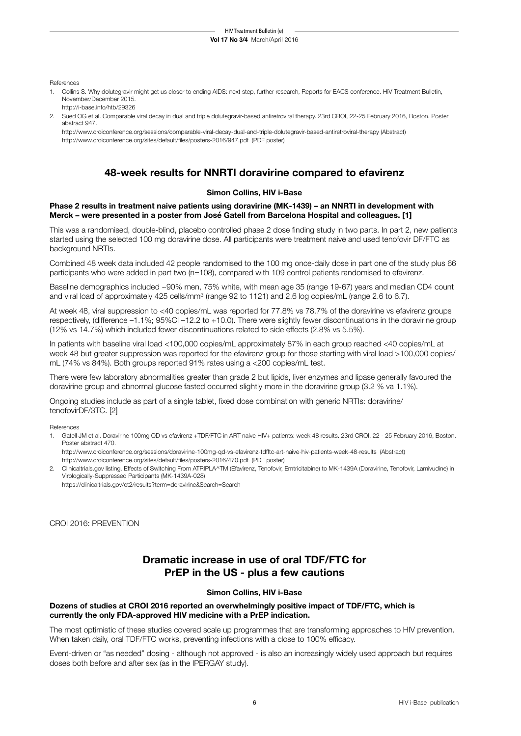References

1. Collins S. Why dolutegravir might get us closer to ending AIDS: next step, further research, Reports for EACS conference. HIV Treatment Bulletin, November/December 2015.
   http://i-base.info/htb/29326
2. Sued OG et al. Comparable viral decay in dual and triple dolutegravir-based antiretroviral therapy. 23rd CROI, 22-25 February 2016, Boston. Poster abstract 947.
   http://www.croiconference.org/sessions/comparable-viral-decay-dual-and-triple-dolutegravir-based-antiretroviral-therapy (Abstract)
   http://www.croiconference.org/sites/default/files/posters-2016/947.pdf (PDF poster)

## 48-week results for NNRTI doravirine compared to efavirenz

**Simon Collins, HIV i-Base**

**Phase 2 results in treatment naive patients using doravirine (MK-1439) – an NNRTI in development with Merck – were presented in a poster from José Gatell from Barcelona Hospital and colleagues. [1]**

This was a randomised, double-blind, placebo controlled phase 2 dose finding study in two parts. In part 2, new patients started using the selected 100 mg doravirine dose. All participants were treatment naive and used tenofovir DF/FTC as background NRTIs.

Combined 48 week data included 42 people randomised to the 100 mg once-daily dose in part one of the study plus 66 participants who were added in part two (n=108), compared with 109 control patients randomised to efavirenz.

Baseline demographics included ~90% men, 75% white, with mean age 35 (range 19-67) years and median CD4 count and viral load of approximately 425 cells/mm$^3$ (range 92 to 1121) and 2.6 log copies/mL (range 2.6 to 6.7).

At week 48, viral suppression to <40 copies/mL was reported for 77.8% vs 78.7% of the doravirine vs efavirenz groups respectively, (difference –1.1%; 95%CI –12.2 to +10.0). There were slightly fewer discontinuations in the doravirine group (12% vs 14.7%) which included fewer discontinuations related to side effects (2.8% vs 5.5%).

In patients with baseline viral load <100,000 copies/mL approximately 87% in each group reached <40 copies/mL at week 48 but greater suppression was reported for the efavirenz group for those starting with viral load >100,000 copies/mL (74% vs 84%). Both groups reported 91% rates using a <200 copies/mL test.

There were few laboratory abnormalities greater than grade 2 but lipids, liver enzymes and lipase generally favoured the doravirine group and abnormal glucose fasted occurred slightly more in the doravirine group (3.2 % va 1.1%).

Ongoing studies include as part of a single tablet, fixed dose combination with generic NRTIs: doravirine/tenofovirDF/3TC. [2]

References

1. Gatell JM et al. Doravirine 100mg QD vs efavirenz +TDF/FTC in ART-naive HIV+ patients: week 48 results. 23rd CROI, 22 - 25 February 2016, Boston. Poster abstract 470.
   http://www.croiconference.org/sessions/doravirine-100mg-qd-vs-efavirenz-tdfftc-art-naive-hiv-patients-week-48-results (Abstract)
   http://www.croiconference.org/sites/default/files/posters-2016/470.pdf (PDF poster)
2. Clinicaltrials.gov listing. Effects of Switching From ATRIPLA^TM (Efavirenz, Tenofovir, Emtricitabine) to MK-1439A (Doravirine, Tenofovir, Lamivudine) in Virologically-Suppressed Participants (MK-1439A-028)
   https://clinicaltrials.gov/ct2/results?term=doravirine&Search=Search

CROI 2016: PREVENTION

## Dramatic increase in use of oral TDF/FTC for PrEP in the US - plus a few cautions

**Simon Collins, HIV i-Base**

**Dozens of studies at CROI 2016 reported an overwhelmingly positive impact of TDF/FTC, which is currently the only FDA-approved HIV medicine with a PrEP indication.**

The most optimistic of these studies covered scale up programmes that are transforming approaches to HIV prevention. When taken daily, oral TDF/FTC works, preventing infections with a close to 100% efficacy.

Event-driven or "as needed" dosing - although not approved - is also an increasingly widely used approach but requires doses both before and after sex (as in the IPERGAY study).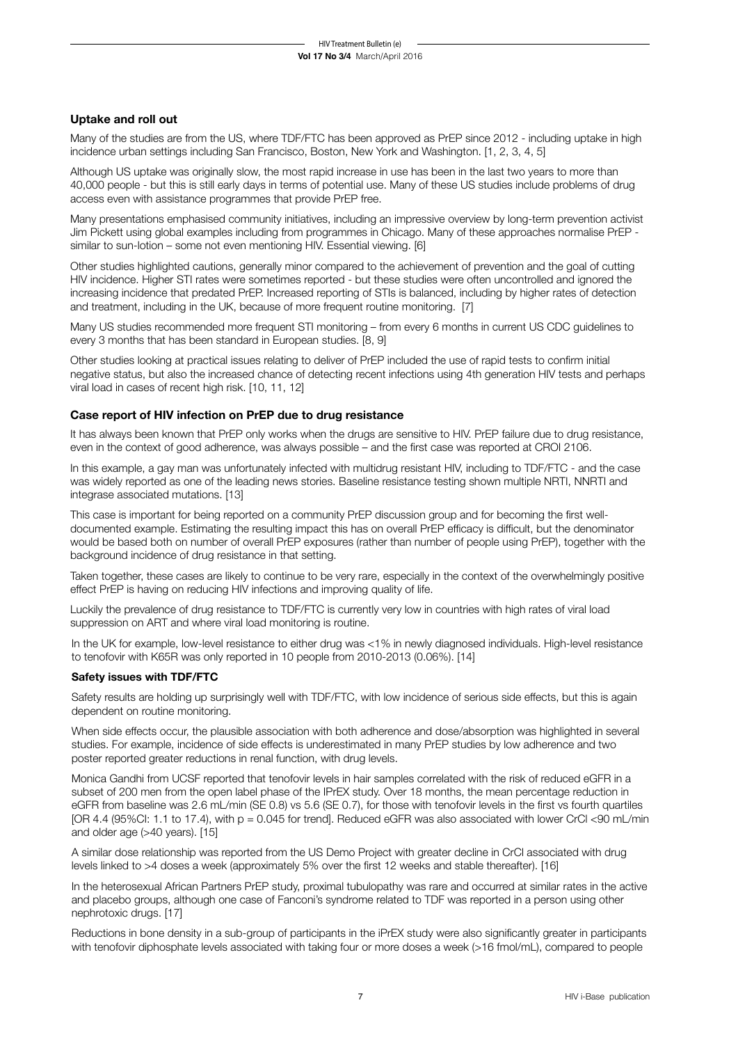### Uptake and roll out

Many of the studies are from the US, where TDF/FTC has been approved as PrEP since 2012 - including uptake in high incidence urban settings including San Francisco, Boston, New York and Washington. [1, 2, 3, 4, 5]

Although US uptake was originally slow, the most rapid increase in use has been in the last two years to more than 40,000 people - but this is still early days in terms of potential use. Many of these US studies include problems of drug access even with assistance programmes that provide PrEP free.

Many presentations emphasised community initiatives, including an impressive overview by long-term prevention activist Jim Pickett using global examples including from programmes in Chicago. Many of these approaches normalise PrEP - similar to sun-lotion – some not even mentioning HIV. Essential viewing. [6]

Other studies highlighted cautions, generally minor compared to the achievement of prevention and the goal of cutting HIV incidence. Higher STI rates were sometimes reported - but these studies were often uncontrolled and ignored the increasing incidence that predated PrEP. Increased reporting of STIs is balanced, including by higher rates of detection and treatment, including in the UK, because of more frequent routine monitoring. [7]

Many US studies recommended more frequent STI monitoring – from every 6 months in current US CDC guidelines to every 3 months that has been standard in European studies. [8, 9]

Other studies looking at practical issues relating to deliver of PrEP included the use of rapid tests to confirm initial negative status, but also the increased chance of detecting recent infections using 4th generation HIV tests and perhaps viral load in cases of recent high risk. [10, 11, 12]

### Case report of HIV infection on PrEP due to drug resistance

It has always been known that PrEP only works when the drugs are sensitive to HIV. PrEP failure due to drug resistance, even in the context of good adherence, was always possible – and the first case was reported at CROI 2106.

In this example, a gay man was unfortunately infected with multidrug resistant HIV, including to TDF/FTC - and the case was widely reported as one of the leading news stories. Baseline resistance testing shown multiple NRTI, NNRTI and integrase associated mutations. [13]

This case is important for being reported on a community PrEP discussion group and for becoming the first well-documented example. Estimating the resulting impact this has on overall PrEP efficacy is difficult, but the denominator would be based both on number of overall PrEP exposures (rather than number of people using PrEP), together with the background incidence of drug resistance in that setting.

Taken together, these cases are likely to continue to be very rare, especially in the context of the overwhelmingly positive effect PrEP is having on reducing HIV infections and improving quality of life.

Luckily the prevalence of drug resistance to TDF/FTC is currently very low in countries with high rates of viral load suppression on ART and where viral load monitoring is routine.

In the UK for example, low-level resistance to either drug was <1% in newly diagnosed individuals. High-level resistance to tenofovir with K65R was only reported in 10 people from 2010-2013 (0.06%). [14]

### Safety issues with TDF/FTC

Safety results are holding up surprisingly well with TDF/FTC, with low incidence of serious side effects, but this is again dependent on routine monitoring.

When side effects occur, the plausible association with both adherence and dose/absorption was highlighted in several studies. For example, incidence of side effects is underestimated in many PrEP studies by low adherence and two poster reported greater reductions in renal function, with drug levels.

Monica Gandhi from UCSF reported that tenofovir levels in hair samples correlated with the risk of reduced eGFR in a subset of 200 men from the open label phase of the IPrEX study. Over 18 months, the mean percentage reduction in eGFR from baseline was 2.6 mL/min (SE 0.8) vs 5.6 (SE 0.7), for those with tenofovir levels in the first vs fourth quartiles [OR 4.4 (95%CI: 1.1 to 17.4), with $p = 0.045$ for trend]. Reduced eGFR was also associated with lower CrCl <90 mL/min and older age (>40 years). [15]

A similar dose relationship was reported from the US Demo Project with greater decline in CrCl associated with drug levels linked to >4 doses a week (approximately 5% over the first 12 weeks and stable thereafter). [16]

In the heterosexual African Partners PrEP study, proximal tubulopathy was rare and occurred at similar rates in the active and placebo groups, although one case of Fanconi's syndrome related to TDF was reported in a person using other nephrotoxic drugs. [17]

Reductions in bone density in a sub-group of participants in the iPrEX study were also significantly greater in participants with tenofovir diphosphate levels associated with taking four or more doses a week (>16 fmol/mL), compared to people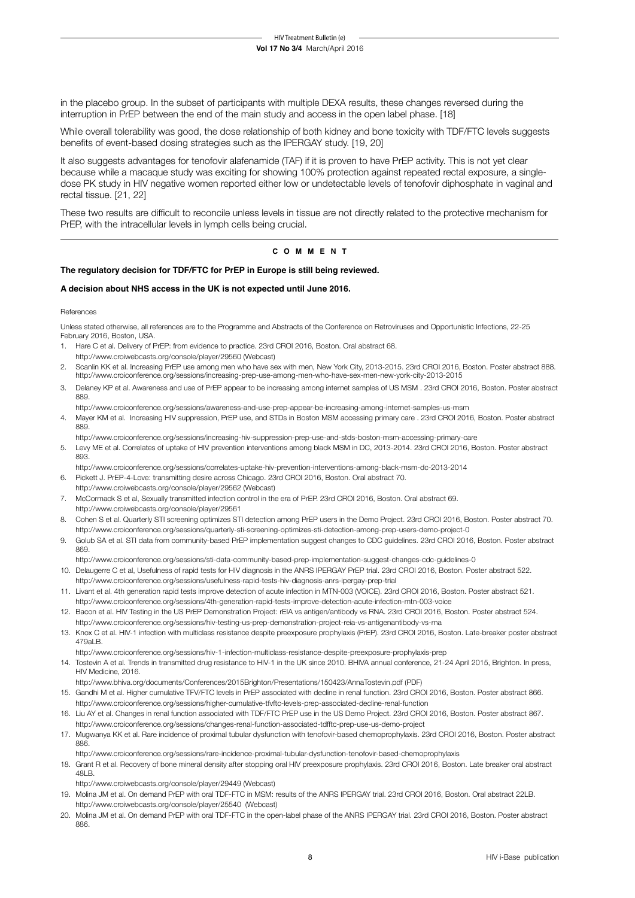in the placebo group. In the subset of participants with multiple DEXA results, these changes reversed during the interruption in PrEP between the end of the main study and access in the open label phase. [18]

While overall tolerability was good, the dose relationship of both kidney and bone toxicity with TDF/FTC levels suggests benefits of event-based dosing strategies such as the IPERGAY study. [19, 20]

It also suggests advantages for tenofovir alafenamide (TAF) if it is proven to have PrEP activity. This is not yet clear because while a macaque study was exciting for showing 100% protection against repeated rectal exposure, a single-dose PK study in HIV negative women reported either low or undetectable levels of tenofovir diphosphate in vaginal and rectal tissue. [21, 22]

These two results are difficult to reconcile unless levels in tissue are not directly related to the protective mechanism for PrEP, with the intracellular levels in lymph cells being crucial.

---

**C O M M E N T**

**The regulatory decision for TDF/FTC for PrEP in Europe is still being reviewed.**

**A decision about NHS access in the UK is not expected until June 2016.**

References

Unless stated otherwise, all references are to the Programme and Abstracts of the Conference on Retroviruses and Opportunistic Infections, 22-25 February 2016, Boston, USA.

1. Hare C et al. Delivery of PrEP: from evidence to practice. 23rd CROI 2016, Boston. Oral abstract 68.
   http://www.croiwebcasts.org/console/player/29560 (Webcast)
2. Scanlin KK et al. Increasing PrEP use among men who have sex with men, New York City, 2013-2015. 23rd CROI 2016, Boston. Poster abstract 888.
   http://www.croiconference.org/sessions/increasing-prep-use-among-men-who-have-sex-men-new-york-city-2013-2015
3. Delaney KP et al. Awareness and use of PrEP appear to be increasing among internet samples of US MSM . 23rd CROI 2016, Boston. Poster abstract 889.
   http://www.croiconference.org/sessions/awareness-and-use-prep-appear-be-increasing-among-internet-samples-us-msm
4. Mayer KM et al. Increasing HIV suppression, PrEP use, and STDs in Boston MSM accessing primary care . 23rd CROI 2016, Boston. Poster abstract 889.
   http://www.croiconference.org/sessions/increasing-hiv-suppression-prep-use-and-stds-boston-msm-accessing-primary-care
5. Levy ME et al. Correlates of uptake of HIV prevention interventions among black MSM in DC, 2013-2014. 23rd CROI 2016, Boston. Poster abstract 893.
   http://www.croiconference.org/sessions/correlates-uptake-hiv-prevention-interventions-among-black-msm-dc-2013-2014
6. Pickett J. PrEP-4-Love: transmitting desire across Chicago. 23rd CROI 2016, Boston. Oral abstract 70.
   http://www.croiwebcasts.org/console/player/29562 (Webcast)
7. McCormack S et al, Sexually transmitted infection control in the era of PrEP. 23rd CROI 2016, Boston. Oral abstract 69.
   http://www.croiwebcasts.org/console/player/29561
8. Cohen S et al. Quarterly STI screening optimizes STI detection among PrEP users in the Demo Project. 23rd CROI 2016, Boston. Poster abstract 70.
   http://www.croiconference.org/sessions/quarterly-sti-screening-optimizes-sti-detection-among-prep-users-demo-project-0
9. Golub SA et al. STI data from community-based PrEP implementation suggest changes to CDC guidelines. 23rd CROI 2016, Boston. Poster abstract 869.
   http://www.croiconference.org/sessions/sti-data-community-based-prep-implementation-suggest-changes-cdc-guidelines-0
10. Delaugerre C et al, Usefulness of rapid tests for HIV diagnosis in the ANRS IPERGAY PrEP trial. 23rd CROI 2016, Boston. Poster abstract 522.
    http://www.croiconference.org/sessions/usefulness-rapid-tests-hiv-diagnosis-anrs-ipergay-prep-trial
11. Livant et al. 4th generation rapid tests improve detection of acute infection in MTN-003 (VOICE). 23rd CROI 2016, Boston. Poster abstract 521.
    http://www.croiconference.org/sessions/4th-generation-rapid-tests-improve-detection-acute-infection-mtn-003-voice
12. Bacon et al. HIV Testing in the US PrEP Demonstration Project: rEIA vs antigen/antibody vs RNA. 23rd CROI 2016, Boston. Poster abstract 524.
    http://www.croiconference.org/sessions/hiv-testing-us-prep-demonstration-project-reia-vs-antigenantibody-vs-rna
13. Knox C et al. HIV-1 infection with multiclass resistance despite preexposure prophylaxis (PrEP). 23rd CROI 2016, Boston. Late-breaker poster abstract 479aLB.
    http://www.croiconference.org/sessions/hiv-1-infection-multiclass-resistance-despite-preexposure-prophylaxis-prep
14. Tostevin A et al. Trends in transmitted drug resistance to HIV-1 in the UK since 2010. BHIVA annual conference, 21-24 April 2015, Brighton. In press, HIV Medicine, 2016.
    http://www.bhiva.org/documents/Conferences/2015Brighton/Presentations/150423/AnnaTostevin.pdf (PDF)
15. Gandhi M et al. Higher cumulative TFV/FTC levels in PrEP associated with decline in renal function. 23rd CROI 2016, Boston. Poster abstract 866.
    http://www.croiconference.org/sessions/higher-cumulative-tfvftc-levels-prep-associated-decline-renal-function
16. Liu AY et al. Changes in renal function associated with TDF/FTC PrEP use in the US Demo Project. 23rd CROI 2016, Boston. Poster abstract 867.
    http://www.croiconference.org/sessions/changes-renal-function-associated-tdfftc-prep-use-us-demo-project
17. Mugwanya KK et al. Rare incidence of proximal tubular dysfunction with tenofovir-based chemoprophylaxis. 23rd CROI 2016, Boston. Poster abstract 886.
    http://www.croiconference.org/sessions/rare-incidence-proximal-tubular-dysfunction-tenofovir-based-chemoprophylaxis
18. Grant R et al. Recovery of bone mineral density after stopping oral HIV preexposure prophylaxis. 23rd CROI 2016, Boston. Late breaker oral abstract 48LB.
    http://www.croiwebcasts.org/console/player/29449 (Webcast)
19. Molina JM et al. On demand PrEP with oral TDF-FTC in MSM: results of the ANRS IPERGAY trial. 23rd CROI 2016, Boston. Oral abstract 22LB.
    http://www.croiwebcasts.org/console/player/25540 (Webcast)
20. Molina JM et al. On demand PrEP with oral TDF-FTC in the open-label phase of the ANRS IPERGAY trial. 23rd CROI 2016, Boston. Poster abstract 886.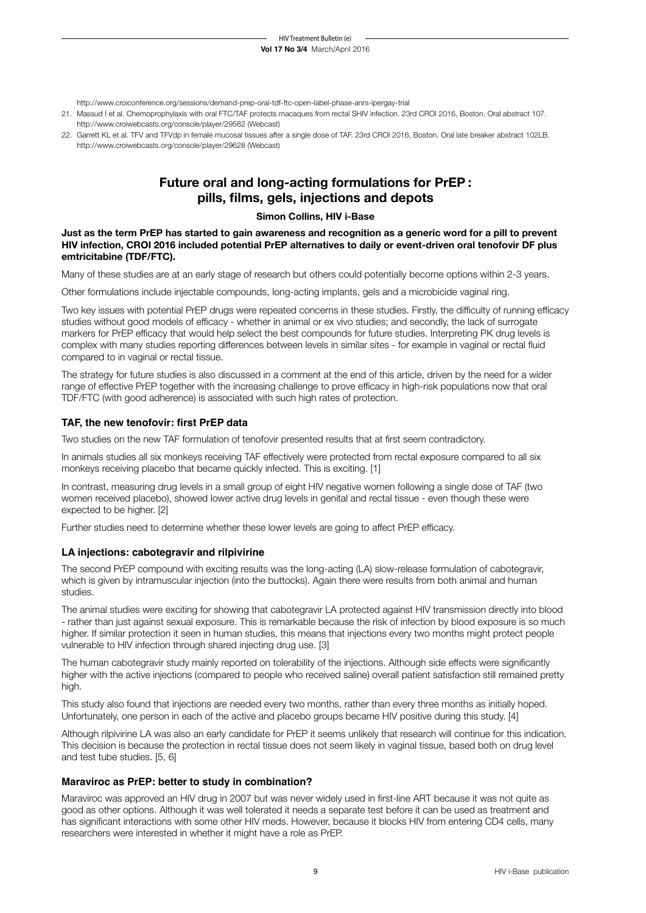http://www.croiconference.org/sessions/demand-prep-oral-tdf-ftc-open-label-phase-anrs-ipergay-trial

21. Massud I et al. Chemoprophylaxis with oral FTC/TAF protects macaques from rectal SHIV infection. 23rd CROI 2016, Boston. Oral abstract 107. http://www.croiwebcasts.org/console/player/29582 (Webcast)
22. Garrett KL et al. TFV and TFVdp in female mucosal tissues after a single dose of TAF. 23rd CROI 2016, Boston. Oral late breaker abstract 102LB. http://www.croiwebcasts.org/console/player/29628 (Webcast)

## Future oral and long-acting formulations for PrEP : pills, films, gels, injections and depots

**Simon Collins, HIV i-Base**

**Just as the term PrEP has started to gain awareness and recognition as a generic word for a pill to prevent HIV infection, CROI 2016 included potential PrEP alternatives to daily or event-driven oral tenofovir DF plus emtricitabine (TDF/FTC).**

Many of these studies are at an early stage of research but others could potentially become options within 2-3 years.

Other formulations include injectable compounds, long-acting implants, gels and a microbicide vaginal ring.

Two key issues with potential PrEP drugs were repeated concerns in these studies. Firstly, the difficulty of running efficacy studies without good models of efficacy - whether in animal or ex vivo studies; and secondly, the lack of surrogate markers for PrEP efficacy that would help select the best compounds for future studies. Interpreting PK drug levels is complex with many studies reporting differences between levels in similar sites - for example in vaginal or rectal fluid compared to in vaginal or rectal tissue.

The strategy for future studies is also discussed in a comment at the end of this article, driven by the need for a wider range of effective PrEP together with the increasing challenge to prove efficacy in high-risk populations now that oral TDF/FTC (with good adherence) is associated with such high rates of protection.

### TAF, the new tenofovir: first PrEP data

Two studies on the new TAF formulation of tenofovir presented results that at first seem contradictory.

In animals studies all six monkeys receiving TAF effectively were protected from rectal exposure compared to all six monkeys receiving placebo that became quickly infected. This is exciting. [1]

In contrast, measuring drug levels in a small group of eight HIV negative women following a single dose of TAF (two women received placebo), showed lower active drug levels in genital and rectal tissue - even though these were expected to be higher. [2]

Further studies need to determine whether these lower levels are going to affect PrEP efficacy.

### LA injections: cabotegravir and rilpivirine

The second PrEP compound with exciting results was the long-acting (LA) slow-release formulation of cabotegravir, which is given by intramuscular injection (into the buttocks). Again there were results from both animal and human studies.

The animal studies were exciting for showing that cabotegravir LA protected against HIV transmission directly into blood - rather than just against sexual exposure. This is remarkable because the risk of infection by blood exposure is so much higher. If similar protection it seen in human studies, this means that injections every two months might protect people vulnerable to HIV infection through shared injecting drug use. [3]

The human cabotegravir study mainly reported on tolerability of the injections. Although side effects were significantly higher with the active injections (compared to people who received saline) overall patient satisfaction still remained pretty high.

This study also found that injections are needed every two months, rather than every three months as initially hoped. Unfortunately, one person in each of the active and placebo groups became HIV positive during this study. [4]

Although rilpivirine LA was also an early candidate for PrEP it seems unlikely that research will continue for this indication. This decision is because the protection in rectal tissue does not seem likely in vaginal tissue, based both on drug level and test tube studies. [5, 6]

### Maraviroc as PrEP: better to study in combination?

Maraviroc was approved an HIV drug in 2007 but was never widely used in first-line ART because it was not quite as good as other options. Although it was well tolerated it needs a separate test before it can be used as treatment and has significant interactions with some other HIV meds. However, because it blocks HIV from entering CD4 cells, many researchers were interested in whether it might have a role as PrEP.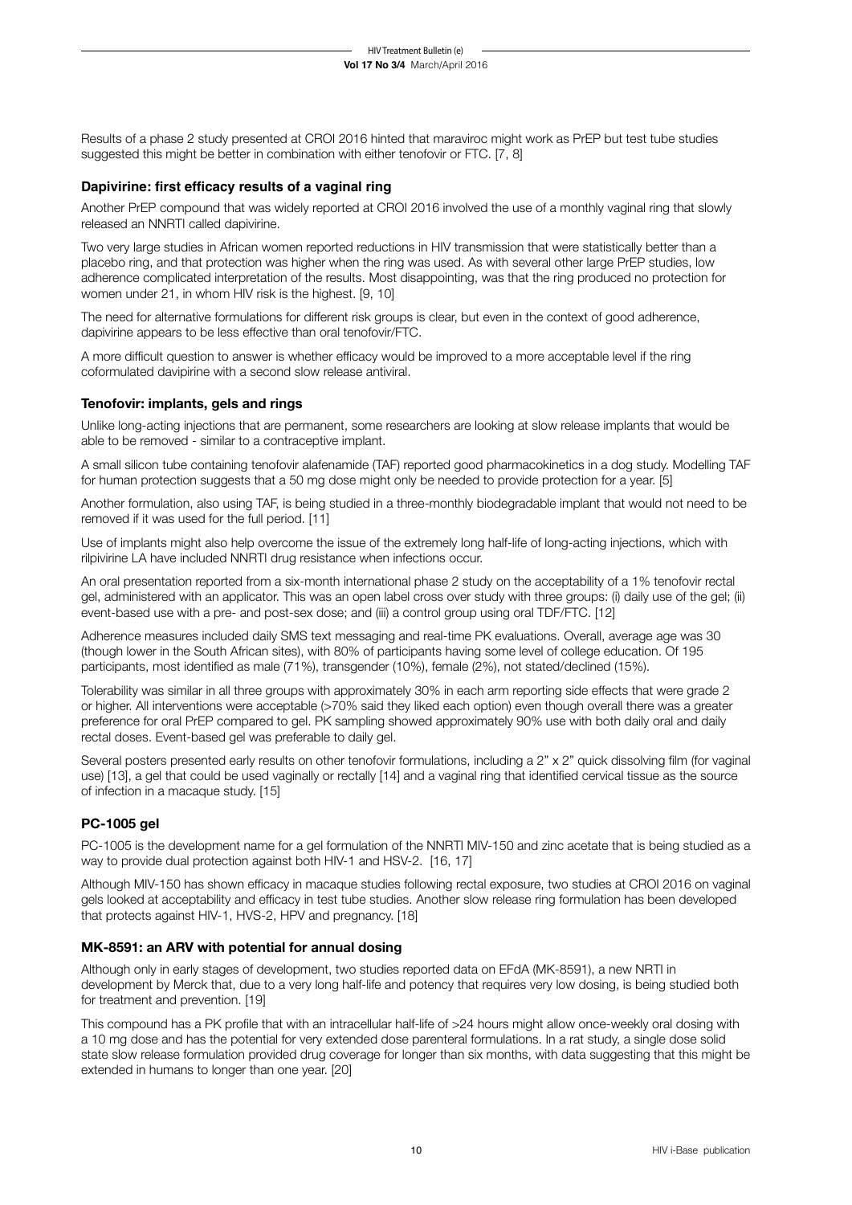Results of a phase 2 study presented at CROI 2016 hinted that maraviroc might work as PrEP but test tube studies suggested this might be better in combination with either tenofovir or FTC. [7, 8]

### Dapivirine: first efficacy results of a vaginal ring

Another PrEP compound that was widely reported at CROI 2016 involved the use of a monthly vaginal ring that slowly released an NNRTI called dapivirine.

Two very large studies in African women reported reductions in HIV transmission that were statistically better than a placebo ring, and that protection was higher when the ring was used. As with several other large PrEP studies, low adherence complicated interpretation of the results. Most disappointing, was that the ring produced no protection for women under 21, in whom HIV risk is the highest. [9, 10]

The need for alternative formulations for different risk groups is clear, but even in the context of good adherence, dapivirine appears to be less effective than oral tenofovir/FTC.

A more difficult question to answer is whether efficacy would be improved to a more acceptable level if the ring coformulated davipirine with a second slow release antiviral.

### Tenofovir: implants, gels and rings

Unlike long-acting injections that are permanent, some researchers are looking at slow release implants that would be able to be removed - similar to a contraceptive implant.

A small silicon tube containing tenofovir alafenamide (TAF) reported good pharmacokinetics in a dog study. Modelling TAF for human protection suggests that a 50 mg dose might only be needed to provide protection for a year. [5]

Another formulation, also using TAF, is being studied in a three-monthly biodegradable implant that would not need to be removed if it was used for the full period. [11]

Use of implants might also help overcome the issue of the extremely long half-life of long-acting injections, which with rilpivirine LA have included NNRTI drug resistance when infections occur.

An oral presentation reported from a six-month international phase 2 study on the acceptability of a 1% tenofovir rectal gel, administered with an applicator. This was an open label cross over study with three groups: (i) daily use of the gel; (ii) event-based use with a pre- and post-sex dose; and (iii) a control group using oral TDF/FTC. [12]

Adherence measures included daily SMS text messaging and real-time PK evaluations. Overall, average age was 30 (though lower in the South African sites), with 80% of participants having some level of college education. Of 195 participants, most identified as male (71%), transgender (10%), female (2%), not stated/declined (15%).

Tolerability was similar in all three groups with approximately 30% in each arm reporting side effects that were grade 2 or higher. All interventions were acceptable (>70% said they liked each option) even though overall there was a greater preference for oral PrEP compared to gel. PK sampling showed approximately 90% use with both daily oral and daily rectal doses. Event-based gel was preferable to daily gel.

Several posters presented early results on other tenofovir formulations, including a 2" x 2" quick dissolving film (for vaginal use) [13], a gel that could be used vaginally or rectally [14] and a vaginal ring that identified cervical tissue as the source of infection in a macaque study. [15]

### PC-1005 gel

PC-1005 is the development name for a gel formulation of the NNRTI MIV-150 and zinc acetate that is being studied as a way to provide dual protection against both HIV-1 and HSV-2. [16, 17]

Although MIV-150 has shown efficacy in macaque studies following rectal exposure, two studies at CROI 2016 on vaginal gels looked at acceptability and efficacy in test tube studies. Another slow release ring formulation has been developed that protects against HIV-1, HVS-2, HPV and pregnancy. [18]

### MK-8591: an ARV with potential for annual dosing

Although only in early stages of development, two studies reported data on EFdA (MK-8591), a new NRTI in development by Merck that, due to a very long half-life and potency that requires very low dosing, is being studied both for treatment and prevention. [19]

This compound has a PK profile that with an intracellular half-life of >24 hours might allow once-weekly oral dosing with a 10 mg dose and has the potential for very extended dose parenteral formulations. In a rat study, a single dose solid state slow release formulation provided drug coverage for longer than six months, with data suggesting that this might be extended in humans to longer than one year. [20]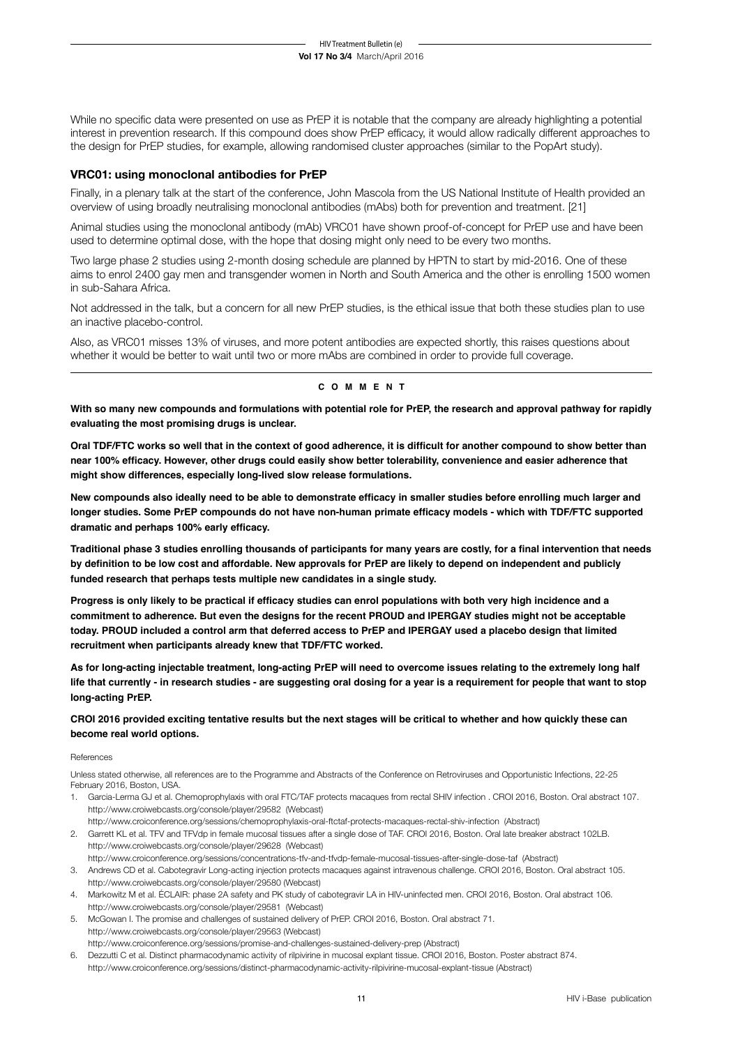While no specific data were presented on use as PrEP it is notable that the company are already highlighting a potential interest in prevention research. If this compound does show PrEP efficacy, it would allow radically different approaches to the design for PrEP studies, for example, allowing randomised cluster approaches (similar to the PopArt study).

### VRC01: using monoclonal antibodies for PrEP

Finally, in a plenary talk at the start of the conference, John Mascola from the US National Institute of Health provided an overview of using broadly neutralising monoclonal antibodies (mAbs) both for prevention and treatment. [21]

Animal studies using the monoclonal antibody (mAb) VRC01 have shown proof-of-concept for PrEP use and have been used to determine optimal dose, with the hope that dosing might only need to be every two months.

Two large phase 2 studies using 2-month dosing schedule are planned by HPTN to start by mid-2016. One of these aims to enrol 2400 gay men and transgender women in North and South America and the other is enrolling 1500 women in sub-Sahara Africa.

Not addressed in the talk, but a concern for all new PrEP studies, is the ethical issue that both these studies plan to use an inactive placebo-control.

Also, as VRC01 misses 13% of viruses, and more potent antibodies are expected shortly, this raises questions about whether it would be better to wait until two or more mAbs are combined in order to provide full coverage.

---

#### COMMENT

**With so many new compounds and formulations with potential role for PrEP, the research and approval pathway for rapidly evaluating the most promising drugs is unclear.**

**Oral TDF/FTC works so well that in the context of good adherence, it is difficult for another compound to show better than near 100% efficacy. However, other drugs could easily show better tolerability, convenience and easier adherence that might show differences, especially long-lived slow release formulations.**

**New compounds also ideally need to be able to demonstrate efficacy in smaller studies before enrolling much larger and longer studies. Some PrEP compounds do not have non-human primate efficacy models - which with TDF/FTC supported dramatic and perhaps 100% early efficacy.**

**Traditional phase 3 studies enrolling thousands of participants for many years are costly, for a final intervention that needs by definition to be low cost and affordable. New approvals for PrEP are likely to depend on independent and publicly funded research that perhaps tests multiple new candidates in a single study.**

**Progress is only likely to be practical if efficacy studies can enrol populations with both very high incidence and a commitment to adherence. But even the designs for the recent PROUD and IPERGAY studies might not be acceptable today. PROUD included a control arm that deferred access to PrEP and IPERGAY used a placebo design that limited recruitment when participants already knew that TDF/FTC worked.**

**As for long-acting injectable treatment, long-acting PrEP will need to overcome issues relating to the extremely long half life that currently - in research studies - are suggesting oral dosing for a year is a requirement for people that want to stop long-acting PrEP.**

**CROI 2016 provided exciting tentative results but the next stages will be critical to whether and how quickly these can become real world options.**

References

Unless stated otherwise, all references are to the Programme and Abstracts of the Conference on Retroviruses and Opportunistic Infections, 22-25 February 2016, Boston, USA.

1. Garcia-Lerma GJ et al. Chemoprophylaxis with oral FTC/TAF protects macaques from rectal SHIV infection . CROI 2016, Boston. Oral abstract 107.
   http://www.croiwebcasts.org/console/player/29582 (Webcast)
   http://www.croiconference.org/sessions/chemoprophylaxis-oral-ftctaf-protects-macaques-rectal-shiv-infection (Abstract)
2. Garrett KL et al. TFV and TFVdp in female mucosal tissues after a single dose of TAF. CROI 2016, Boston. Oral late breaker abstract 102LB.
   http://www.croiwebcasts.org/console/player/29628 (Webcast)
   http://www.croiconference.org/sessions/concentrations-tfv-and-tfvdp-female-mucosal-tissues-after-single-dose-taf (Abstract)
3. Andrews CD et al. Cabotegravir Long-acting injection protects macaques against intravenous challenge. CROI 2016, Boston. Oral abstract 105.
   http://www.croiwebcasts.org/console/player/29580 (Webcast)
4. Markowitz M et al. ÉCLAIR: phase 2A safety and PK study of cabotegravir LA in HIV-uninfected men. CROI 2016, Boston. Oral abstract 106.
   http://www.croiwebcasts.org/console/player/29581 (Webcast)
5. McGowan I. The promise and challenges of sustained delivery of PrEP. CROI 2016, Boston. Oral abstract 71.
   http://www.croiwebcasts.org/console/player/29563 (Webcast)
   http://www.croiconference.org/sessions/promise-and-challenges-sustained-delivery-prep (Abstract)
6. Dezzutti C et al. Distinct pharmacodynamic activity of rilpivirine in mucosal explant tissue. CROI 2016, Boston. Poster abstract 874.
   http://www.croiconference.org/sessions/distinct-pharmacodynamic-activity-rilpivirine-mucosal-explant-tissue (Abstract)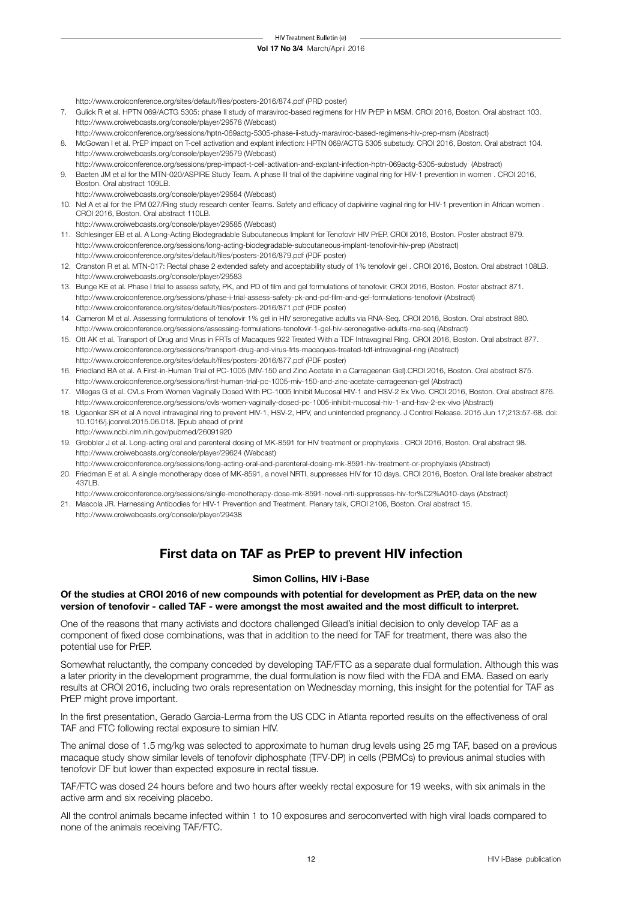http://www.croiconference.org/sites/default/files/posters-2016/874.pdf (PRD poster)

7. Gulick R et al. HPTN 069/ACTG 5305: phase II study of maraviroc-based regimens for HIV PrEP in MSM. CROI 2016, Boston. Oral abstract 103.
   http://www.croiwebcasts.org/console/player/29578 (Webcast)
   http://www.croiconference.org/sessions/hptn-069actg-5305-phase-ii-study-maraviroc-based-regimens-hiv-prep-msm (Abstract)
8. McGowan I et al. PrEP impact on T-cell activation and explant infection: HPTN 069/ACTG 5305 substudy. CROI 2016, Boston. Oral abstract 104.
   http://www.croiwebcasts.org/console/player/29579 (Webcast)
   http://www.croiconference.org/sessions/prep-impact-t-cell-activation-and-explant-infection-hptn-069actg-5305-substudy (Abstract)
9. Baeten JM et al for the MTN-020/ASPIRE Study Team. A phase III trial of the dapivirine vaginal ring for HIV-1 prevention in women . CROI 2016, Boston. Oral abstract 109LB.
   http://www.croiwebcasts.org/console/player/29584 (Webcast)
10. Nel A et al for the IPM 027/Ring study research center Teams. Safety and efficacy of dapivirine vaginal ring for HIV-1 prevention in African women . CROI 2016, Boston. Oral abstract 110LB.
    http://www.croiwebcasts.org/console/player/29585 (Webcast)
11. Schlesinger EB et al. A Long-Acting Biodegradable Subcutaneous Implant for Tenofovir HIV PrEP. CROI 2016, Boston. Poster abstract 879.
    http://www.croiconference.org/sessions/long-acting-biodegradable-subcutaneous-implant-tenofovir-hiv-prep (Abstract)
    http://www.croiconference.org/sites/default/files/posters-2016/879.pdf (PDF poster)
12. Cranston R et al. MTN-017: Rectal phase 2 extended safety and acceptability study of 1% tenofovir gel . CROI 2016, Boston. Oral abstract 108LB.
    http://www.croiwebcasts.org/console/player/29583
13. Bunge KE et al. Phase I trial to assess safety, PK, and PD of film and gel formulations of tenofovir. CROI 2016, Boston. Poster abstract 871.
    http://www.croiconference.org/sessions/phase-i-trial-assess-safety-pk-and-pd-film-and-gel-formulations-tenofovir (Abstract)
    http://www.croiconference.org/sites/default/files/posters-2016/871.pdf (PDF poster)
14. Cameron M et al. Assessing formulations of tenofovir 1% gel in HIV seronegative adults via RNA-Seq. CROI 2016, Boston. Oral abstract 880.
    http://www.croiconference.org/sessions/assessing-formulations-tenofovir-1-gel-hiv-seronegative-adults-rna-seq (Abstract)
15. Ott AK et al. Transport of Drug and Virus in FRTs of Macaques 922 Treated With a TDF Intravaginal Ring. CROI 2016, Boston. Oral abstract 877.
    http://www.croiconference.org/sessions/transport-drug-and-virus-frts-macaques-treated-tdf-intravaginal-ring (Abstract)
    http://www.croiconference.org/sites/default/files/posters-2016/877.pdf (PDF poster)
16. Friedland BA et al. A First-in-Human Trial of PC-1005 (MIV-150 and Zinc Acetate in a Carrageenan Gel).CROI 2016, Boston. Oral abstract 875.
    http://www.croiconference.org/sessions/first-human-trial-pc-1005-miv-150-and-zinc-acetate-carrageenan-gel (Abstract)
17. Villegas G et al. CVLs From Women Vaginally Dosed With PC-1005 Inhibit Mucosal HIV-1 and HSV-2 Ex Vivo. CROI 2016, Boston. Oral abstract 876.
    http://www.croiconference.org/sessions/cvls-women-vaginally-dosed-pc-1005-inhibit-mucosal-hiv-1-and-hsv-2-ex-vivo (Abstract)
18. Ugaonkar SR et al A novel intravaginal ring to prevent HIV-1, HSV-2, HPV, and unintended pregnancy. J Control Release. 2015 Jun 17;213:57-68. doi: 10.1016/j.jconrel.2015.06.018. [Epub ahead of print
    http://www.ncbi.nlm.nih.gov/pubmed/26091920
19. Grobbler J et al. Long-acting oral and parenteral dosing of MK-8591 for HIV treatment or prophylaxis . CROI 2016, Boston. Oral abstract 98.
    http://www.croiwebcasts.org/console/player/29624 (Webcast)
    http://www.croiconference.org/sessions/long-acting-oral-and-parenteral-dosing-mk-8591-hiv-treatment-or-prophylaxis (Abstract)
20. Friedman E et al. A single monotherapy dose of MK-8591, a novel NRTI, suppresses HIV for 10 days. CROI 2016, Boston. Oral late breaker abstract 437LB.
    http://www.croiconference.org/sessions/single-monotherapy-dose-mk-8591-novel-nrti-suppresses-hiv-for%C2%A010-days (Abstract)
21. Mascola JR. Harnessing Antibodies for HIV-1 Prevention and Treatment. Plenary talk, CROI 2106, Boston. Oral abstract 15.
    http://www.croiwebcasts.org/console/player/29438

## First data on TAF as PrEP to prevent HIV infection

**Simon Collins, HIV i-Base**

**Of the studies at CROI 2016 of new compounds with potential for development as PrEP, data on the new version of tenofovir - called TAF - were amongst the most awaited and the most difficult to interpret.**

One of the reasons that many activists and doctors challenged Gilead's initial decision to only develop TAF as a component of fixed dose combinations, was that in addition to the need for TAF for treatment, there was also the potential use for PrEP.

Somewhat reluctantly, the company conceded by developing TAF/FTC as a separate dual formulation. Although this was a later priority in the development programme, the dual formulation is now filed with the FDA and EMA. Based on early results at CROI 2016, including two orals representation on Wednesday morning, this insight for the potential for TAF as PrEP might prove important.

In the first presentation, Gerado Garcia-Lerma from the US CDC in Atlanta reported results on the effectiveness of oral TAF and FTC following rectal exposure to simian HIV.

The animal dose of 1.5 mg/kg was selected to approximate to human drug levels using 25 mg TAF, based on a previous macaque study show similar levels of tenofovir diphosphate (TFV-DP) in cells (PBMCs) to previous animal studies with tenofovir DF but lower than expected exposure in rectal tissue.

TAF/FTC was dosed 24 hours before and two hours after weekly rectal exposure for 19 weeks, with six animals in the active arm and six receiving placebo.

All the control animals became infected within 1 to 10 exposures and seroconverted with high viral loads compared to none of the animals receiving TAF/FTC.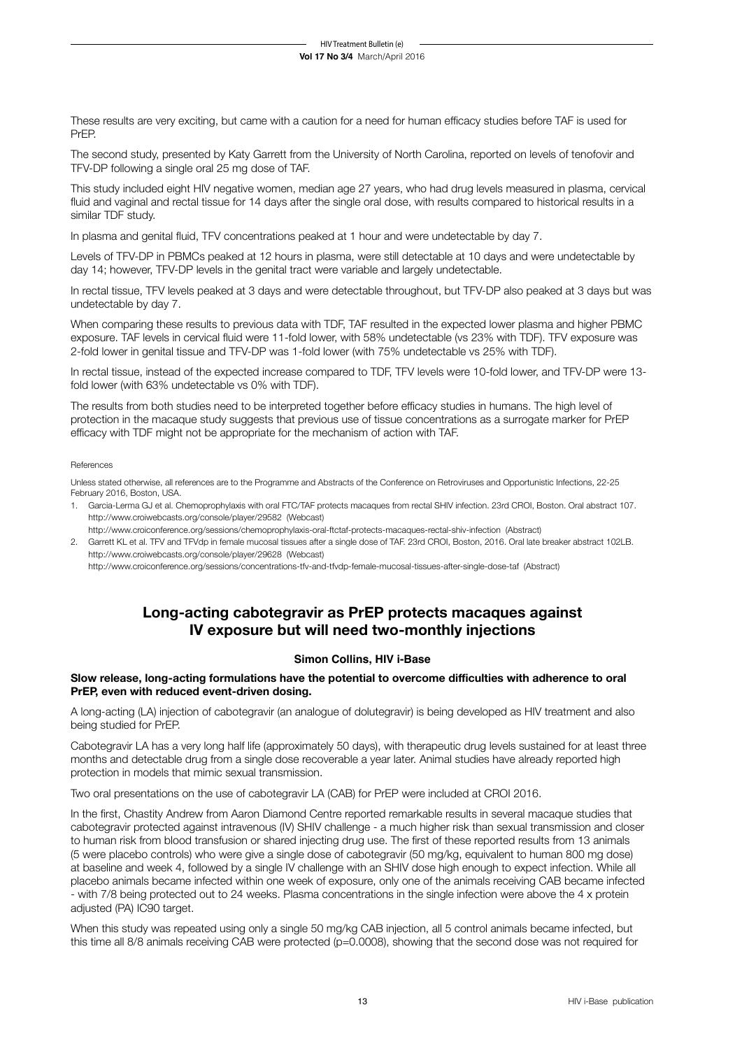These results are very exciting, but came with a caution for a need for human efficacy studies before TAF is used for PrEP.

The second study, presented by Katy Garrett from the University of North Carolina, reported on levels of tenofovir and TFV-DP following a single oral 25 mg dose of TAF.

This study included eight HIV negative women, median age 27 years, who had drug levels measured in plasma, cervical fluid and vaginal and rectal tissue for 14 days after the single oral dose, with results compared to historical results in a similar TDF study.

In plasma and genital fluid, TFV concentrations peaked at 1 hour and were undetectable by day 7.

Levels of TFV-DP in PBMCs peaked at 12 hours in plasma, were still detectable at 10 days and were undetectable by day 14; however, TFV-DP levels in the genital tract were variable and largely undetectable.

In rectal tissue, TFV levels peaked at 3 days and were detectable throughout, but TFV-DP also peaked at 3 days but was undetectable by day 7.

When comparing these results to previous data with TDF, TAF resulted in the expected lower plasma and higher PBMC exposure. TAF levels in cervical fluid were 11-fold lower, with 58% undetectable (vs 23% with TDF). TFV exposure was 2-fold lower in genital tissue and TFV-DP was 1-fold lower (with 75% undetectable vs 25% with TDF).

In rectal tissue, instead of the expected increase compared to TDF, TFV levels were 10-fold lower, and TFV-DP were 13-fold lower (with 63% undetectable vs 0% with TDF).

The results from both studies need to be interpreted together before efficacy studies in humans. The high level of protection in the macaque study suggests that previous use of tissue concentrations as a surrogate marker for PrEP efficacy with TDF might not be appropriate for the mechanism of action with TAF.

References

Unless stated otherwise, all references are to the Programme and Abstracts of the Conference on Retroviruses and Opportunistic Infections, 22-25 February 2016, Boston, USA.

1. Garcia-Lerma GJ et al. Chemoprophylaxis with oral FTC/TAF protects macaques from rectal SHIV infection. 23rd CROI, Boston. Oral abstract 107.
http://www.croiwebcasts.org/console/player/29582 (Webcast)
http://www.croiconference.org/sessions/chemoprophylaxis-oral-ftctaf-protects-macaques-rectal-shiv-infection (Abstract)
2. Garrett KL et al. TFV and TFVdp in female mucosal tissues after a single dose of TAF. 23rd CROI, Boston, 2016. Oral late breaker abstract 102LB.
http://www.croiwebcasts.org/console/player/29628 (Webcast)
http://www.croiconference.org/sessions/concentrations-tfv-and-tfvdp-female-mucosal-tissues-after-single-dose-taf (Abstract)

## Long-acting cabotegravir as PrEP protects macaques against IV exposure but will need two-monthly injections

**Simon Collins, HIV i-Base**

**Slow release, long-acting formulations have the potential to overcome difficulties with adherence to oral PrEP, even with reduced event-driven dosing.**

A long-acting (LA) injection of cabotegravir (an analogue of dolutegravir) is being developed as HIV treatment and also being studied for PrEP.

Cabotegravir LA has a very long half life (approximately 50 days), with therapeutic drug levels sustained for at least three months and detectable drug from a single dose recoverable a year later. Animal studies have already reported high protection in models that mimic sexual transmission.

Two oral presentations on the use of cabotegravir LA (CAB) for PrEP were included at CROI 2016.

In the first, Chastity Andrew from Aaron Diamond Centre reported remarkable results in several macaque studies that cabotegravir protected against intravenous (IV) SHIV challenge - a much higher risk than sexual transmission and closer to human risk from blood transfusion or shared injecting drug use. The first of these reported results from 13 animals (5 were placebo controls) who were give a single dose of cabotegravir (50 mg/kg, equivalent to human 800 mg dose) at baseline and week 4, followed by a single IV challenge with an SHIV dose high enough to expect infection. While all placebo animals became infected within one week of exposure, only one of the animals receiving CAB became infected - with 7/8 being protected out to 24 weeks. Plasma concentrations in the single infection were above the 4 x protein adjusted (PA) IC90 target.

When this study was repeated using only a single 50 mg/kg CAB injection, all 5 control animals became infected, but this time all 8/8 animals receiving CAB were protected (p=0.0008), showing that the second dose was not required for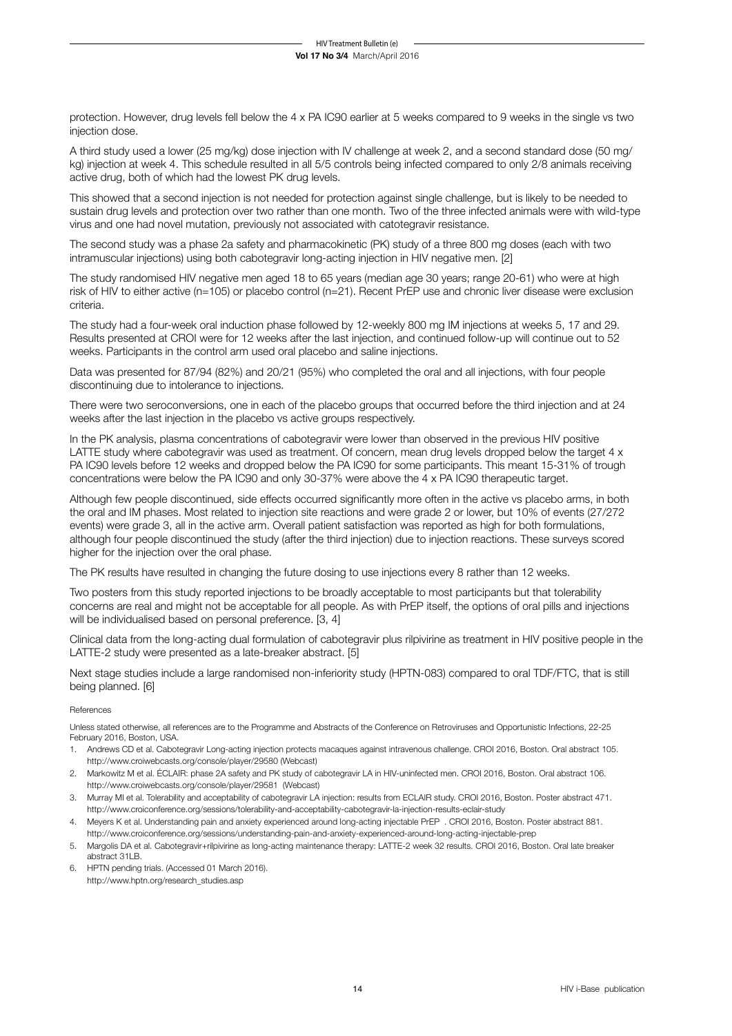protection. However, drug levels fell below the 4 x PA IC90 earlier at 5 weeks compared to 9 weeks in the single vs two injection dose.

A third study used a lower (25 mg/kg) dose injection with IV challenge at week 2, and a second standard dose (50 mg/kg) injection at week 4. This schedule resulted in all 5/5 controls being infected compared to only 2/8 animals receiving active drug, both of which had the lowest PK drug levels.

This showed that a second injection is not needed for protection against single challenge, but is likely to be needed to sustain drug levels and protection over two rather than one month. Two of the three infected animals were with wild-type virus and one had novel mutation, previously not associated with catotegravir resistance.

The second study was a phase 2a safety and pharmacokinetic (PK) study of a three 800 mg doses (each with two intramuscular injections) using both cabotegravir long-acting injection in HIV negative men. [2]

The study randomised HIV negative men aged 18 to 65 years (median age 30 years; range 20-61) who were at high risk of HIV to either active (n=105) or placebo control (n=21). Recent PrEP use and chronic liver disease were exclusion criteria.

The study had a four-week oral induction phase followed by 12-weekly 800 mg IM injections at weeks 5, 17 and 29. Results presented at CROI were for 12 weeks after the last injection, and continued follow-up will continue out to 52 weeks. Participants in the control arm used oral placebo and saline injections.

Data was presented for 87/94 (82%) and 20/21 (95%) who completed the oral and all injections, with four people discontinuing due to intolerance to injections.

There were two seroconversions, one in each of the placebo groups that occurred before the third injection and at 24 weeks after the last injection in the placebo vs active groups respectively.

In the PK analysis, plasma concentrations of cabotegravir were lower than observed in the previous HIV positive LATTE study where cabotegravir was used as treatment. Of concern, mean drug levels dropped below the target 4 x PA IC90 levels before 12 weeks and dropped below the PA IC90 for some participants. This meant 15-31% of trough concentrations were below the PA IC90 and only 30-37% were above the 4 x PA IC90 therapeutic target.

Although few people discontinued, side effects occurred significantly more often in the active vs placebo arms, in both the oral and IM phases. Most related to injection site reactions and were grade 2 or lower, but 10% of events (27/272 events) were grade 3, all in the active arm. Overall patient satisfaction was reported as high for both formulations, although four people discontinued the study (after the third injection) due to injection reactions. These surveys scored higher for the injection over the oral phase.

The PK results have resulted in changing the future dosing to use injections every 8 rather than 12 weeks.

Two posters from this study reported injections to be broadly acceptable to most participants but that tolerability concerns are real and might not be acceptable for all people. As with PrEP itself, the options of oral pills and injections will be individualised based on personal preference. [3, 4]

Clinical data from the long-acting dual formulation of cabotegravir plus rilpivirine as treatment in HIV positive people in the LATTE-2 study were presented as a late-breaker abstract. [5]

Next stage studies include a large randomised non-inferiority study (HPTN-083) compared to oral TDF/FTC, that is still being planned. [6]

References

Unless stated otherwise, all references are to the Programme and Abstracts of the Conference on Retroviruses and Opportunistic Infections, 22-25 February 2016, Boston, USA.

1. Andrews CD et al. Cabotegravir Long-acting injection protects macaques against intravenous challenge. CROI 2016, Boston. Oral abstract 105. http://www.croiwebcasts.org/console/player/29580 (Webcast)
2. Markowitz M et al. ÉCLAIR: phase 2A safety and PK study of cabotegravir LA in HIV-uninfected men. CROI 2016, Boston. Oral abstract 106. http://www.croiwebcasts.org/console/player/29581 (Webcast)
3. Murray MI et al. Tolerability and acceptability of cabotegravir LA injection: results from ECLAIR study. CROI 2016, Boston. Poster abstract 471. http://www.croiconference.org/sessions/tolerability-and-acceptability-cabotegravir-la-injection-results-eclair-study
4. Meyers K et al. Understanding pain and anxiety experienced around long-acting injectable PrEP . CROI 2016, Boston. Poster abstract 881. http://www.croiconference.org/sessions/understanding-pain-and-anxiety-experienced-around-long-acting-injectable-prep
5. Margolis DA et al. Cabotegravir+rilpivirine as long-acting maintenance therapy: LATTE-2 week 32 results. CROI 2016, Boston. Oral late breaker abstract 31LB.
6. HPTN pending trials. (Accessed 01 March 2016). http://www.hptn.org/research_studies.asp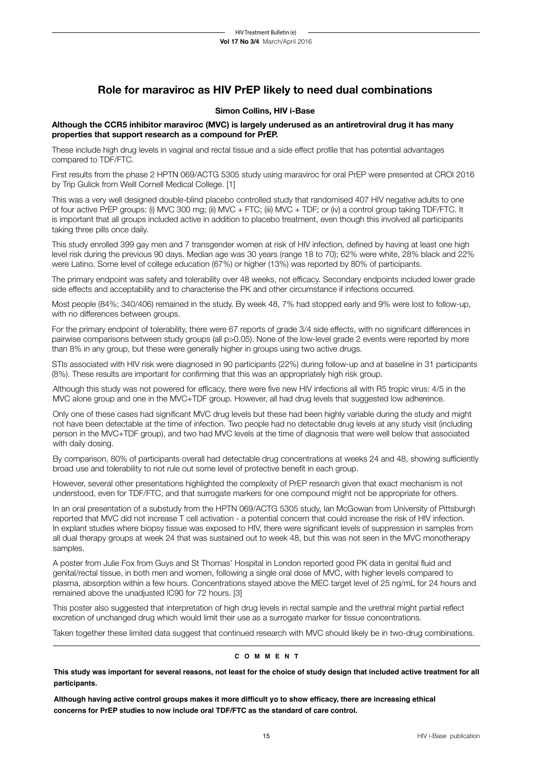## Role for maraviroc as HIV PrEP likely to need dual combinations

**Simon Collins, HIV i-Base**

**Although the CCR5 inhibitor maraviroc (MVC) is largely underused as an antiretroviral drug it has many properties that support research as a compound for PrEP.**

These include high drug levels in vaginal and rectal tissue and a side effect profile that has potential advantages compared to TDF/FTC.

First results from the phase 2 HPTN 069/ACTG 5305 study using maraviroc for oral PrEP were presented at CROI 2016 by Trip Gulick from Weill Cornell Medical College. [1]

This was a very well designed double-blind placebo controlled study that randomised 407 HIV negative adults to one of four active PrEP groups: (i) MVC 300 mg; (ii) MVC + FTC; (iii) MVC + TDF; or (iv) a control group taking TDF/FTC. It is important that all groups included active in addition to placebo treatment, even though this involved all participants taking three pills once daily.

This study enrolled 399 gay men and 7 transgender women at risk of HIV infection, defined by having at least one high level risk during the previous 90 days. Median age was 30 years (range 18 to 70); 62% were white, 28% black and 22% were Latino. Some level of college education (67%) or higher (13%) was reported by 80% of participants.

The primary endpoint was safety and tolerability over 48 weeks, not efficacy. Secondary endpoints included lower grade side effects and acceptability and to characterise the PK and other circumstance if infections occurred.

Most people (84%; 340/406) remained in the study. By week 48, 7% had stopped early and 9% were lost to follow-up, with no differences between groups.

For the primary endpoint of tolerability, there were 67 reports of grade 3/4 side effects, with no significant differences in pairwise comparisons between study groups (all p>0.05). None of the low-level grade 2 events were reported by more than 8% in any group, but these were generally higher in groups using two active drugs.

STIs associated with HIV risk were diagnosed in 90 participants (22%) during follow-up and at baseline in 31 participants (8%). These results are important for confirming that this was an appropriately high risk group.

Although this study was not powered for efficacy, there were five new HIV infections all with R5 tropic virus: 4/5 in the MVC alone group and one in the MVC+TDF group. However, all had drug levels that suggested low adherence.

Only one of these cases had significant MVC drug levels but these had been highly variable during the study and might not have been detectable at the time of infection. Two people had no detectable drug levels at any study visit (including person in the MVC+TDF group), and two had MVC levels at the time of diagnosis that were well below that associated with daily dosing.

By comparison, 80% of participants overall had detectable drug concentrations at weeks 24 and 48, showing sufficiently broad use and tolerability to not rule out some level of protective benefit in each group.

However, several other presentations highlighted the complexity of PrEP research given that exact mechanism is not understood, even for TDF/FTC, and that surrogate markers for one compound might not be appropriate for others.

In an oral presentation of a substudy from the HPTN 069/ACTG 5305 study, Ian McGowan from University of Pittsburgh reported that MVC did not increase T cell activation - a potential concern that could increase the risk of HIV infection. In explant studies where biopsy tissue was exposed to HIV, there were significant levels of suppression in samples from all dual therapy groups at week 24 that was sustained out to week 48, but this was not seen in the MVC monotherapy samples.

A poster from Julie Fox from Guys and St Thomas' Hospital in London reported good PK data in genital fluid and genital/rectal tissue, in both men and women, following a single oral dose of MVC, with higher levels compared to plasma, absorption within a few hours. Concentrations stayed above the MEC target level of 25 ng/mL for 24 hours and remained above the unadjusted IC90 for 72 hours. [3]

This poster also suggested that interpretation of high drug levels in rectal sample and the urethral might partial reflect excretion of unchanged drug which would limit their use as a surrogate marker for tissue concentrations.

Taken together these limited data suggest that continued research with MVC should likely be in two-drug combinations.

**COMMENT**

**This study was important for several reasons, not least for the choice of study design that included active treatment for all participants.**

**Although having active control groups makes it more difficult yo to show efficacy, there are increasing ethical concerns for PrEP studies to now include oral TDF/FTC as the standard of care control.**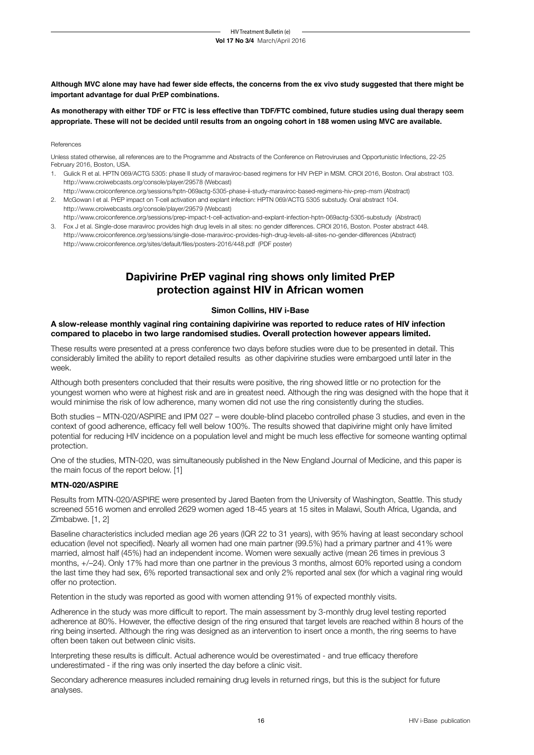**Although MVC alone may have had fewer side effects, the concerns from the ex vivo study suggested that there might be important advantage for dual PrEP combinations.**

**As monotherapy with either TDF or FTC is less effective than TDF/FTC combined, future studies using dual therapy seem appropriate. These will not be decided until results from an ongoing cohort in 188 women using MVC are available.**

References

Unless stated otherwise, all references are to the Programme and Abstracts of the Conference on Retroviruses and Opportunistic Infections, 22-25 February 2016, Boston, USA.

1. Gulick R et al. HPTN 069/ACTG 5305: phase II study of maraviroc-based regimens for HIV PrEP in MSM. CROI 2016, Boston. Oral abstract 103.
http://www.croiwebcasts.org/console/player/29578 (Webcast)
http://www.croiconference.org/sessions/hptn-069actg-5305-phase-ii-study-maraviroc-based-regimens-hiv-prep-msm (Abstract)
2. McGowan I et al. PrEP impact on T-cell activation and explant infection: HPTN 069/ACTG 5305 substudy. Oral abstract 104.
http://www.croiwebcasts.org/console/player/29579 (Webcast)
http://www.croiconference.org/sessions/prep-impact-t-cell-activation-and-explant-infection-hptn-069actg-5305-substudy (Abstract)
3. Fox J et al. Single-dose maraviroc provides high drug levels in all sites: no gender differences. CROI 2016, Boston. Poster abstract 448.
http://www.croiconference.org/sessions/single-dose-maraviroc-provides-high-drug-levels-all-sites-no-gender-differences (Abstract)
http://www.croiconference.org/sites/default/files/posters-2016/448.pdf (PDF poster)

## Dapivirine PrEP vaginal ring shows only limited PrEP protection against HIV in African women

**Simon Collins, HIV i-Base**

**A slow-release monthly vaginal ring containing dapivirine was reported to reduce rates of HIV infection compared to placebo in two large randomised studies. Overall protection however appears limited.**

These results were presented at a press conference two days before studies were due to be presented in detail. This considerably limited the ability to report detailed results as other dapivirine studies were embargoed until later in the week.

Although both presenters concluded that their results were positive, the ring showed little or no protection for the youngest women who were at highest risk and are in greatest need. Although the ring was designed with the hope that it would minimise the risk of low adherence, many women did not use the ring consistently during the studies.

Both studies – MTN-020/ASPIRE and IPM 027 – were double-blind placebo controlled phase 3 studies, and even in the context of good adherence, efficacy fell well below 100%. The results showed that dapivirine might only have limited potential for reducing HIV incidence on a population level and might be much less effective for someone wanting optimal protection.

One of the studies, MTN-020, was simultaneously published in the New England Journal of Medicine, and this paper is the main focus of the report below. [1]

### MTN-020/ASPIRE

Results from MTN-020/ASPIRE were presented by Jared Baeten from the University of Washington, Seattle. This study screened 5516 women and enrolled 2629 women aged 18-45 years at 15 sites in Malawi, South Africa, Uganda, and Zimbabwe. [1, 2]

Baseline characteristics included median age 26 years (IQR 22 to 31 years), with 95% having at least secondary school education (level not specified). Nearly all women had one main partner (99.5%) had a primary partner and 41% were married, almost half (45%) had an independent income. Women were sexually active (mean 26 times in previous 3 months, +/–24). Only 17% had more than one partner in the previous 3 months, almost 60% reported using a condom the last time they had sex, 6% reported transactional sex and only 2% reported anal sex (for which a vaginal ring would offer no protection.

Retention in the study was reported as good with women attending 91% of expected monthly visits.

Adherence in the study was more difficult to report. The main assessment by 3-monthly drug level testing reported adherence at 80%. However, the effective design of the ring ensured that target levels are reached within 8 hours of the ring being inserted. Although the ring was designed as an intervention to insert once a month, the ring seems to have often been taken out between clinic visits.

Interpreting these results is difficult. Actual adherence would be overestimated - and true efficacy therefore underestimated - if the ring was only inserted the day before a clinic visit.

Secondary adherence measures included remaining drug levels in returned rings, but this is the subject for future analyses.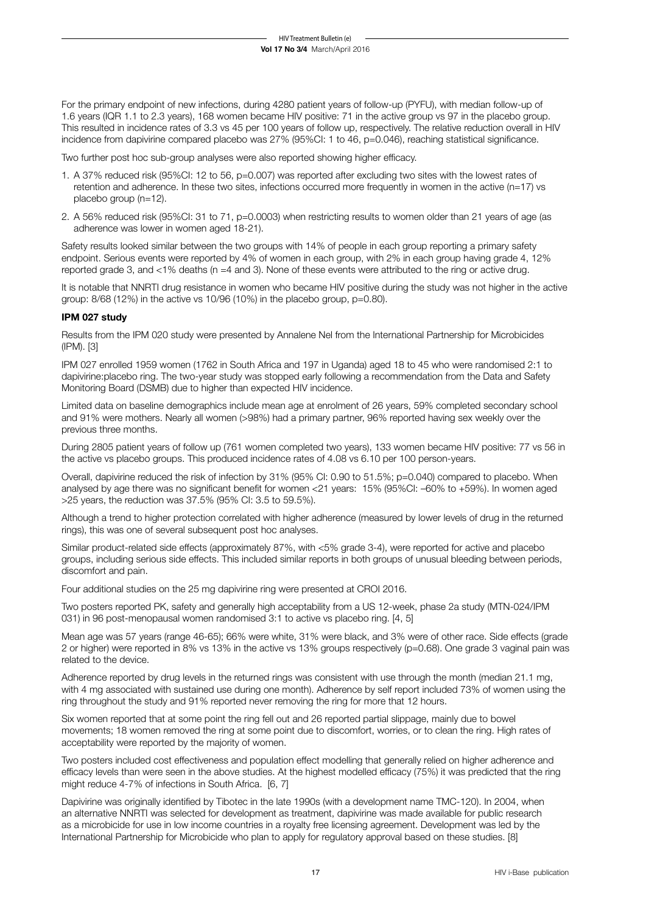For the primary endpoint of new infections, during 4280 patient years of follow-up (PYFU), with median follow-up of 1.6 years (IQR 1.1 to 2.3 years), 168 women became HIV positive: 71 in the active group vs 97 in the placebo group. This resulted in incidence rates of 3.3 vs 45 per 100 years of follow up, respectively. The relative reduction overall in HIV incidence from dapivirine compared placebo was 27% (95%CI: 1 to 46, p=0.046), reaching statistical significance.

Two further post hoc sub-group analyses were also reported showing higher efficacy.

1. A 37% reduced risk (95%CI: 12 to 56, p=0.007) was reported after excluding two sites with the lowest rates of retention and adherence. In these two sites, infections occurred more frequently in women in the active (n=17) vs placebo group (n=12).
2. A 56% reduced risk (95%CI: 31 to 71, p=0.0003) when restricting results to women older than 21 years of age (as adherence was lower in women aged 18-21).

Safety results looked similar between the two groups with 14% of people in each group reporting a primary safety endpoint. Serious events were reported by 4% of women in each group, with 2% in each group having grade 4, 12% reported grade 3, and <1% deaths (n =4 and 3). None of these events were attributed to the ring or active drug.

It is notable that NNRTI drug resistance in women who became HIV positive during the study was not higher in the active group: 8/68 (12%) in the active vs 10/96 (10%) in the placebo group, p=0.80).

**IPM 027 study**

Results from the IPM 020 study were presented by Annalene Nel from the International Partnership for Microbicides (IPM). [3]

IPM 027 enrolled 1959 women (1762 in South Africa and 197 in Uganda) aged 18 to 45 who were randomised 2:1 to dapivirine:placebo ring. The two-year study was stopped early following a recommendation from the Data and Safety Monitoring Board (DSMB) due to higher than expected HIV incidence.

Limited data on baseline demographics include mean age at enrolment of 26 years, 59% completed secondary school and 91% were mothers. Nearly all women (>98%) had a primary partner, 96% reported having sex weekly over the previous three months.

During 2805 patient years of follow up (761 women completed two years), 133 women became HIV positive: 77 vs 56 in the active vs placebo groups. This produced incidence rates of 4.08 vs 6.10 per 100 person-years.

Overall, dapivirine reduced the risk of infection by 31% (95% CI: 0.90 to 51.5%; p=0.040) compared to placebo. When analysed by age there was no significant benefit for women <21 years: 15% (95%CI: –60% to +59%). In women aged >25 years, the reduction was 37.5% (95% CI: 3.5 to 59.5%).

Although a trend to higher protection correlated with higher adherence (measured by lower levels of drug in the returned rings), this was one of several subsequent post hoc analyses.

Similar product-related side effects (approximately 87%, with <5% grade 3-4), were reported for active and placebo groups, including serious side effects. This included similar reports in both groups of unusual bleeding between periods, discomfort and pain.

Four additional studies on the 25 mg dapivirine ring were presented at CROI 2016.

Two posters reported PK, safety and generally high acceptability from a US 12-week, phase 2a study (MTN-024/IPM 031) in 96 post-menopausal women randomised 3:1 to active vs placebo ring. [4, 5]

Mean age was 57 years (range 46-65); 66% were white, 31% were black, and 3% were of other race. Side effects (grade 2 or higher) were reported in 8% vs 13% in the active vs 13% groups respectively (p=0.68). One grade 3 vaginal pain was related to the device.

Adherence reported by drug levels in the returned rings was consistent with use through the month (median 21.1 mg, with 4 mg associated with sustained use during one month). Adherence by self report included 73% of women using the ring throughout the study and 91% reported never removing the ring for more that 12 hours.

Six women reported that at some point the ring fell out and 26 reported partial slippage, mainly due to bowel movements; 18 women removed the ring at some point due to discomfort, worries, or to clean the ring. High rates of acceptability were reported by the majority of women.

Two posters included cost effectiveness and population effect modelling that generally relied on higher adherence and efficacy levels than were seen in the above studies. At the highest modelled efficacy (75%) it was predicted that the ring might reduce 4-7% of infections in South Africa. [6, 7]

Dapivirine was originally identified by Tibotec in the late 1990s (with a development name TMC-120). In 2004, when an alternative NNRTI was selected for development as treatment, dapivirine was made available for public research as a microbicide for use in low income countries in a royalty free licensing agreement. Development was led by the International Partnership for Microbicide who plan to apply for regulatory approval based on these studies. [8]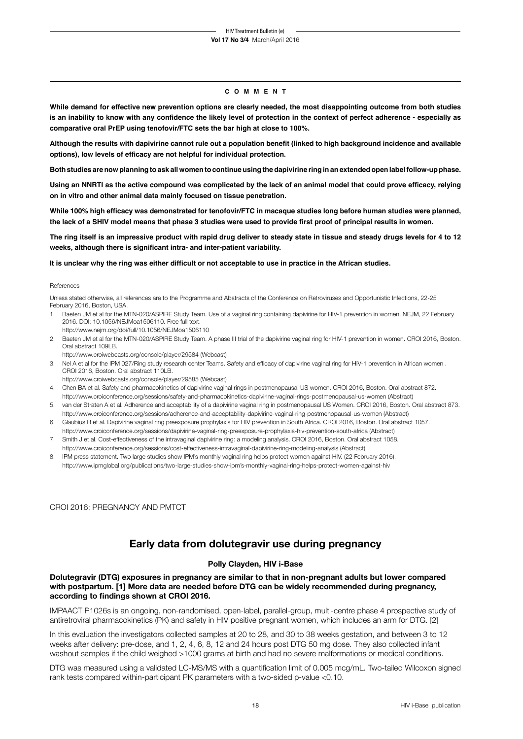**C O M M E N T**

**While demand for effective new prevention options are clearly needed, the most disappointing outcome from both studies is an inability to know with any confidence the likely level of protection in the context of perfect adherence - especially as comparative oral PrEP using tenofovir/FTC sets the bar high at close to 100%.**

**Although the results with dapivirine cannot rule out a population benefit (linked to high background incidence and available options), low levels of efficacy are not helpful for individual protection.**

**Both studies are now planning to ask all women to continue using the dapivirine ring in an extended open label follow-up phase.**

**Using an NNRTI as the active compound was complicated by the lack of an animal model that could prove efficacy, relying on in vitro and other animal data mainly focused on tissue penetration.**

**While 100% high efficacy was demonstrated for tenofovir/FTC in macaque studies long before human studies were planned, the lack of a SHIV model means that phase 3 studies were used to provide first proof of principal results in women.**

**The ring itself is an impressive product with rapid drug deliver to steady state in tissue and steady drugs levels for 4 to 12 weeks, although there is significant intra- and inter-patient variability.**

**It is unclear why the ring was either difficult or not acceptable to use in practice in the African studies.**

References

Unless stated otherwise, all references are to the Programme and Abstracts of the Conference on Retroviruses and Opportunistic Infections, 22-25 February 2016, Boston, USA.

1. Baeten JM et al for the MTN-020/ASPIRE Study Team. Use of a vaginal ring containing dapivirine for HIV-1 prevention in women. NEJM, 22 February 2016. DOI: 10.1056/NEJMoa1506110. Free full text.
   http://www.nejm.org/doi/full/10.1056/NEJMoa1506110
2. Baeten JM et al for the MTN-020/ASPIRE Study Team. A phase III trial of the dapivirine vaginal ring for HIV-1 prevention in women. CROI 2016, Boston. Oral abstract 109LB.
   http://www.croiwebcasts.org/console/player/29584 (Webcast)
3. Nel A et al for the IPM 027/Ring study research center Teams. Safety and efficacy of dapivirine vaginal ring for HIV-1 prevention in African women . CROI 2016, Boston. Oral abstract 110LB.
   http://www.croiwebcasts.org/console/player/29585 (Webcast)
4. Chen BA et al. Safety and pharmacokinetics of dapivirine vaginal rings in postmenopausal US women. CROI 2016, Boston. Oral abstract 872.
   http://www.croiconference.org/sessions/safety-and-pharmacokinetics-dapivirine-vaginal-rings-postmenopausal-us-women (Abstract)
5. van der Straten A et al. Adherence and acceptability of a dapivirine vaginal ring in postmenopausal US Women. CROI 2016, Boston. Oral abstract 873.
   http://www.croiconference.org/sessions/adherence-and-acceptability-dapivirine-vaginal-ring-postmenopausal-us-women (Abstract)
6. Glaubius R et al. Dapivirine vaginal ring preexposure prophylaxis for HIV prevention in South Africa. CROI 2016, Boston. Oral abstract 1057.
   http://www.croiconference.org/sessions/dapivirine-vaginal-ring-preexposure-prophylaxis-hiv-prevention-south-africa (Abstract)
7. Smith J et al. Cost-effectiveness of the intravaginal dapivirine ring: a modeling analysis. CROI 2016, Boston. Oral abstract 1058.
   http://www.croiconference.org/sessions/cost-effectiveness-intravaginal-dapivirine-ring-modeling-analysis (Abstract)
8. IPM press statement. Two large studies show IPM's monthly vaginal ring helps protect women against HIV. (22 February 2016).
   http://www.ipmglobal.org/publications/two-large-studies-show-ipm's-monthly-vaginal-ring-helps-protect-women-against-hiv

CROI 2016: PREGNANCY AND PMTCT

## Early data from dolutegravir use during pregnancy

**Polly Clayden, HIV i-Base**

**Dolutegravir (DTG) exposures in pregnancy are similar to that in non-pregnant adults but lower compared with postpartum. [1] More data are needed before DTG can be widely recommended during pregnancy, according to findings shown at CROI 2016.**

IMPAACT P1026s is an ongoing, non-randomised, open-label, parallel-group, multi-centre phase 4 prospective study of antiretroviral pharmacokinetics (PK) and safety in HIV positive pregnant women, which includes an arm for DTG. [2]

In this evaluation the investigators collected samples at 20 to 28, and 30 to 38 weeks gestation, and between 3 to 12 weeks after delivery: pre-dose, and 1, 2, 4, 6, 8, 12 and 24 hours post DTG 50 mg dose. They also collected infant washout samples if the child weighed >1000 grams at birth and had no severe malformations or medical conditions.

DTG was measured using a validated LC-MS/MS with a quantification limit of 0.005 mcg/mL. Two-tailed Wilcoxon signed rank tests compared within-participant PK parameters with a two-sided p-value <0.10.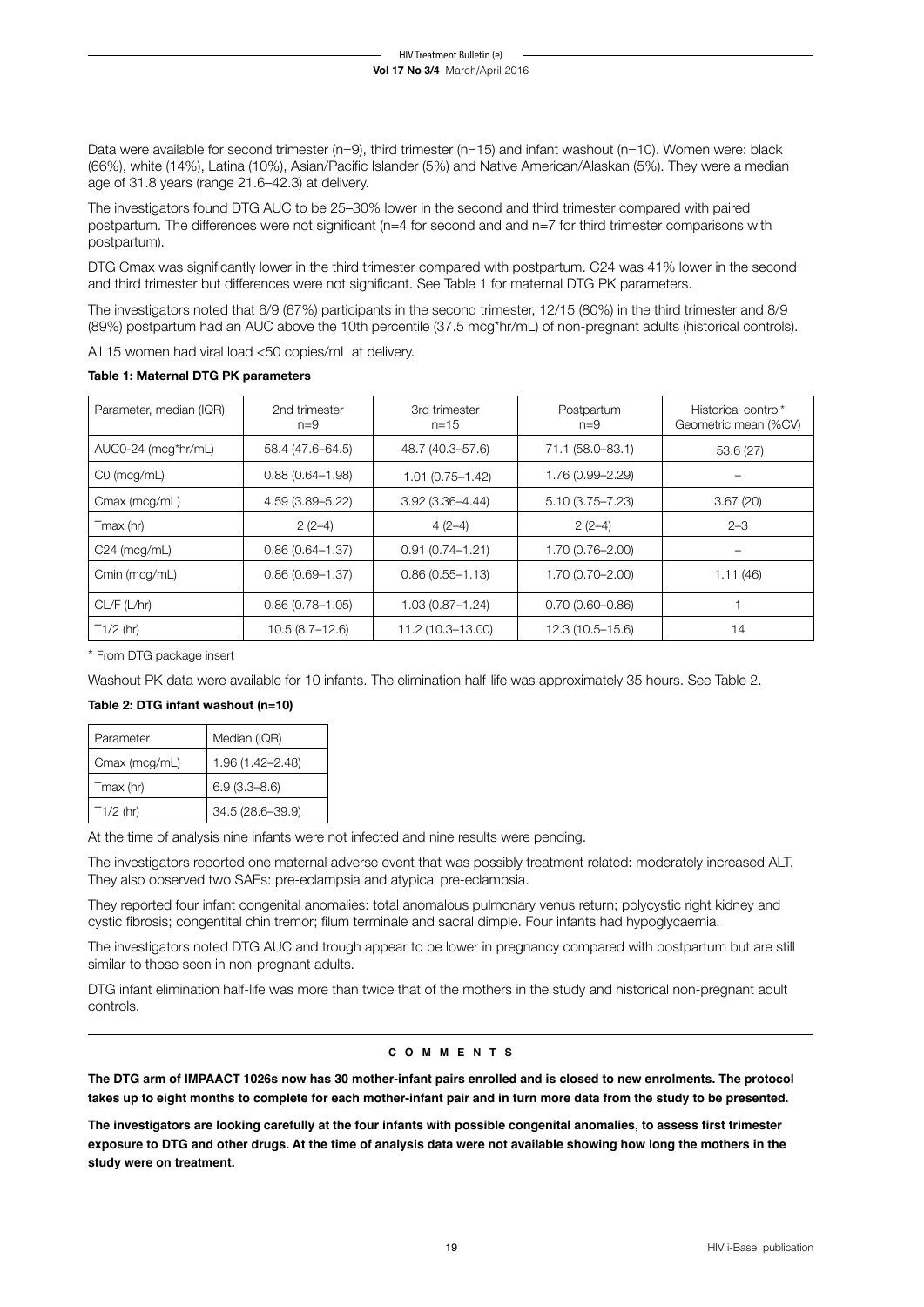Data were available for second trimester (n=9), third trimester (n=15) and infant washout (n=10). Women were: black (66%), white (14%), Latina (10%), Asian/Pacific Islander (5%) and Native American/Alaskan (5%). They were a median age of 31.8 years (range 21.6–42.3) at delivery.

The investigators found DTG AUC to be 25–30% lower in the second and third trimester compared with paired postpartum. The differences were not significant (n=4 for second and and n=7 for third trimester comparisons with postpartum).

DTG Cmax was significantly lower in the third trimester compared with postpartum. C24 was 41% lower in the second and third trimester but differences were not significant. See Table 1 for maternal DTG PK parameters.

The investigators noted that 6/9 (67%) participants in the second trimester, 12/15 (80%) in the third trimester and 8/9 (89%) postpartum had an AUC above the 10th percentile (37.5 mcg*hr/mL) of non-pregnant adults (historical controls).

All 15 women had viral load <50 copies/mL at delivery.

**Table 1: Maternal DTG PK parameters**

| Parameter, median (IQR) | 2nd trimester n=9 | 3rd trimester n=15 | Postpartum n=9 | Historical control* Geometric mean (%CV) |
|---|---|---|---|---|
| AUC0-24 (mcg*hr/mL) | 58.4 (47.6–64.5) | 48.7 (40.3–57.6) | 71.1 (58.0–83.1) | 53.6 (27) |
| C0 (mcg/mL) | 0.88 (0.64–1.98) | 1.01 (0.75–1.42) | 1.76 (0.99–2.29) | – |
| Cmax (mcg/mL) | 4.59 (3.89–5.22) | 3.92 (3.36–4.44) | 5.10 (3.75–7.23) | 3.67 (20) |
| Tmax (hr) | 2 (2–4) | 4 (2–4) | 2 (2–4) | 2–3 |
| C24 (mcg/mL) | 0.86 (0.64–1.37) | 0.91 (0.74–1.21) | 1.70 (0.76–2.00) | – |
| Cmin (mcg/mL) | 0.86 (0.69–1.37) | 0.86 (0.55–1.13) | 1.70 (0.70–2.00) | 1.11 (46) |
| CL/F (L/hr) | 0.86 (0.78–1.05) | 1.03 (0.87–1.24) | 0.70 (0.60–0.86) | 1 |
| T1/2 (hr) | 10.5 (8.7–12.6) | 11.2 (10.3–13.00) | 12.3 (10.5–15.6) | 14 |

\* From DTG package insert

Washout PK data were available for 10 infants. The elimination half-life was approximately 35 hours. See Table 2.

**Table 2: DTG infant washout (n=10)**

| Parameter | Median (IQR) |
|---|---|
| Cmax (mcg/mL) | 1.96 (1.42–2.48) |
| Tmax (hr) | 6.9 (3.3–8.6) |
| T1/2 (hr) | 34.5 (28.6–39.9) |

At the time of analysis nine infants were not infected and nine results were pending.

The investigators reported one maternal adverse event that was possibly treatment related: moderately increased ALT. They also observed two SAEs: pre-eclampsia and atypical pre-eclampsia.

They reported four infant congenital anomalies: total anomalous pulmonary venus return; polycystic right kidney and cystic fibrosis; congentital chin tremor; filum terminale and sacral dimple. Four infants had hypoglycaemia.

The investigators noted DTG AUC and trough appear to be lower in pregnancy compared with postpartum but are still similar to those seen in non-pregnant adults.

DTG infant elimination half-life was more than twice that of the mothers in the study and historical non-pregnant adult controls.

**COMMENTS**

**The DTG arm of IMPAACT 1026s now has 30 mother-infant pairs enrolled and is closed to new enrolments. The protocol takes up to eight months to complete for each mother-infant pair and in turn more data from the study to be presented.**

**The investigators are looking carefully at the four infants with possible congenital anomalies, to assess first trimester exposure to DTG and other drugs. At the time of analysis data were not available showing how long the mothers in the study were on treatment.**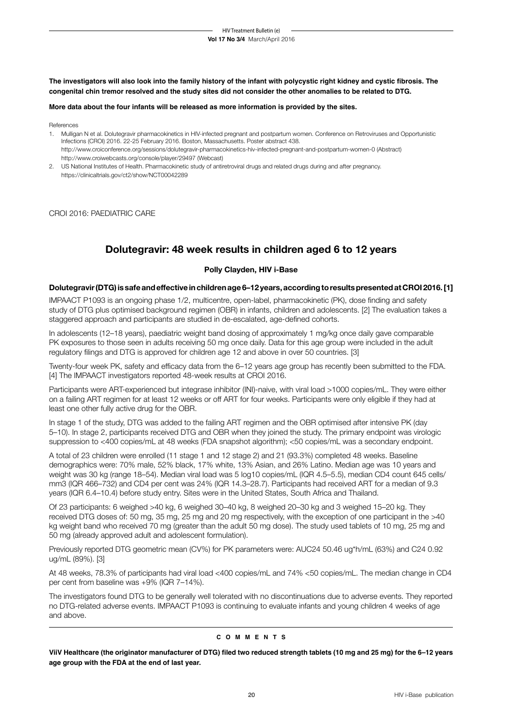**The investigators will also look into the family history of the infant with polycystic right kidney and cystic fibrosis. The congenital chin tremor resolved and the study sites did not consider the other anomalies to be related to DTG.**

**More data about the four infants will be released as more information is provided by the sites.**

References

1. Mulligan N et al. Dolutegravir pharmacokinetics in HIV-infected pregnant and postpartum women. Conference on Retroviruses and Opportunistic Infections (CROI) 2016. 22-25 February 2016. Boston, Massachusetts. Poster abstract 438.
   http://www.croiconference.org/sessions/dolutegravir-pharmacokinetics-hiv-infected-pregnant-and-postpartum-women-0 (Abstract)
   http://www.croiwebcasts.org/console/player/29497 (Webcast)
2. US National Institutes of Health. Pharmacokinetic study of antiretroviral drugs and related drugs during and after pregnancy.
   https://clinicaltrials.gov/ct2/show/NCT00042289

CROI 2016: PAEDIATRIC CARE

## Dolutegravir: 48 week results in children aged 6 to 12 years

**Polly Clayden, HIV i-Base**

**Dolutegravir (DTG) is safe and effective in children age 6–12 years, according to results presented at CROI 2016. [1]**

IMPAACT P1093 is an ongoing phase 1/2, multicentre, open-label, pharmacokinetic (PK), dose finding and safety study of DTG plus optimised background regimen (OBR) in infants, children and adolescents. [2] The evaluation takes a staggered approach and participants are studied in de-escalated, age-defined cohorts.

In adolescents (12–18 years), paediatric weight band dosing of approximately 1 mg/kg once daily gave comparable PK exposures to those seen in adults receiving 50 mg once daily. Data for this age group were included in the adult regulatory filings and DTG is approved for children age 12 and above in over 50 countries. [3]

Twenty-four week PK, safety and efficacy data from the 6–12 years age group has recently been submitted to the FDA. [4] The IMPAACT investigators reported 48-week results at CROI 2016.

Participants were ART-experienced but integrase inhibitor (INI)-naive, with viral load >1000 copies/mL. They were either on a failing ART regimen for at least 12 weeks or off ART for four weeks. Participants were only eligible if they had at least one other fully active drug for the OBR.

In stage 1 of the study, DTG was added to the failing ART regimen and the OBR optimised after intensive PK (day 5–10). In stage 2, participants received DTG and OBR when they joined the study. The primary endpoint was virologic suppression to <400 copies/mL at 48 weeks (FDA snapshot algorithm); <50 copies/mL was a secondary endpoint.

A total of 23 children were enrolled (11 stage 1 and 12 stage 2) and 21 (93.3%) completed 48 weeks. Baseline demographics were: 70% male, 52% black, 17% white, 13% Asian, and 26% Latino. Median age was 10 years and weight was 30 kg (range 18–54). Median viral load was 5 log10 copies/mL (IQR 4.5–5.5), median CD4 count 645 cells/mm3 (IQR 466–732) and CD4 per cent was 24% (IQR 14.3–28.7). Participants had received ART for a median of 9.3 years (IQR 6.4–10.4) before study entry. Sites were in the United States, South Africa and Thailand.

Of 23 participants: 6 weighed >40 kg, 6 weighed 30–40 kg, 8 weighed 20–30 kg and 3 weighed 15–20 kg. They received DTG doses of: 50 mg, 35 mg, 25 mg and 20 mg respectively, with the exception of one participant in the >40 kg weight band who received 70 mg (greater than the adult 50 mg dose). The study used tablets of 10 mg, 25 mg and 50 mg (already approved adult and adolescent formulation).

Previously reported DTG geometric mean (CV%) for PK parameters were: AUC24 50.46 ug*h/mL (63%) and C24 0.92 ug/mL (89%). [3]

At 48 weeks, 78.3% of participants had viral load <400 copies/mL and 74% <50 copies/mL. The median change in CD4 per cent from baseline was +9% (IQR 7–14%).

The investigators found DTG to be generally well tolerated with no discontinuations due to adverse events. They reported no DTG-related adverse events. IMPAACT P1093 is continuing to evaluate infants and young children 4 weeks of age and above.

**COMMENTS**

**ViiV Healthcare (the originator manufacturer of DTG) filed two reduced strength tablets (10 mg and 25 mg) for the 6–12 years age group with the FDA at the end of last year.**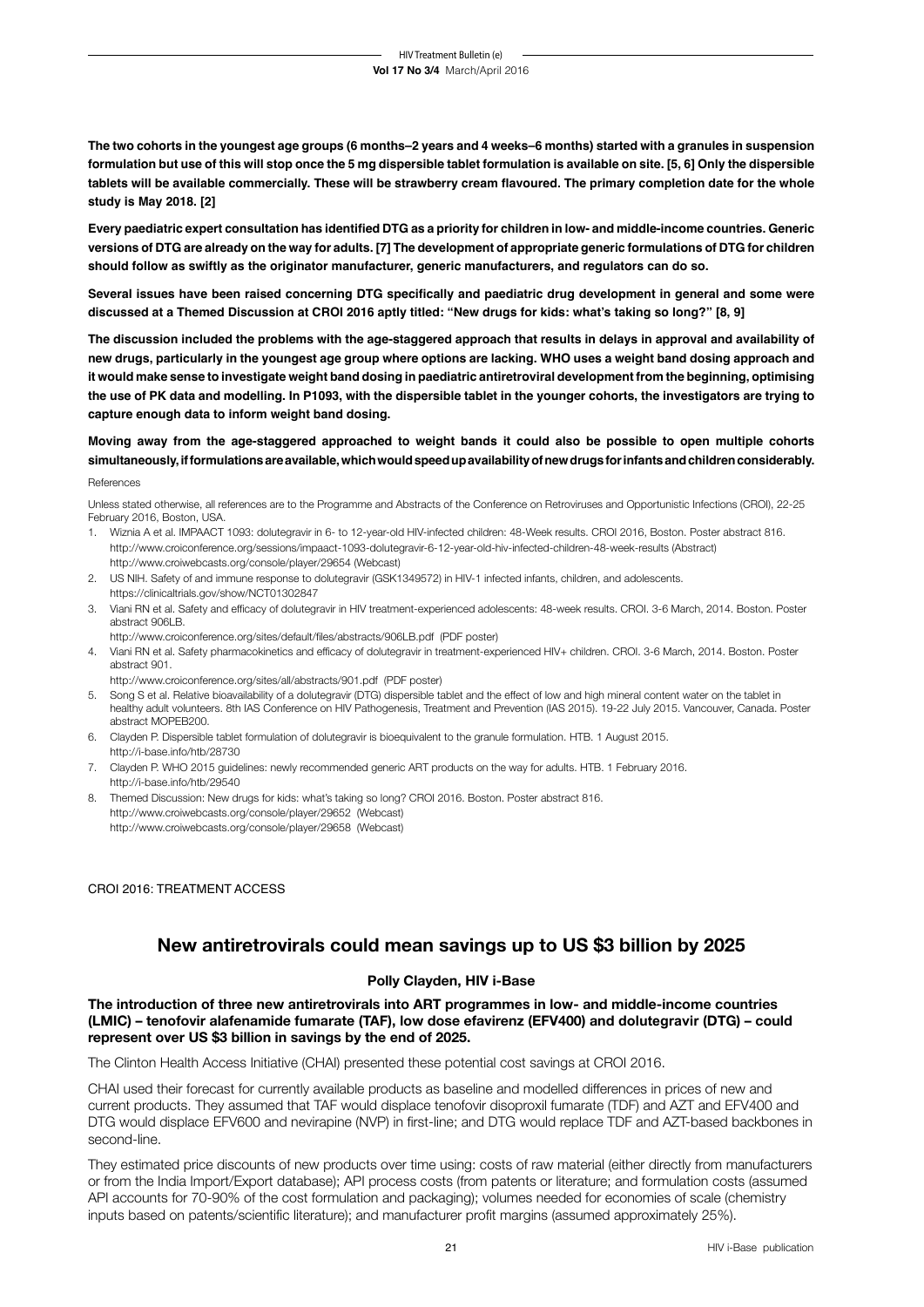**The two cohorts in the youngest age groups (6 months–2 years and 4 weeks–6 months) started with a granules in suspension formulation but use of this will stop once the 5 mg dispersible tablet formulation is available on site. [5, 6] Only the dispersible tablets will be available commercially. These will be strawberry cream flavoured. The primary completion date for the whole study is May 2018. [2]**

**Every paediatric expert consultation has identified DTG as a priority for children in low- and middle-income countries. Generic versions of DTG are already on the way for adults. [7] The development of appropriate generic formulations of DTG for children should follow as swiftly as the originator manufacturer, generic manufacturers, and regulators can do so.**

**Several issues have been raised concerning DTG specifically and paediatric drug development in general and some were discussed at a Themed Discussion at CROI 2016 aptly titled: "New drugs for kids: what's taking so long?" [8, 9]**

**The discussion included the problems with the age-staggered approach that results in delays in approval and availability of new drugs, particularly in the youngest age group where options are lacking. WHO uses a weight band dosing approach and it would make sense to investigate weight band dosing in paediatric antiretroviral development from the beginning, optimising the use of PK data and modelling. In P1093, with the dispersible tablet in the younger cohorts, the investigators are trying to capture enough data to inform weight band dosing.**

**Moving away from the age-staggered approached to weight bands it could also be possible to open multiple cohorts simultaneously, if formulations are available, which would speed up availability of new drugs for infants and children considerably.**

References

Unless stated otherwise, all references are to the Programme and Abstracts of the Conference on Retroviruses and Opportunistic Infections (CROI), 22-25 February 2016, Boston, USA.

1. Wiznia A et al. IMPAACT 1093: dolutegravir in 6- to 12-year-old HIV-infected children: 48-Week results. CROI 2016, Boston. Poster abstract 816.
   http://www.croiconference.org/sessions/impaact-1093-dolutegravir-6-12-year-old-hiv-infected-children-48-week-results (Abstract)
   http://www.croiwebcasts.org/console/player/29654 (Webcast)
2. US NIH. Safety of and immune response to dolutegravir (GSK1349572) in HIV-1 infected infants, children, and adolescents.
   https://clinicaltrials.gov/show/NCT01302847
3. Viani RN et al. Safety and efficacy of dolutegravir in HIV treatment-experienced adolescents: 48-week results. CROI. 3-6 March, 2014. Boston. Poster abstract 906LB.
   http://www.croiconference.org/sites/default/files/abstracts/906LB.pdf (PDF poster)
4. Viani RN et al. Safety pharmacokinetics and efficacy of dolutegravir in treatment-experienced HIV+ children. CROI. 3-6 March, 2014. Boston. Poster abstract 901.
   http://www.croiconference.org/sites/all/abstracts/901.pdf (PDF poster)
5. Song S et al. Relative bioavailability of a dolutegravir (DTG) dispersible tablet and the effect of low and high mineral content water on the tablet in healthy adult volunteers. 8th IAS Conference on HIV Pathogenesis, Treatment and Prevention (IAS 2015). 19-22 July 2015. Vancouver, Canada. Poster abstract MOPEB200.
6. Clayden P. Dispersible tablet formulation of dolutegravir is bioequivalent to the granule formulation. HTB. 1 August 2015.
   http://i-base.info/htb/28730
7. Clayden P. WHO 2015 guidelines: newly recommended generic ART products on the way for adults. HTB. 1 February 2016.
   http://i-base.info/htb/29540
8. Themed Discussion: New drugs for kids: what's taking so long? CROI 2016. Boston. Poster abstract 816.
   http://www.croiwebcasts.org/console/player/29652 (Webcast)
   http://www.croiwebcasts.org/console/player/29658 (Webcast)

CROI 2016: TREATMENT ACCESS

## New antiretrovirals could mean savings up to US $3 billion by 2025

**Polly Clayden, HIV i-Base**

**The introduction of three new antiretrovirals into ART programmes in low- and middle-income countries (LMIC) – tenofovir alafenamide fumarate (TAF), low dose efavirenz (EFV400) and dolutegravir (DTG) – could represent over US $3 billion in savings by the end of 2025.**

The Clinton Health Access Initiative (CHAI) presented these potential cost savings at CROI 2016.

CHAI used their forecast for currently available products as baseline and modelled differences in prices of new and current products. They assumed that TAF would displace tenofovir disoproxil fumarate (TDF) and AZT and EFV400 and DTG would displace EFV600 and nevirapine (NVP) in first-line; and DTG would replace TDF and AZT-based backbones in second-line.

They estimated price discounts of new products over time using: costs of raw material (either directly from manufacturers or from the India Import/Export database); API process costs (from patents or literature; and formulation costs (assumed API accounts for 70-90% of the cost formulation and packaging); volumes needed for economies of scale (chemistry inputs based on patents/scientific literature); and manufacturer profit margins (assumed approximately 25%).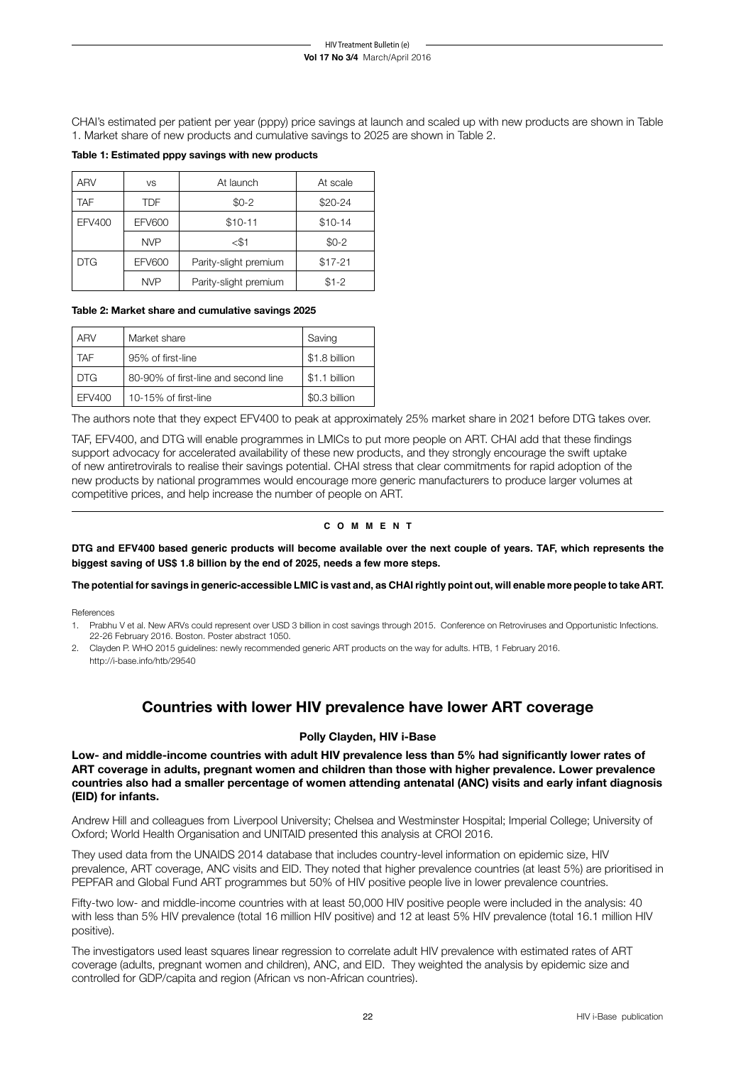CHAI's estimated per patient per year (pppy) price savings at launch and scaled up with new products are shown in Table 1. Market share of new products and cumulative savings to 2025 are shown in Table 2.

**Table 1: Estimated pppy savings with new products**

| ARV | vs | At launch | At scale |
|---|---|---|---|
| TAF | TDF | $0-2 | $20-24 |
| EFV400 | EFV600 | $10-11 | $10-14 |
| | NVP | <$1 | $0-2 |
| DTG | EFV600 | Parity-slight premium | $17-21 |
| | NVP | Parity-slight premium | $1-2 |

**Table 2: Market share and cumulative savings 2025**

| ARV | Market share | Saving |
|---|---|---|
| TAF | 95% of first-line | $1.8 billion |
| DTG | 80-90% of first-line and second line | $1.1 billion |
| EFV400 | 10-15% of first-line | $0.3 billion |

The authors note that they expect EFV400 to peak at approximately 25% market share in 2021 before DTG takes over.

TAF, EFV400, and DTG will enable programmes in LMICs to put more people on ART. CHAI add that these findings support advocacy for accelerated availability of these new products, and they strongly encourage the swift uptake of new antiretrovirals to realise their savings potential. CHAI stress that clear commitments for rapid adoption of the new products by national programmes would encourage more generic manufacturers to produce larger volumes at competitive prices, and help increase the number of people on ART.

**COMMENT**

**DTG and EFV400 based generic products will become available over the next couple of years. TAF, which represents the biggest saving of US$ 1.8 billion by the end of 2025, needs a few more steps.**

**The potential for savings in generic-accessible LMIC is vast and, as CHAI rightly point out, will enable more people to take ART.**

References

1. Prabhu V et al. New ARVs could represent over USD 3 billion in cost savings through 2015. Conference on Retroviruses and Opportunistic Infections. 22-26 February 2016. Boston. Poster abstract 1050.
2. Clayden P. WHO 2015 guidelines: newly recommended generic ART products on the way for adults. HTB, 1 February 2016. http://i-base.info/htb/29540

## Countries with lower HIV prevalence have lower ART coverage

**Polly Clayden, HIV i-Base**

**Low- and middle-income countries with adult HIV prevalence less than 5% had significantly lower rates of ART coverage in adults, pregnant women and children than those with higher prevalence. Lower prevalence countries also had a smaller percentage of women attending antenatal (ANC) visits and early infant diagnosis (EID) for infants.**

Andrew Hill and colleagues from Liverpool University; Chelsea and Westminster Hospital; Imperial College; University of Oxford; World Health Organisation and UNITAID presented this analysis at CROI 2016.

They used data from the UNAIDS 2014 database that includes country-level information on epidemic size, HIV prevalence, ART coverage, ANC visits and EID. They noted that higher prevalence countries (at least 5%) are prioritised in PEPFAR and Global Fund ART programmes but 50% of HIV positive people live in lower prevalence countries.

Fifty-two low- and middle-income countries with at least 50,000 HIV positive people were included in the analysis: 40 with less than 5% HIV prevalence (total 16 million HIV positive) and 12 at least 5% HIV prevalence (total 16.1 million HIV positive).

The investigators used least squares linear regression to correlate adult HIV prevalence with estimated rates of ART coverage (adults, pregnant women and children), ANC, and EID. They weighted the analysis by epidemic size and controlled for GDP/capita and region (African vs non-African countries).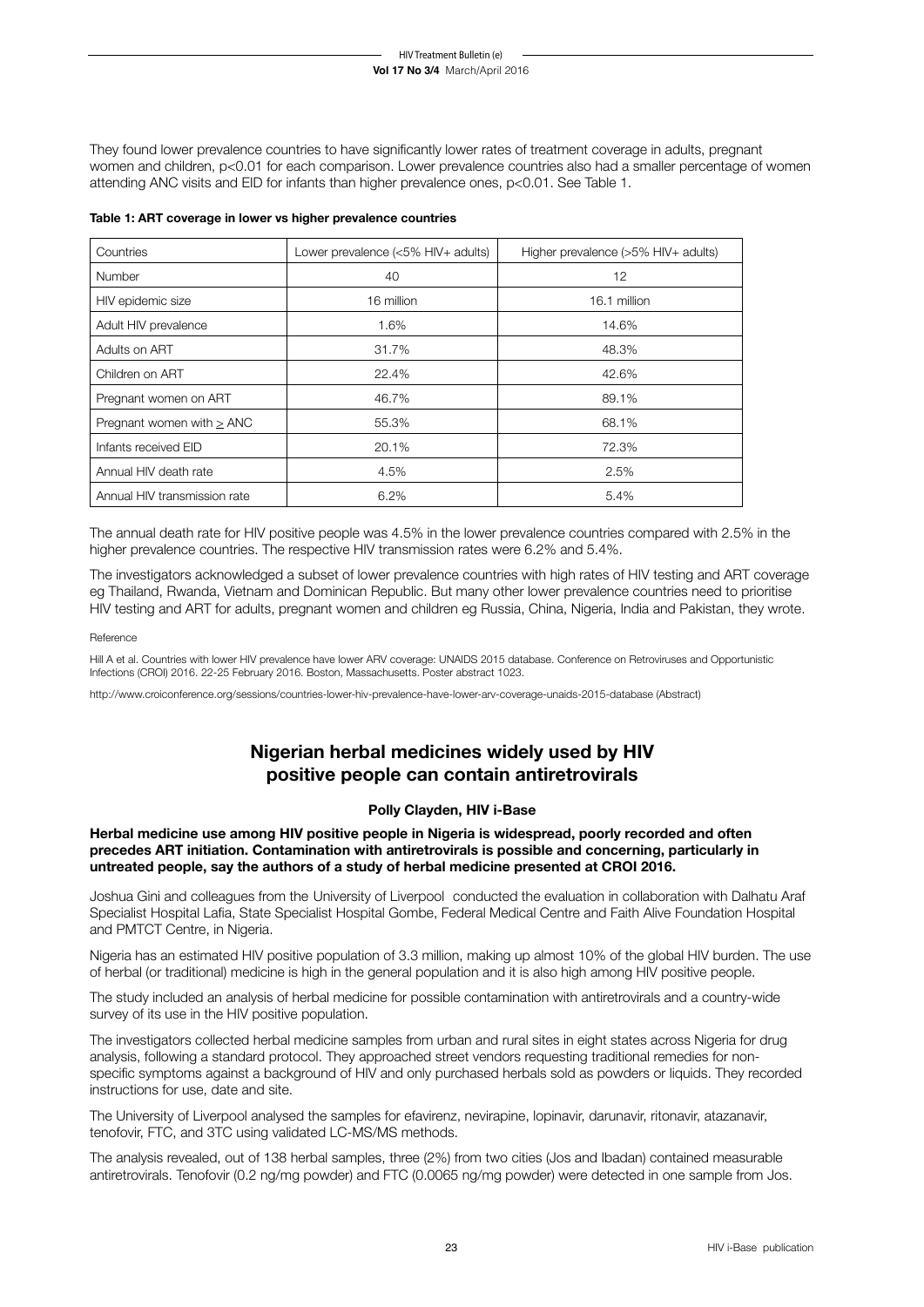They found lower prevalence countries to have significantly lower rates of treatment coverage in adults, pregnant women and children, $p<0.01$ for each comparison. Lower prevalence countries also had a smaller percentage of women attending ANC visits and EID for infants than higher prevalence ones, $p<0.01$. See Table 1.

**Table 1: ART coverage in lower vs higher prevalence countries**

| Countries | Lower prevalence (<5% HIV+ adults) | Higher prevalence (>5% HIV+ adults) |
|---|---|---|
| Number | 40 | 12 |
| HIV epidemic size | 16 million | 16.1 million |
| Adult HIV prevalence | 1.6% | 14.6% |
| Adults on ART | 31.7% | 48.3% |
| Children on ART | 22.4% | 42.6% |
| Pregnant women on ART | 46.7% | 89.1% |
| Pregnant women with $\geq$ ANC | 55.3% | 68.1% |
| Infants received EID | 20.1% | 72.3% |
| Annual HIV death rate | 4.5% | 2.5% |
| Annual HIV transmission rate | 6.2% | 5.4% |

The annual death rate for HIV positive people was 4.5% in the lower prevalence countries compared with 2.5% in the higher prevalence countries. The respective HIV transmission rates were 6.2% and 5.4%.

The investigators acknowledged a subset of lower prevalence countries with high rates of HIV testing and ART coverage eg Thailand, Rwanda, Vietnam and Dominican Republic. But many other lower prevalence countries need to prioritise HIV testing and ART for adults, pregnant women and children eg Russia, China, Nigeria, India and Pakistan, they wrote.

Reference

Hill A et al. Countries with lower HIV prevalence have lower ARV coverage: UNAIDS 2015 database. Conference on Retroviruses and Opportunistic Infections (CROI) 2016. 22-25 February 2016. Boston, Massachusetts. Poster abstract 1023.

http://www.croiconference.org/sessions/countries-lower-hiv-prevalence-have-lower-arv-coverage-unaids-2015-database (Abstract)

## Nigerian herbal medicines widely used by HIV positive people can contain antiretrovirals

**Polly Clayden, HIV i-Base**

**Herbal medicine use among HIV positive people in Nigeria is widespread, poorly recorded and often precedes ART initiation. Contamination with antiretrovirals is possible and concerning, particularly in untreated people, say the authors of a study of herbal medicine presented at CROI 2016.**

Joshua Gini and colleagues from the University of Liverpool conducted the evaluation in collaboration with Dalhatu Araf Specialist Hospital Lafia, State Specialist Hospital Gombe, Federal Medical Centre and Faith Alive Foundation Hospital and PMTCT Centre, in Nigeria.

Nigeria has an estimated HIV positive population of 3.3 million, making up almost 10% of the global HIV burden. The use of herbal (or traditional) medicine is high in the general population and it is also high among HIV positive people.

The study included an analysis of herbal medicine for possible contamination with antiretrovirals and a country-wide survey of its use in the HIV positive population.

The investigators collected herbal medicine samples from urban and rural sites in eight states across Nigeria for drug analysis, following a standard protocol. They approached street vendors requesting traditional remedies for non-specific symptoms against a background of HIV and only purchased herbals sold as powders or liquids. They recorded instructions for use, date and site.

The University of Liverpool analysed the samples for efavirenz, nevirapine, lopinavir, darunavir, ritonavir, atazanavir, tenofovir, FTC, and 3TC using validated LC-MS/MS methods.

The analysis revealed, out of 138 herbal samples, three (2%) from two cities (Jos and Ibadan) contained measurable antiretrovirals. Tenofovir (0.2 ng/mg powder) and FTC (0.0065 ng/mg powder) were detected in one sample from Jos.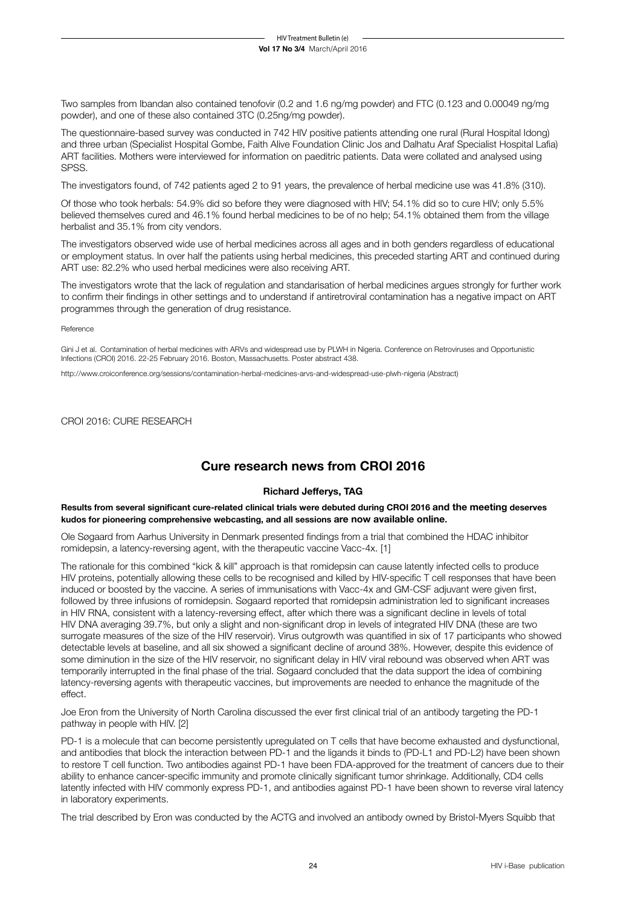Two samples from Ibandan also contained tenofovir (0.2 and 1.6 ng/mg powder) and FTC (0.123 and 0.00049 ng/mg powder), and one of these also contained 3TC (0.25ng/mg powder).

The questionnaire-based survey was conducted in 742 HIV positive patients attending one rural (Rural Hospital Idong) and three urban (Specialist Hospital Gombe, Faith Alive Foundation Clinic Jos and Dalhatu Araf Specialist Hospital Lafia) ART facilities. Mothers were interviewed for information on paeditric patients. Data were collated and analysed using SPSS.

The investigators found, of 742 patients aged 2 to 91 years, the prevalence of herbal medicine use was 41.8% (310).

Of those who took herbals: 54.9% did so before they were diagnosed with HIV; 54.1% did so to cure HIV; only 5.5% believed themselves cured and 46.1% found herbal medicines to be of no help; 54.1% obtained them from the village herbalist and 35.1% from city vendors.

The investigators observed wide use of herbal medicines across all ages and in both genders regardless of educational or employment status. In over half the patients using herbal medicines, this preceded starting ART and continued during ART use: 82.2% who used herbal medicines were also receiving ART.

The investigators wrote that the lack of regulation and standarisation of herbal medicines argues strongly for further work to confirm their findings in other settings and to understand if antiretroviral contamination has a negative impact on ART programmes through the generation of drug resistance.

Reference

Gini J et al. Contamination of herbal medicines with ARVs and widespread use by PLWH in Nigeria. Conference on Retroviruses and Opportunistic Infections (CROI) 2016. 22-25 February 2016. Boston, Massachusetts. Poster abstract 438.

http://www.croiconference.org/sessions/contamination-herbal-medicines-arvs-and-widespread-use-plwh-nigeria (Abstract)

CROI 2016: CURE RESEARCH

## Cure research news from CROI 2016

**Richard Jefferys, TAG**

**Results from several significant cure-related clinical trials were debuted during CROI 2016 and the meeting deserves kudos for pioneering comprehensive webcasting, and all sessions are now available online.**

Ole Søgaard from Aarhus University in Denmark presented findings from a trial that combined the HDAC inhibitor romidepsin, a latency-reversing agent, with the therapeutic vaccine Vacc-4x. [1]

The rationale for this combined "kick & kill" approach is that romidepsin can cause latently infected cells to produce HIV proteins, potentially allowing these cells to be recognised and killed by HIV-specific T cell responses that have been induced or boosted by the vaccine. A series of immunisations with Vacc-4x and GM-CSF adjuvant were given first, followed by three infusions of romidepsin. Søgaard reported that romidepsin administration led to significant increases in HIV RNA, consistent with a latency-reversing effect, after which there was a significant decline in levels of total HIV DNA averaging 39.7%, but only a slight and non-significant drop in levels of integrated HIV DNA (these are two surrogate measures of the size of the HIV reservoir). Virus outgrowth was quantified in six of 17 participants who showed detectable levels at baseline, and all six showed a significant decline of around 38%. However, despite this evidence of some diminution in the size of the HIV reservoir, no significant delay in HIV viral rebound was observed when ART was temporarily interrupted in the final phase of the trial. Søgaard concluded that the data support the idea of combining latency-reversing agents with therapeutic vaccines, but improvements are needed to enhance the magnitude of the effect.

Joe Eron from the University of North Carolina discussed the ever first clinical trial of an antibody targeting the PD-1 pathway in people with HIV. [2]

PD-1 is a molecule that can become persistently upregulated on T cells that have become exhausted and dysfunctional, and antibodies that block the interaction between PD-1 and the ligands it binds to (PD-L1 and PD-L2) have been shown to restore T cell function. Two antibodies against PD-1 have been FDA-approved for the treatment of cancers due to their ability to enhance cancer-specific immunity and promote clinically significant tumor shrinkage. Additionally, CD4 cells latently infected with HIV commonly express PD-1, and antibodies against PD-1 have been shown to reverse viral latency in laboratory experiments.

The trial described by Eron was conducted by the ACTG and involved an antibody owned by Bristol-Myers Squibb that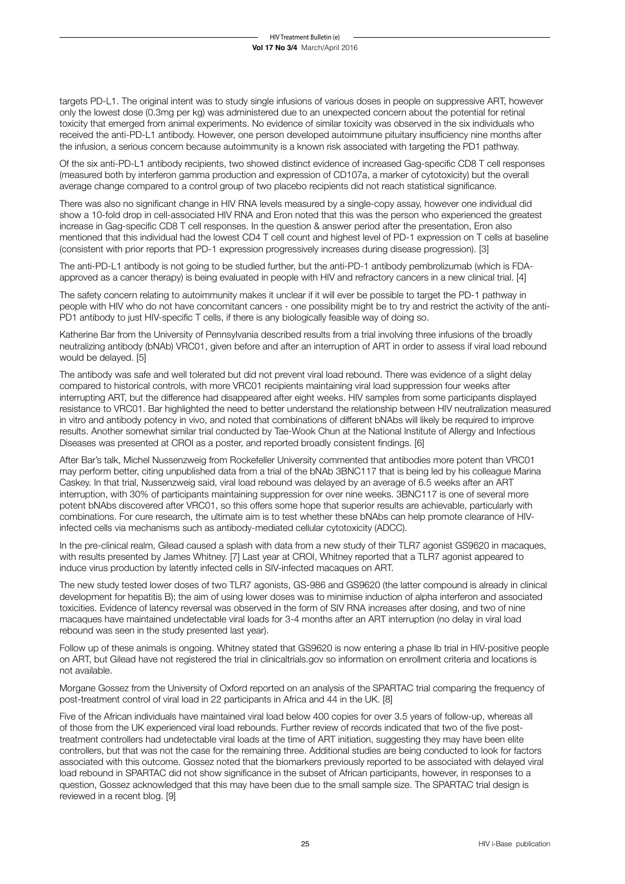targets PD-L1. The original intent was to study single infusions of various doses in people on suppressive ART, however only the lowest dose (0.3mg per kg) was administered due to an unexpected concern about the potential for retinal toxicity that emerged from animal experiments. No evidence of similar toxicity was observed in the six individuals who received the anti-PD-L1 antibody. However, one person developed autoimmune pituitary insufficiency nine months after the infusion, a serious concern because autoimmunity is a known risk associated with targeting the PD1 pathway.

Of the six anti-PD-L1 antibody recipients, two showed distinct evidence of increased Gag-specific CD8 T cell responses (measured both by interferon gamma production and expression of CD107a, a marker of cytotoxicity) but the overall average change compared to a control group of two placebo recipients did not reach statistical significance.

There was also no significant change in HIV RNA levels measured by a single-copy assay, however one individual did show a 10-fold drop in cell-associated HIV RNA and Eron noted that this was the person who experienced the greatest increase in Gag-specific CD8 T cell responses. In the question & answer period after the presentation, Eron also mentioned that this individual had the lowest CD4 T cell count and highest level of PD-1 expression on T cells at baseline (consistent with prior reports that PD-1 expression progressively increases during disease progression). [3]

The anti-PD-L1 antibody is not going to be studied further, but the anti-PD-1 antibody pembrolizumab (which is FDA-approved as a cancer therapy) is being evaluated in people with HIV and refractory cancers in a new clinical trial. [4]

The safety concern relating to autoimmunity makes it unclear if it will ever be possible to target the PD-1 pathway in people with HIV who do not have concomitant cancers - one possibility might be to try and restrict the activity of the anti-PD1 antibody to just HIV-specific T cells, if there is any biologically feasible way of doing so.

Katherine Bar from the University of Pennsylvania described results from a trial involving three infusions of the broadly neutralizing antibody (bNAb) VRC01, given before and after an interruption of ART in order to assess if viral load rebound would be delayed. [5]

The antibody was safe and well tolerated but did not prevent viral load rebound. There was evidence of a slight delay compared to historical controls, with more VRC01 recipients maintaining viral load suppression four weeks after interrupting ART, but the difference had disappeared after eight weeks. HIV samples from some participants displayed resistance to VRC01. Bar highlighted the need to better understand the relationship between HIV neutralization measured in vitro and antibody potency in vivo, and noted that combinations of different bNAbs will likely be required to improve results. Another somewhat similar trial conducted by Tae-Wook Chun at the National Institute of Allergy and Infectious Diseases was presented at CROI as a poster, and reported broadly consistent findings. [6]

After Bar's talk, Michel Nussenzweig from Rockefeller University commented that antibodies more potent than VRC01 may perform better, citing unpublished data from a trial of the bNAb 3BNC117 that is being led by his colleague Marina Caskey. In that trial, Nussenzweig said, viral load rebound was delayed by an average of 6.5 weeks after an ART interruption, with 30% of participants maintaining suppression for over nine weeks. 3BNC117 is one of several more potent bNAbs discovered after VRC01, so this offers some hope that superior results are achievable, particularly with combinations. For cure research, the ultimate aim is to test whether these bNAbs can help promote clearance of HIV-infected cells via mechanisms such as antibody-mediated cellular cytotoxicity (ADCC).

In the pre-clinical realm, Gilead caused a splash with data from a new study of their TLR7 agonist GS9620 in macaques, with results presented by James Whitney. [7] Last year at CROI, Whitney reported that a TLR7 agonist appeared to induce virus production by latently infected cells in SIV-infected macaques on ART.

The new study tested lower doses of two TLR7 agonists, GS-986 and GS9620 (the latter compound is already in clinical development for hepatitis B); the aim of using lower doses was to minimise induction of alpha interferon and associated toxicities. Evidence of latency reversal was observed in the form of SIV RNA increases after dosing, and two of nine macaques have maintained undetectable viral loads for 3-4 months after an ART interruption (no delay in viral load rebound was seen in the study presented last year).

Follow up of these animals is ongoing. Whitney stated that GS9620 is now entering a phase Ib trial in HIV-positive people on ART, but Gilead have not registered the trial in clinicaltrials.gov so information on enrollment criteria and locations is not available.

Morgane Gossez from the University of Oxford reported on an analysis of the SPARTAC trial comparing the frequency of post-treatment control of viral load in 22 participants in Africa and 44 in the UK. [8]

Five of the African individuals have maintained viral load below 400 copies for over 3.5 years of follow-up, whereas all of those from the UK experienced viral load rebounds. Further review of records indicated that two of the five post-treatment controllers had undetectable viral loads at the time of ART initiation, suggesting they may have been elite controllers, but that was not the case for the remaining three. Additional studies are being conducted to look for factors associated with this outcome. Gossez noted that the biomarkers previously reported to be associated with delayed viral load rebound in SPARTAC did not show significance in the subset of African participants, however, in responses to a question, Gossez acknowledged that this may have been due to the small sample size. The SPARTAC trial design is reviewed in a recent blog. [9]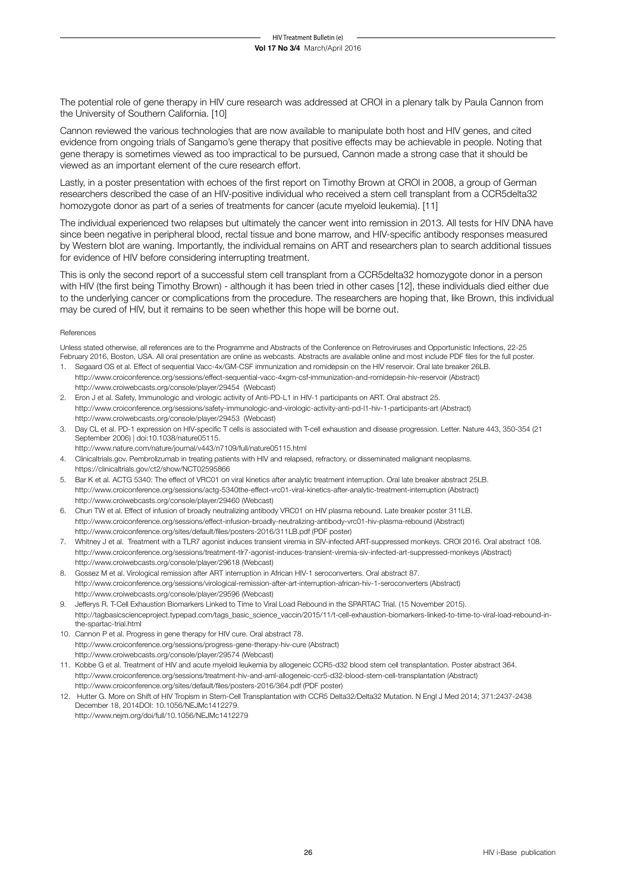The potential role of gene therapy in HIV cure research was addressed at CROI in a plenary talk by Paula Cannon from the University of Southern California. [10]

Cannon reviewed the various technologies that are now available to manipulate both host and HIV genes, and cited evidence from ongoing trials of Sangamo's gene therapy that positive effects may be achievable in people. Noting that gene therapy is sometimes viewed as too impractical to be pursued, Cannon made a strong case that it should be viewed as an important element of the cure research effort.

Lastly, in a poster presentation with echoes of the first report on Timothy Brown at CROI in 2008, a group of German researchers described the case of an HIV-positive individual who received a stem cell transplant from a CCR5delta32 homozygote donor as part of a series of treatments for cancer (acute myeloid leukemia). [11]

The individual experienced two relapses but ultimately the cancer went into remission in 2013. All tests for HIV DNA have since been negative in peripheral blood, rectal tissue and bone marrow, and HIV-specific antibody responses measured by Western blot are waning. Importantly, the individual remains on ART and researchers plan to search additional tissues for evidence of HIV before considering interrupting treatment.

This is only the second report of a successful stem cell transplant from a CCR5delta32 homozygote donor in a person with HIV (the first being Timothy Brown) - although it has been tried in other cases [12], these individuals died either due to the underlying cancer or complications from the procedure. The researchers are hoping that, like Brown, this individual may be cured of HIV, but it remains to be seen whether this hope will be borne out.

References

Unless stated otherwise, all references are to the Programme and Abstracts of the Conference on Retroviruses and Opportunistic Infections, 22-25 February 2016, Boston, USA. All oral presentation are online as webcasts. Abstracts are available online and most include PDF files for the full poster.

1. Søgaard OS et al. Effect of sequential Vacc-4x/GM-CSF immunization and romidepsin on the HIV reservoir. Oral late breaker 26LB.
   http://www.croiconference.org/sessions/effect-sequential-vacc-4xgm-csf-immunization-and-romidepsin-hiv-reservoir (Abstract)
   http://www.croiwebcasts.org/console/player/29454 (Webcast)
2. Eron J et al. Safety, Immunologic and virologic activity of Anti-PD-L1 in HIV-1 participants on ART. Oral abstract 25.
   http://www.croiconference.org/sessions/safety-immunologic-and-virologic-activity-anti-pd-l1-hiv-1-participants-art (Abstract)
   http://www.croiwebcasts.org/console/player/29453 (Webcast)
3. Day CL et al. PD-1 expression on HIV-specific T cells is associated with T-cell exhaustion and disease progression. Letter. Nature 443, 350-354 (21 September 2006) | doi:10.1038/nature05115.
   http://www.nature.com/nature/journal/v443/n7109/full/nature05115.html
4. Clinicaltrials.gov. Pembrolizumab in treating patients with HIV and relapsed, refractory, or disseminated malignant neoplasms.
   https://clinicaltrials.gov/ct2/show/NCT02595866
5. Bar K et al. ACTG 5340: The effect of VRC01 on viral kinetics after analytic treatment interruption. Oral late breaker abstract 25LB.
   http://www.croiconference.org/sessions/actg-5340the-effect-vrc01-viral-kinetics-after-analytic-treatment-interruption (Abstract)
   http://www.croiwebcasts.org/console/player/29460 (Webcast)
6. Chun TW et al. Effect of infusion of broadly neutralizing antibody VRC01 on HIV plasma rebound. Late breaker poster 311LB.
   http://www.croiconference.org/sessions/effect-infusion-broadly-neutralizing-antibody-vrc01-hiv-plasma-rebound (Abstract)
   http://www.croiconference.org/sites/default/files/posters-2016/311LB.pdf (PDF poster)
7. Whitney J et al. Treatment with a TLR7 agonist induces transient viremia in SIV-infected ART-suppressed monkeys. CROI 2016. Oral abstract 108.
   http://www.croiconference.org/sessions/treatment-tlr7-agonist-induces-transient-viremia-siv-infected-art-suppressed-monkeys (Abstract)
   http://www.croiwebcasts.org/console/player/29618 (Webcast)
8. Gossez M et al. Virological remission after ART interruption in African HIV-1 seroconverters. Oral abstract 87.
   http://www.croiconference.org/sessions/virological-remission-after-art-interruption-african-hiv-1-seroconverters (Abstract)
   http://www.croiwebcasts.org/console/player/29596 (Webcast)
9. Jefferys R. T-Cell Exhaustion Biomarkers Linked to Time to Viral Load Rebound in the SPARTAC Trial. (15 November 2015).
   http://tagbasicscienceproject.typepad.com/tags_basic_science_vaccin/2015/11/t-cell-exhaustion-biomarkers-linked-to-time-to-viral-load-rebound-in-the-spartac-trial.html
10. Cannon P et al. Progress in gene therapy for HIV cure. Oral abstract 78.
    http://www.croiconference.org/sessions/progress-gene-therapy-hiv-cure (Abstract)
    http://www.croiwebcasts.org/console/player/29574 (Webcast)
11. Kobbe G et al. Treatment of HIV and acute myeloid leukemia by allogeneic CCR5-d32 blood stem cell transplantation. Poster abstract 364.
    http://www.croiconference.org/sessions/treatment-hiv-and-aml-allogeneic-ccr5-d32-blood-stem-cell-transplantation (Abstract)
    http://www.croiconference.org/sites/default/files/posters-2016/364.pdf (PDF poster)
12. Hutter G. More on Shift of HIV Tropism in Stem-Cell Transplantation with CCR5 Delta32/Delta32 Mutation. N Engl J Med 2014; 371:2437-2438 December 18, 2014DOI: 10.1056/NEJMc1412279.
    http://www.nejm.org/doi/full/10.1056/NEJMc1412279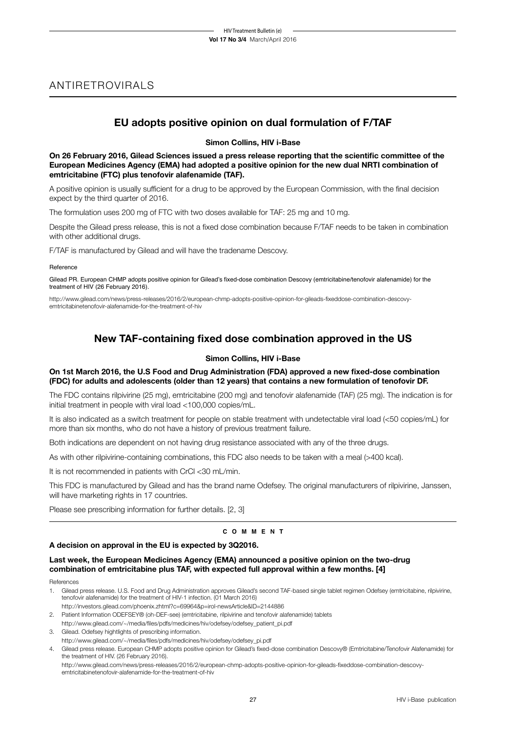# ANTIRETROVIRALS

## EU adopts positive opinion on dual formulation of F/TAF

**Simon Collins, HIV i-Base**

**On 26 February 2016, Gilead Sciences issued a press release reporting that the scientific committee of the European Medicines Agency (EMA) had adopted a positive opinion for the new dual NRTI combination of emtricitabine (FTC) plus tenofovir alafenamide (TAF).**

A positive opinion is usually sufficient for a drug to be approved by the European Commission, with the final decision expect by the third quarter of 2016.

The formulation uses 200 mg of FTC with two doses available for TAF: 25 mg and 10 mg.

Despite the Gilead press release, this is not a fixed dose combination because F/TAF needs to be taken in combination with other additional drugs.

F/TAF is manufactured by Gilead and will have the tradename Descovy.

Reference

Gilead PR. European CHMP adopts positive opinion for Gilead's fixed-dose combination Descovy (emtricitabine/tenofovir alafenamide) for the treatment of HIV (26 February 2016).

http://www.gilead.com/news/press-releases/2016/2/european-chmp-adopts-positive-opinion-for-gileads-fixeddose-combination-descovy-emtricitabinetenofovir-alafenamide-for-the-treatment-of-hiv

## New TAF-containing fixed dose combination approved in the US

**Simon Collins, HIV i-Base**

**On 1st March 2016, the U.S Food and Drug Administration (FDA) approved a new fixed-dose combination (FDC) for adults and adolescents (older than 12 years) that contains a new formulation of tenofovir DF.**

The FDC contains rilpivirine (25 mg), emtricitabine (200 mg) and tenofovir alafenamide (TAF) (25 mg). The indication is for initial treatment in people with viral load <100,000 copies/mL.

It is also indicated as a switch treatment for people on stable treatment with undetectable viral load (<50 copies/mL) for more than six months, who do not have a history of previous treatment failure.

Both indications are dependent on not having drug resistance associated with any of the three drugs.

As with other rilpivirine-containing combinations, this FDC also needs to be taken with a meal (>400 kcal).

It is not recommended in patients with CrCl <30 mL/min.

This FDC is manufactured by Gilead and has the brand name Odefsey. The original manufacturers of rilpivirine, Janssen, will have marketing rights in 17 countries.

Please see prescribing information for further details. [2, 3]

**COMMENT**

**A decision on approval in the EU is expected by 3Q2016.**

**Last week, the European Medicines Agency (EMA) announced a positive opinion on the two-drug combination of emtricitabine plus TAF, with expected full approval within a few months. [4]**

References

1. Gilead press release. U.S. Food and Drug Administration approves Gilead's second TAF-based single tablet regimen Odefsey (emtricitabine, rilpivirine, tenofovir alafenamide) for the treatment of HIV-1 infection. (01 March 2016)
   http://investors.gilead.com/phoenix.zhtml?c=69964&p=irol-newsArticle&ID=2144886
2. Patient Information ODEFSEY® (oh-DEF-see) (emtricitabine, rilpivirine and tenofovir alafenamide) tablets
   http://www.gilead.com/~/media/files/pdfs/medicines/hiv/odefsey/odefsey_patient_pi.pdf
3. Gilead. Odefsey hightlights of prescribing information.
   http://www.gilead.com/~/media/files/pdfs/medicines/hiv/odefsey/odefsey_pi.pdf
4. Gilead press release. European CHMP adopts positive opinion for Gilead's fixed-dose combination Descovy® (Emtricitabine/Tenofovir Alafenamide) for the treatment of HIV. (26 February 2016).
   http://www.gilead.com/news/press-releases/2016/2/european-chmp-adopts-positive-opinion-for-gileads-fixeddose-combination-descovy-emtricitabinetenofovir-alafenamide-for-the-treatment-of-hiv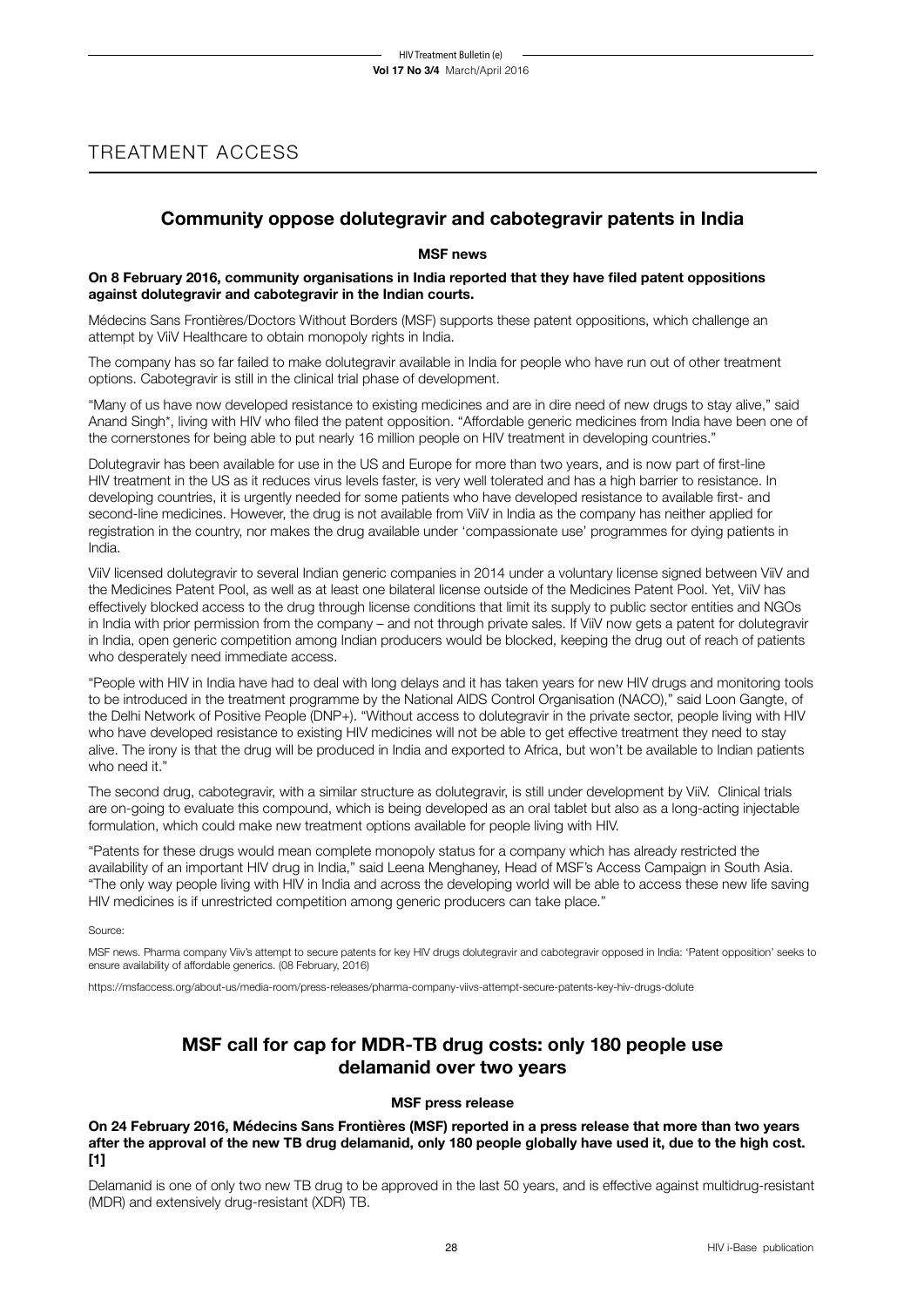# TREATMENT ACCESS

## Community oppose dolutegravir and cabotegravir patents in India

**MSF news**

**On 8 February 2016, community organisations in India reported that they have filed patent oppositions against dolutegravir and cabotegravir in the Indian courts.**

Médecins Sans Frontières/Doctors Without Borders (MSF) supports these patent oppositions, which challenge an attempt by ViiV Healthcare to obtain monopoly rights in India.

The company has so far failed to make dolutegravir available in India for people who have run out of other treatment options. Cabotegravir is still in the clinical trial phase of development.

"Many of us have now developed resistance to existing medicines and are in dire need of new drugs to stay alive," said Anand Singh*, living with HIV who filed the patent opposition. "Affordable generic medicines from India have been one of the cornerstones for being able to put nearly 16 million people on HIV treatment in developing countries."

Dolutegravir has been available for use in the US and Europe for more than two years, and is now part of first-line HIV treatment in the US as it reduces virus levels faster, is very well tolerated and has a high barrier to resistance. In developing countries, it is urgently needed for some patients who have developed resistance to available first- and second-line medicines. However, the drug is not available from ViiV in India as the company has neither applied for registration in the country, nor makes the drug available under 'compassionate use' programmes for dying patients in India.

ViiV licensed dolutegravir to several Indian generic companies in 2014 under a voluntary license signed between ViiV and the Medicines Patent Pool, as well as at least one bilateral license outside of the Medicines Patent Pool. Yet, ViiV has effectively blocked access to the drug through license conditions that limit its supply to public sector entities and NGOs in India with prior permission from the company – and not through private sales. If ViiV now gets a patent for dolutegravir in India, open generic competition among Indian producers would be blocked, keeping the drug out of reach of patients who desperately need immediate access.

"People with HIV in India have had to deal with long delays and it has taken years for new HIV drugs and monitoring tools to be introduced in the treatment programme by the National AIDS Control Organisation (NACO)," said Loon Gangte, of the Delhi Network of Positive People (DNP+). "Without access to dolutegravir in the private sector, people living with HIV who have developed resistance to existing HIV medicines will not be able to get effective treatment they need to stay alive. The irony is that the drug will be produced in India and exported to Africa, but won't be available to Indian patients who need it."

The second drug, cabotegravir, with a similar structure as dolutegravir, is still under development by ViiV. Clinical trials are on-going to evaluate this compound, which is being developed as an oral tablet but also as a long-acting injectable formulation, which could make new treatment options available for people living with HIV.

"Patents for these drugs would mean complete monopoly status for a company which has already restricted the availability of an important HIV drug in India," said Leena Menghaney, Head of MSF's Access Campaign in South Asia. "The only way people living with HIV in India and across the developing world will be able to access these new life saving HIV medicines is if unrestricted competition among generic producers can take place."

Source:

MSF news. Pharma company Viiv's attempt to secure patents for key HIV drugs dolutegravir and cabotegravir opposed in India: 'Patent opposition' seeks to ensure availability of affordable generics. (08 February, 2016)

https://msfaccess.org/about-us/media-room/press-releases/pharma-company-viivs-attempt-secure-patents-key-hiv-drugs-dolute

## MSF call for cap for MDR-TB drug costs: only 180 people use delamanid over two years

**MSF press release**

**On 24 February 2016, Médecins Sans Frontières (MSF) reported in a press release that more than two years after the approval of the new TB drug delamanid, only 180 people globally have used it, due to the high cost. [1]**

Delamanid is one of only two new TB drug to be approved in the last 50 years, and is effective against multidrug-resistant (MDR) and extensively drug-resistant (XDR) TB.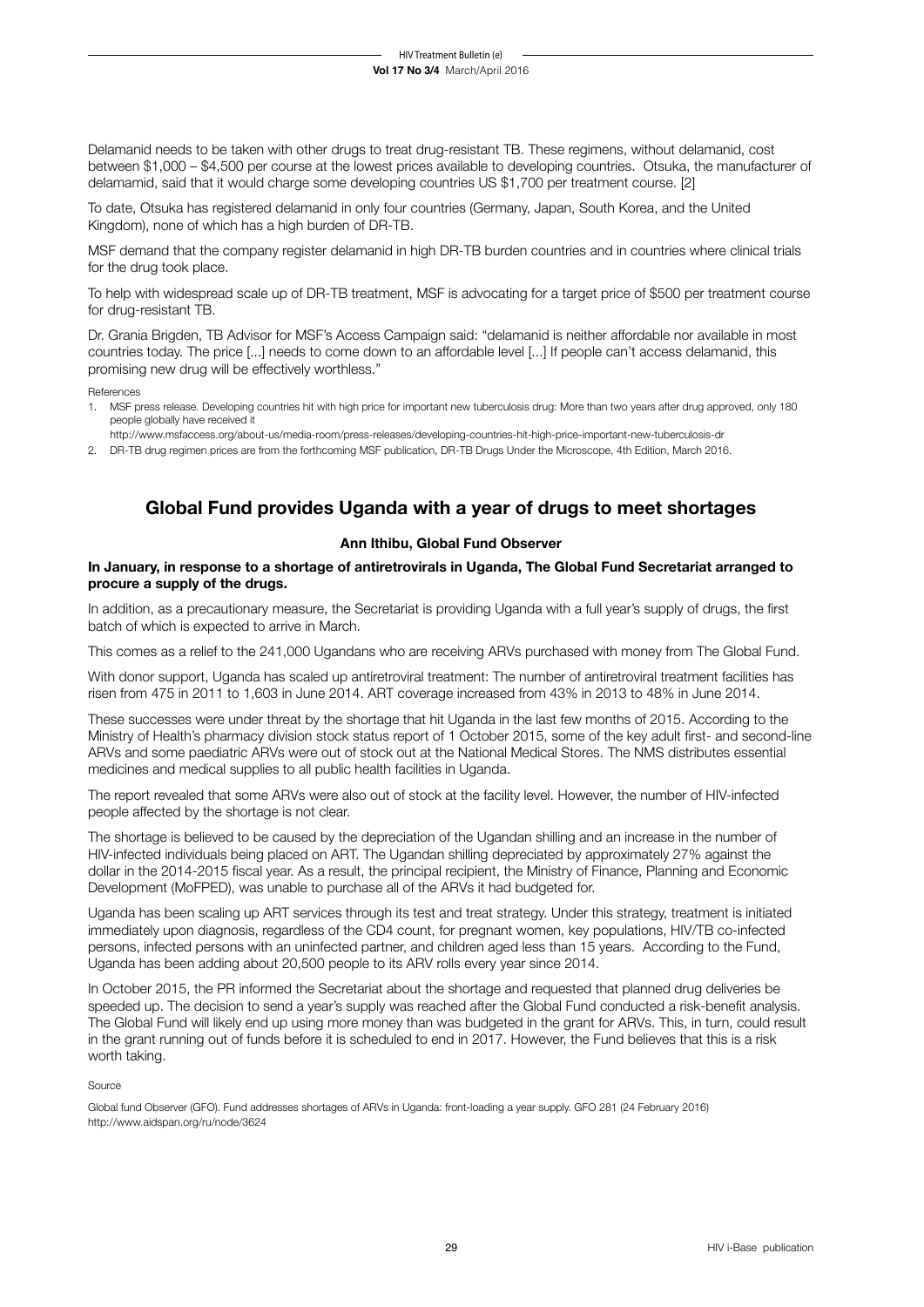Delamanid needs to be taken with other drugs to treat drug-resistant TB. These regimens, without delamanid, cost between $1,000 – $4,500 per course at the lowest prices available to developing countries. Otsuka, the manufacturer of delamamid, said that it would charge some developing countries US $1,700 per treatment course. [2]

To date, Otsuka has registered delamanid in only four countries (Germany, Japan, South Korea, and the United Kingdom), none of which has a high burden of DR-TB.

MSF demand that the company register delamanid in high DR-TB burden countries and in countries where clinical trials for the drug took place.

To help with widespread scale up of DR-TB treatment, MSF is advocating for a target price of $500 per treatment course for drug-resistant TB.

Dr. Grania Brigden, TB Advisor for MSF's Access Campaign said: "delamanid is neither affordable nor available in most countries today. The price [...] needs to come down to an affordable level [...] If people can't access delamanid, this promising new drug will be effectively worthless."

References

1. MSF press release. Developing countries hit with high price for important new tuberculosis drug: More than two years after drug approved, only 180 people globally have received it
   http://www.msfaccess.org/about-us/media-room/press-releases/developing-countries-hit-high-price-important-new-tuberculosis-dr
2. DR-TB drug regimen prices are from the forthcoming MSF publication, DR-TB Drugs Under the Microscope, 4th Edition, March 2016.

## Global Fund provides Uganda with a year of drugs to meet shortages

**Ann Ithibu, Global Fund Observer**

**In January, in response to a shortage of antiretrovirals in Uganda, The Global Fund Secretariat arranged to procure a supply of the drugs.**

In addition, as a precautionary measure, the Secretariat is providing Uganda with a full year's supply of drugs, the first batch of which is expected to arrive in March.

This comes as a relief to the 241,000 Ugandans who are receiving ARVs purchased with money from The Global Fund.

With donor support, Uganda has scaled up antiretroviral treatment: The number of antiretroviral treatment facilities has risen from 475 in 2011 to 1,603 in June 2014. ART coverage increased from 43% in 2013 to 48% in June 2014.

These successes were under threat by the shortage that hit Uganda in the last few months of 2015. According to the Ministry of Health's pharmacy division stock status report of 1 October 2015, some of the key adult first- and second-line ARVs and some paediatric ARVs were out of stock out at the National Medical Stores. The NMS distributes essential medicines and medical supplies to all public health facilities in Uganda.

The report revealed that some ARVs were also out of stock at the facility level. However, the number of HIV-infected people affected by the shortage is not clear.

The shortage is believed to be caused by the depreciation of the Ugandan shilling and an increase in the number of HIV-infected individuals being placed on ART. The Ugandan shilling depreciated by approximately 27% against the dollar in the 2014-2015 fiscal year. As a result, the principal recipient, the Ministry of Finance, Planning and Economic Development (MoFPED), was unable to purchase all of the ARVs it had budgeted for.

Uganda has been scaling up ART services through its test and treat strategy. Under this strategy, treatment is initiated immediately upon diagnosis, regardless of the CD4 count, for pregnant women, key populations, HIV/TB co-infected persons, infected persons with an uninfected partner, and children aged less than 15 years. According to the Fund, Uganda has been adding about 20,500 people to its ARV rolls every year since 2014.

In October 2015, the PR informed the Secretariat about the shortage and requested that planned drug deliveries be speeded up. The decision to send a year's supply was reached after the Global Fund conducted a risk-benefit analysis. The Global Fund will likely end up using more money than was budgeted in the grant for ARVs. This, in turn, could result in the grant running out of funds before it is scheduled to end in 2017. However, the Fund believes that this is a risk worth taking.

Source

Global fund Observer (GFO). Fund addresses shortages of ARVs in Uganda: front-loading a year supply. GFO 281 (24 February 2016)
http://www.aidspan.org/ru/node/3624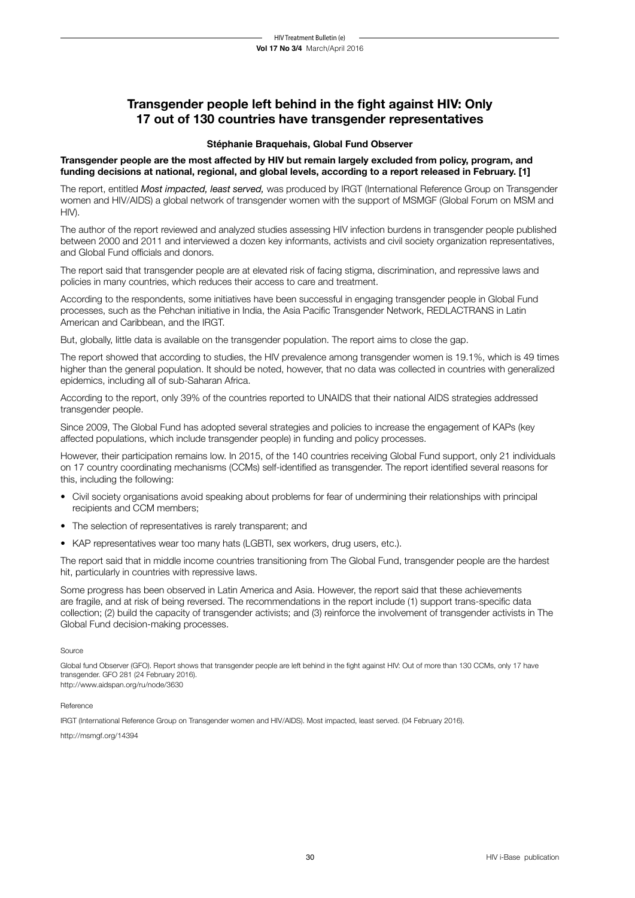# Transgender people left behind in the fight against HIV: Only 17 out of 130 countries have transgender representatives

**Stéphanie Braquehais, Global Fund Observer**

**Transgender people are the most affected by HIV but remain largely excluded from policy, program, and funding decisions at national, regional, and global levels, according to a report released in February. [1]**

The report, entitled *Most impacted, least served,* was produced by IRGT (International Reference Group on Transgender women and HIV/AIDS) a global network of transgender women with the support of MSMGF (Global Forum on MSM and HIV).

The author of the report reviewed and analyzed studies assessing HIV infection burdens in transgender people published between 2000 and 2011 and interviewed a dozen key informants, activists and civil society organization representatives, and Global Fund officials and donors.

The report said that transgender people are at elevated risk of facing stigma, discrimination, and repressive laws and policies in many countries, which reduces their access to care and treatment.

According to the respondents, some initiatives have been successful in engaging transgender people in Global Fund processes, such as the Pehchan initiative in India, the Asia Pacific Transgender Network, REDLACTRANS in Latin American and Caribbean, and the IRGT.

But, globally, little data is available on the transgender population. The report aims to close the gap.

The report showed that according to studies, the HIV prevalence among transgender women is 19.1%, which is 49 times higher than the general population. It should be noted, however, that no data was collected in countries with generalized epidemics, including all of sub-Saharan Africa.

According to the report, only 39% of the countries reported to UNAIDS that their national AIDS strategies addressed transgender people.

Since 2009, The Global Fund has adopted several strategies and policies to increase the engagement of KAPs (key affected populations, which include transgender people) in funding and policy processes.

However, their participation remains low. In 2015, of the 140 countries receiving Global Fund support, only 21 individuals on 17 country coordinating mechanisms (CCMs) self-identified as transgender. The report identified several reasons for this, including the following:

- Civil society organisations avoid speaking about problems for fear of undermining their relationships with principal recipients and CCM members;
- The selection of representatives is rarely transparent; and
- KAP representatives wear too many hats (LGBTI, sex workers, drug users, etc.).

The report said that in middle income countries transitioning from The Global Fund, transgender people are the hardest hit, particularly in countries with repressive laws.

Some progress has been observed in Latin America and Asia. However, the report said that these achievements are fragile, and at risk of being reversed. The recommendations in the report include (1) support trans-specific data collection; (2) build the capacity of transgender activists; and (3) reinforce the involvement of transgender activists in The Global Fund decision-making processes.

Source

Global fund Observer (GFO). Report shows that transgender people are left behind in the fight against HIV: Out of more than 130 CCMs, only 17 have transgender. GFO 281 (24 February 2016).
http://www.aidspan.org/ru/node/3630

Reference

IRGT (International Reference Group on Transgender women and HIV/AIDS). Most impacted, least served. (04 February 2016).

http://msmgf.org/14394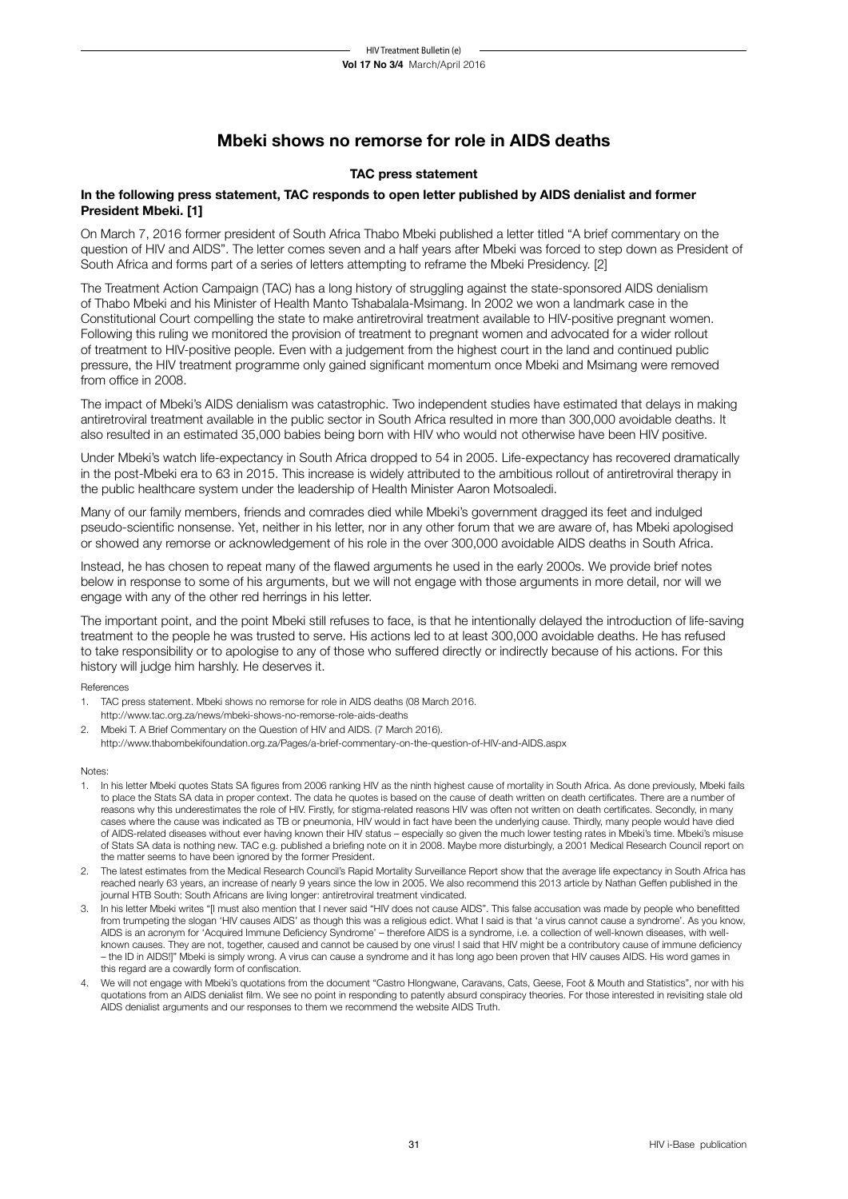# Mbeki shows no remorse for role in AIDS deaths

**TAC press statement**

**In the following press statement, TAC responds to open letter published by AIDS denialist and former President Mbeki. [1]**

On March 7, 2016 former president of South Africa Thabo Mbeki published a letter titled "A brief commentary on the question of HIV and AIDS". The letter comes seven and a half years after Mbeki was forced to step down as President of South Africa and forms part of a series of letters attempting to reframe the Mbeki Presidency. [2]

The Treatment Action Campaign (TAC) has a long history of struggling against the state-sponsored AIDS denialism of Thabo Mbeki and his Minister of Health Manto Tshabalala-Msimang. In 2002 we won a landmark case in the Constitutional Court compelling the state to make antiretroviral treatment available to HIV-positive pregnant women. Following this ruling we monitored the provision of treatment to pregnant women and advocated for a wider rollout of treatment to HIV-positive people. Even with a judgement from the highest court in the land and continued public pressure, the HIV treatment programme only gained significant momentum once Mbeki and Msimang were removed from office in 2008.

The impact of Mbeki's AIDS denialism was catastrophic. Two independent studies have estimated that delays in making antiretroviral treatment available in the public sector in South Africa resulted in more than 300,000 avoidable deaths. It also resulted in an estimated 35,000 babies being born with HIV who would not otherwise have been HIV positive.

Under Mbeki's watch life-expectancy in South Africa dropped to 54 in 2005. Life-expectancy has recovered dramatically in the post-Mbeki era to 63 in 2015. This increase is widely attributed to the ambitious rollout of antiretroviral therapy in the public healthcare system under the leadership of Health Minister Aaron Motsoaledi.

Many of our family members, friends and comrades died while Mbeki's government dragged its feet and indulged pseudo-scientific nonsense. Yet, neither in his letter, nor in any other forum that we are aware of, has Mbeki apologised or showed any remorse or acknowledgement of his role in the over 300,000 avoidable AIDS deaths in South Africa.

Instead, he has chosen to repeat many of the flawed arguments he used in the early 2000s. We provide brief notes below in response to some of his arguments, but we will not engage with those arguments in more detail, nor will we engage with any of the other red herrings in his letter.

The important point, and the point Mbeki still refuses to face, is that he intentionally delayed the introduction of life-saving treatment to the people he was trusted to serve. His actions led to at least 300,000 avoidable deaths. He has refused to take responsibility or to apologise to any of those who suffered directly or indirectly because of his actions. For this history will judge him harshly. He deserves it.

References

1. TAC press statement. Mbeki shows no remorse for role in AIDS deaths (08 March 2016.
   http://www.tac.org.za/news/mbeki-shows-no-remorse-role-aids-deaths
2. Mbeki T. A Brief Commentary on the Question of HIV and AIDS. (7 March 2016).
   http://www.thabombekifoundation.org.za/Pages/a-brief-commentary-on-the-question-of-HIV-and-AIDS.aspx

Notes:

1. In his letter Mbeki quotes Stats SA figures from 2006 ranking HIV as the ninth highest cause of mortality in South Africa. As done previously, Mbeki fails to place the Stats SA data in proper context. The data he quotes is based on the cause of death written on death certificates. There are a number of reasons why this underestimates the role of HIV. Firstly, for stigma-related reasons HIV was often not written on death certificates. Secondly, in many cases where the cause was indicated as TB or pneumonia, HIV would in fact have been the underlying cause. Thirdly, many people would have died of AIDS-related diseases without ever having known their HIV status – especially so given the much lower testing rates in Mbeki's time. Mbeki's misuse of Stats SA data is nothing new. TAC e.g. published a briefing note on it in 2008. Maybe more disturbingly, a 2001 Medical Research Council report on the matter seems to have been ignored by the former President.
2. The latest estimates from the Medical Research Council's Rapid Mortality Surveillance Report show that the average life expectancy in South Africa has reached nearly 63 years, an increase of nearly 9 years since the low in 2005. We also recommend this 2013 article by Nathan Geffen published in the journal HTB South: South Africans are living longer: antiretroviral treatment vindicated.
3. In his letter Mbeki writes "[I must also mention that I never said "HIV does not cause AIDS". This false accusation was made by people who benefitted from trumpeting the slogan 'HIV causes AIDS' as though this was a religious edict. What I said is that 'a virus cannot cause a syndrome'. As you know, AIDS is an acronym for 'Acquired Immune Deficiency Syndrome' – therefore AIDS is a syndrome, i.e. a collection of well-known diseases, with well-known causes. They are not, together, caused and cannot be caused by one virus! I said that HIV might be a contributory cause of immune deficiency – the ID in AIDS!]" Mbeki is simply wrong. A virus can cause a syndrome and it has long ago been proven that HIV causes AIDS. His word games in this regard are a cowardly form of confiscation.
4. We will not engage with Mbeki's quotations from the document "Castro Hlongwane, Caravans, Cats, Geese, Foot & Mouth and Statistics", nor with his quotations from an AIDS denialist film. We see no point in responding to patently absurd conspiracy theories. For those interested in revisiting stale old AIDS denialist arguments and our responses to them we recommend the website AIDS Truth.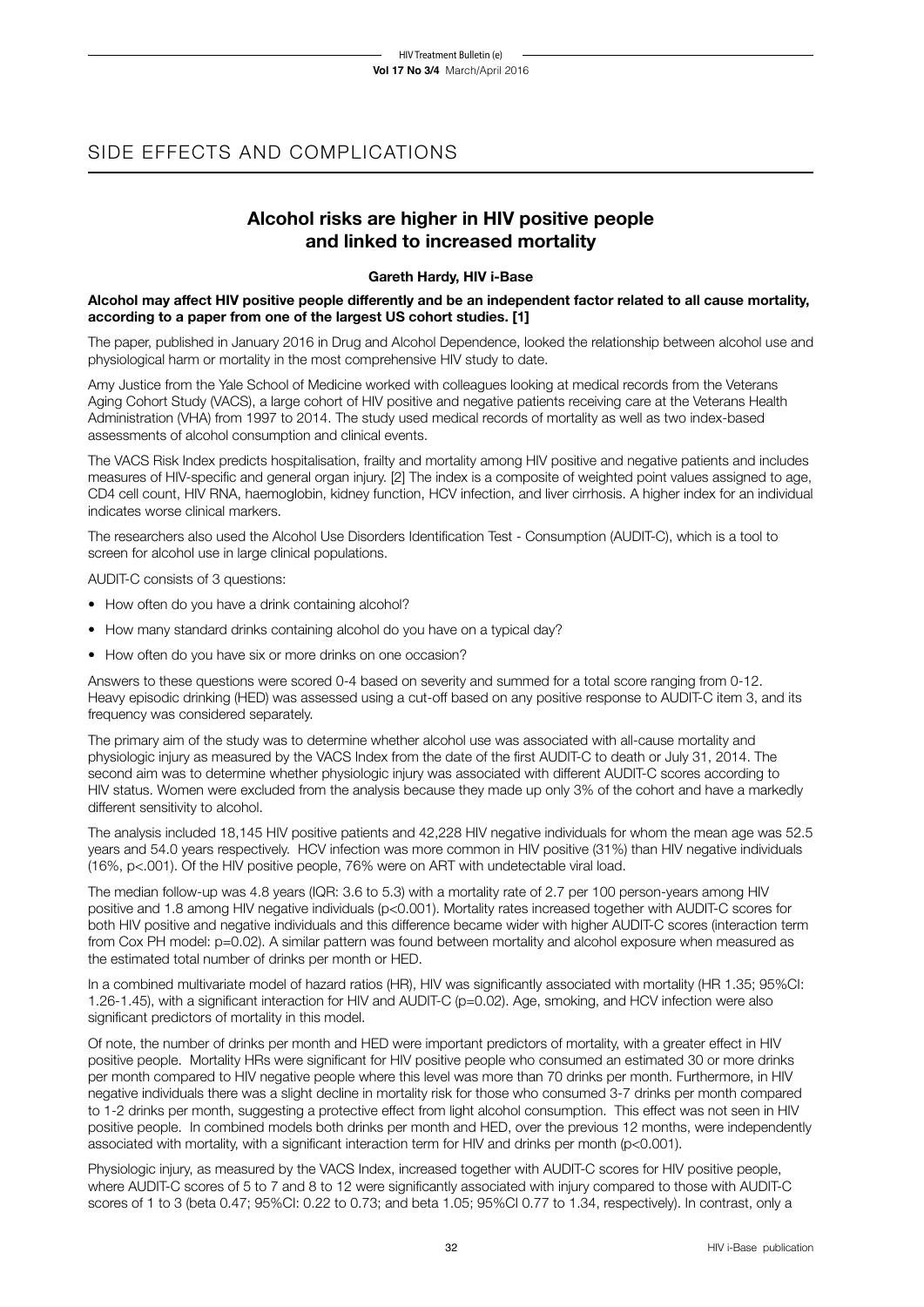## SIDE EFFECTS AND COMPLICATIONS

### Alcohol risks are higher in HIV positive people and linked to increased mortality

**Gareth Hardy, HIV i-Base**

**Alcohol may affect HIV positive people differently and be an independent factor related to all cause mortality, according to a paper from one of the largest US cohort studies. [1]**

The paper, published in January 2016 in Drug and Alcohol Dependence, looked the relationship between alcohol use and physiological harm or mortality in the most comprehensive HIV study to date.

Amy Justice from the Yale School of Medicine worked with colleagues looking at medical records from the Veterans Aging Cohort Study (VACS), a large cohort of HIV positive and negative patients receiving care at the Veterans Health Administration (VHA) from 1997 to 2014. The study used medical records of mortality as well as two index-based assessments of alcohol consumption and clinical events.

The VACS Risk Index predicts hospitalisation, frailty and mortality among HIV positive and negative patients and includes measures of HIV-specific and general organ injury. [2] The index is a composite of weighted point values assigned to age, CD4 cell count, HIV RNA, haemoglobin, kidney function, HCV infection, and liver cirrhosis. A higher index for an individual indicates worse clinical markers.

The researchers also used the Alcohol Use Disorders Identification Test - Consumption (AUDIT-C), which is a tool to screen for alcohol use in large clinical populations.

AUDIT-C consists of 3 questions:

- How often do you have a drink containing alcohol?
- How many standard drinks containing alcohol do you have on a typical day?
- How often do you have six or more drinks on one occasion?

Answers to these questions were scored 0-4 based on severity and summed for a total score ranging from 0-12. Heavy episodic drinking (HED) was assessed using a cut-off based on any positive response to AUDIT-C item 3, and its frequency was considered separately.

The primary aim of the study was to determine whether alcohol use was associated with all-cause mortality and physiologic injury as measured by the VACS Index from the date of the first AUDIT-C to death or July 31, 2014. The second aim was to determine whether physiologic injury was associated with different AUDIT-C scores according to HIV status. Women were excluded from the analysis because they made up only 3% of the cohort and have a markedly different sensitivity to alcohol.

The analysis included 18,145 HIV positive patients and 42,228 HIV negative individuals for whom the mean age was 52.5 years and 54.0 years respectively. HCV infection was more common in HIV positive (31%) than HIV negative individuals (16%, p<.001). Of the HIV positive people, 76% were on ART with undetectable viral load.

The median follow-up was 4.8 years (IQR: 3.6 to 5.3) with a mortality rate of 2.7 per 100 person-years among HIV positive and 1.8 among HIV negative individuals (p<0.001). Mortality rates increased together with AUDIT-C scores for both HIV positive and negative individuals and this difference became wider with higher AUDIT-C scores (interaction term from Cox PH model: p=0.02). A similar pattern was found between mortality and alcohol exposure when measured as the estimated total number of drinks per month or HED.

In a combined multivariate model of hazard ratios (HR), HIV was significantly associated with mortality (HR 1.35; 95%CI: 1.26-1.45), with a significant interaction for HIV and AUDIT-C (p=0.02). Age, smoking, and HCV infection were also significant predictors of mortality in this model.

Of note, the number of drinks per month and HED were important predictors of mortality, with a greater effect in HIV positive people. Mortality HRs were significant for HIV positive people who consumed an estimated 30 or more drinks per month compared to HIV negative people where this level was more than 70 drinks per month. Furthermore, in HIV negative individuals there was a slight decline in mortality risk for those who consumed 3-7 drinks per month compared to 1-2 drinks per month, suggesting a protective effect from light alcohol consumption. This effect was not seen in HIV positive people. In combined models both drinks per month and HED, over the previous 12 months, were independently associated with mortality, with a significant interaction term for HIV and drinks per month (p<0.001).

Physiologic injury, as measured by the VACS Index, increased together with AUDIT-C scores for HIV positive people, where AUDIT-C scores of 5 to 7 and 8 to 12 were significantly associated with injury compared to those with AUDIT-C scores of 1 to 3 (beta 0.47; 95%CI: 0.22 to 0.73; and beta 1.05; 95%CI 0.77 to 1.34, respectively). In contrast, only a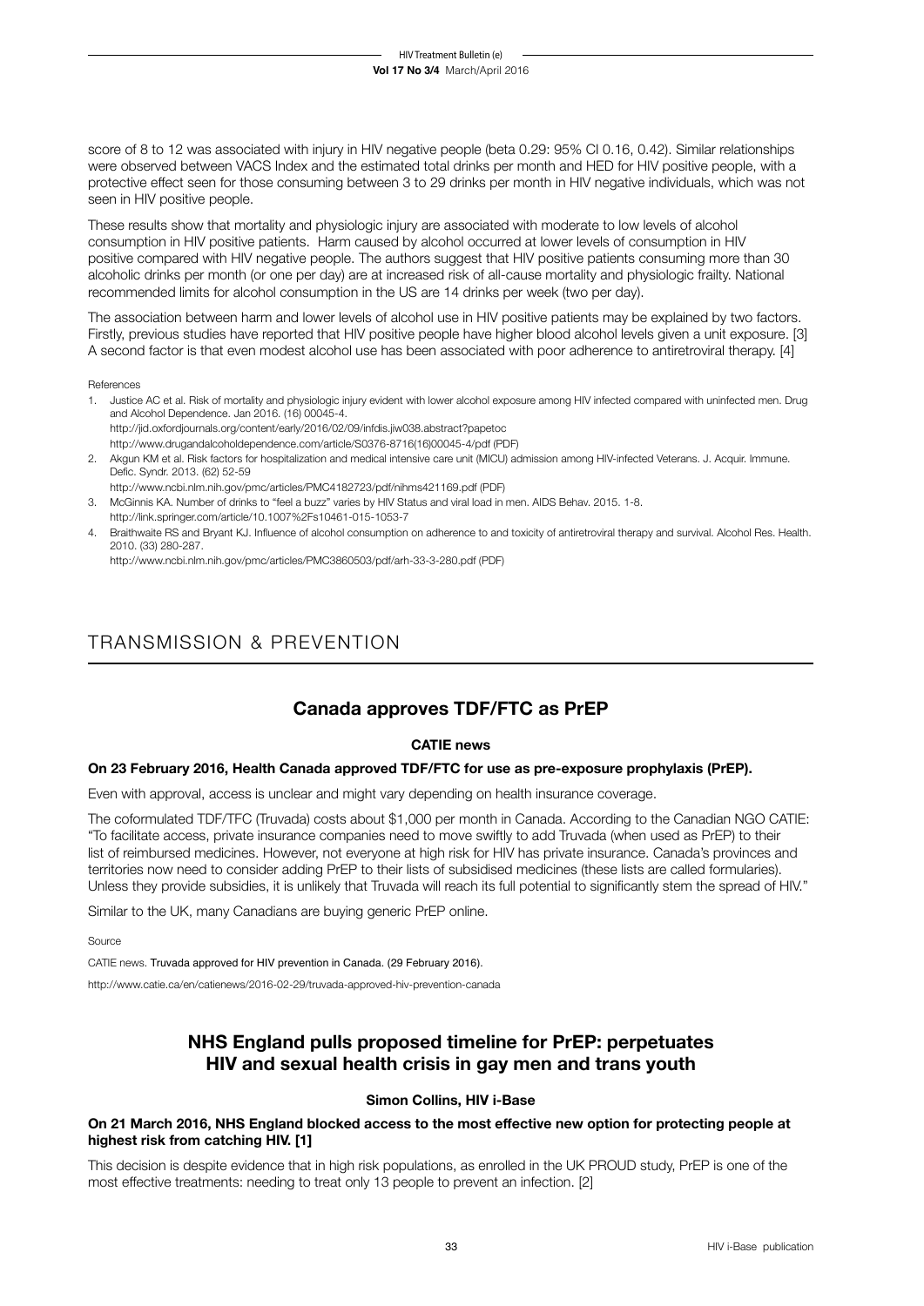score of 8 to 12 was associated with injury in HIV negative people (beta 0.29: 95% CI 0.16, 0.42). Similar relationships were observed between VACS Index and the estimated total drinks per month and HED for HIV positive people, with a protective effect seen for those consuming between 3 to 29 drinks per month in HIV negative individuals, which was not seen in HIV positive people.

These results show that mortality and physiologic injury are associated with moderate to low levels of alcohol consumption in HIV positive patients. Harm caused by alcohol occurred at lower levels of consumption in HIV positive compared with HIV negative people. The authors suggest that HIV positive patients consuming more than 30 alcoholic drinks per month (or one per day) are at increased risk of all-cause mortality and physiologic frailty. National recommended limits for alcohol consumption in the US are 14 drinks per week (two per day).

The association between harm and lower levels of alcohol use in HIV positive patients may be explained by two factors. Firstly, previous studies have reported that HIV positive people have higher blood alcohol levels given a unit exposure. [3] A second factor is that even modest alcohol use has been associated with poor adherence to antiretroviral therapy. [4]

References

1. Justice AC et al. Risk of mortality and physiologic injury evident with lower alcohol exposure among HIV infected compared with uninfected men. Drug and Alcohol Dependence. Jan 2016. (16) 00045-4.
   http://jid.oxfordjournals.org/content/early/2016/02/09/infdis.jiw038.abstract?papetoc
   http://www.drugandalcoholdependence.com/article/S0376-8716(16)00045-4/pdf (PDF)
2. Akgun KM et al. Risk factors for hospitalization and medical intensive care unit (MICU) admission among HIV-infected Veterans. J. Acquir. Immune. Defic. Syndr. 2013. (62) 52-59
   http://www.ncbi.nlm.nih.gov/pmc/articles/PMC4182723/pdf/nihms421169.pdf (PDF)
3. McGinnis KA. Number of drinks to "feel a buzz" varies by HIV Status and viral load in men. AIDS Behav. 2015. 1-8.
   http://link.springer.com/article/10.1007%2Fs10461-015-1053-7
4. Braithwaite RS and Bryant KJ. Influence of alcohol consumption on adherence to and toxicity of antiretroviral therapy and survival. Alcohol Res. Health. 2010. (33) 280-287.
   http://www.ncbi.nlm.nih.gov/pmc/articles/PMC3860503/pdf/arh-33-3-280.pdf (PDF)

# TRANSMISSION & PREVENTION

## Canada approves TDF/FTC as PrEP

**CATIE news**

**On 23 February 2016, Health Canada approved TDF/FTC for use as pre-exposure prophylaxis (PrEP).**

Even with approval, access is unclear and might vary depending on health insurance coverage.

The coformulated TDF/TFC (Truvada) costs about $1,000 per month in Canada. According to the Canadian NGO CATIE: "To facilitate access, private insurance companies need to move swiftly to add Truvada (when used as PrEP) to their list of reimbursed medicines. However, not everyone at high risk for HIV has private insurance. Canada's provinces and territories now need to consider adding PrEP to their lists of subsidised medicines (these lists are called formularies). Unless they provide subsidies, it is unlikely that Truvada will reach its full potential to significantly stem the spread of HIV."

Similar to the UK, many Canadians are buying generic PrEP online.

Source

CATIE news. Truvada approved for HIV prevention in Canada. (29 February 2016).

http://www.catie.ca/en/catienews/2016-02-29/truvada-approved-hiv-prevention-canada

## NHS England pulls proposed timeline for PrEP: perpetuates HIV and sexual health crisis in gay men and trans youth

**Simon Collins, HIV i-Base**

**On 21 March 2016, NHS England blocked access to the most effective new option for protecting people at highest risk from catching HIV. [1]**

This decision is despite evidence that in high risk populations, as enrolled in the UK PROUD study, PrEP is one of the most effective treatments: needing to treat only 13 people to prevent an infection. [2]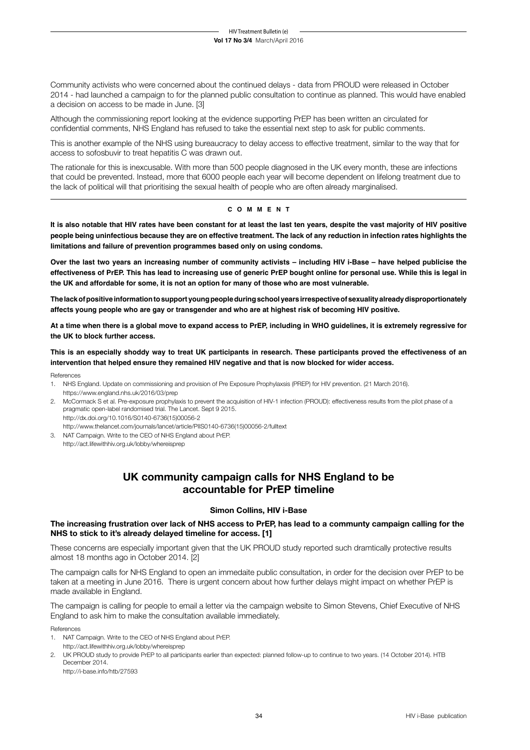Community activists who were concerned about the continued delays - data from PROUD were released in October 2014 - had launched a campaign to for the planned public consultation to continue as planned. This would have enabled a decision on access to be made in June. [3]

Although the commissioning report looking at the evidence supporting PrEP has been written an circulated for confidential comments, NHS England has refused to take the essential next step to ask for public comments.

This is another example of the NHS using bureaucracy to delay access to effective treatment, similar to the way that for access to sofosbuvir to treat hepatitis C was drawn out.

The rationale for this is inexcusable. With more than 500 people diagnosed in the UK every month, these are infections that could be prevented. Instead, more that 6000 people each year will become dependent on lifelong treatment due to the lack of political will that prioritising the sexual health of people who are often already marginalised.

---

**C O M M E N T**

**It is also notable that HIV rates have been constant for at least the last ten years, despite the vast majority of HIV positive people being uninfectious because they are on effective treatment. The lack of any reduction in infection rates highlights the limitations and failure of prevention programmes based only on using condoms.**

**Over the last two years an increasing number of community activists – including HIV i-Base – have helped publicise the effectiveness of PrEP. This has lead to increasing use of generic PrEP bought online for personal use. While this is legal in the UK and affordable for some, it is not an option for many of those who are most vulnerable.**

**The lack of positive information to support young people during school years irrespective of sexuality already disproportionately affects young people who are gay or transgender and who are at highest risk of becoming HIV positive.**

**At a time when there is a global move to expand access to PrEP, including in WHO guidelines, it is extremely regressive for the UK to block further access.**

**This is an especially shoddy way to treat UK participants in research. These participants proved the effectiveness of an intervention that helped ensure they remained HIV negative and that is now blocked for wider access.**

References

1. NHS England. Update on commissioning and provision of Pre Exposure Prophylaxsis (PREP) for HIV prevention. (21 March 2016).
https://www.england.nhs.uk/2016/03/prep
2. McCormack S et al. Pre-exposure prophylaxis to prevent the acquisition of HIV-1 infection (PROUD): effectiveness results from the pilot phase of a pragmatic open-label randomised trial. The Lancet. Sept 9 2015.
http://dx.doi.org/10.1016/S0140-6736(15)00056-2
http://www.thelancet.com/journals/lancet/article/PIIS0140-6736(15)00056-2/fulltext
3. NAT Campaign. Write to the CEO of NHS England about PrEP.
http://act.lifewithhiv.org.uk/lobby/whereisprep

## UK community campaign calls for NHS England to be accountable for PrEP timeline

**Simon Collins, HIV i-Base**

**The increasing frustration over lack of NHS access to PrEP, has lead to a communty campaign calling for the NHS to stick to it's already delayed timeline for access. [1]**

These concerns are especially important given that the UK PROUD study reported such dramtically protective results almost 18 months ago in October 2014. [2]

The campaign calls for NHS England to open an immedaite public consultation, in order for the decision over PrEP to be taken at a meeting in June 2016. There is urgent concern about how further delays might impact on whether PrEP is made available in England.

The campaign is calling for people to email a letter via the campaign website to Simon Stevens, Chief Executive of NHS England to ask him to make the consultation available immediately.

References

1. NAT Campaign. Write to the CEO of NHS England about PrEP.
http://act.lifewithhiv.org.uk/lobby/whereisprep
2. UK PROUD study to provide PrEP to all participants earlier than expected: planned follow-up to continue to two years. (14 October 2014). HTB December 2014.
http://i-base.info/htb/27593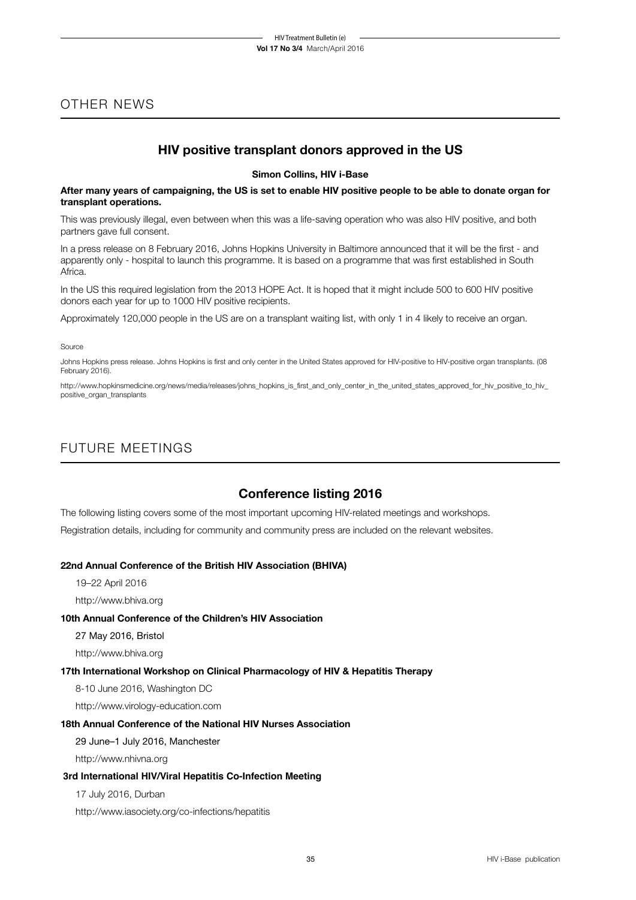## OTHER NEWS

### HIV positive transplant donors approved in the US

**Simon Collins, HIV i-Base**

**After many years of campaigning, the US is set to enable HIV positive people to be able to donate organ for transplant operations.**

This was previously illegal, even between when this was a life-saving operation who was also HIV positive, and both partners gave full consent.

In a press release on 8 February 2016, Johns Hopkins University in Baltimore announced that it will be the first - and apparently only - hospital to launch this programme. It is based on a programme that was first established in South Africa.

In the US this required legislation from the 2013 HOPE Act. It is hoped that it might include 500 to 600 HIV positive donors each year for up to 1000 HIV positive recipients.

Approximately 120,000 people in the US are on a transplant waiting list, with only 1 in 4 likely to receive an organ.

Source

Johns Hopkins press release. Johns Hopkins is first and only center in the United States approved for HIV-positive to HIV-positive organ transplants. (08 February 2016).

http://www.hopkinsmedicine.org/news/media/releases/johns_hopkins_is_first_and_only_center_in_the_united_states_approved_for_hiv_positive_to_hiv_positive_organ_transplants

## FUTURE MEETINGS

### Conference listing 2016

The following listing covers some of the most important upcoming HIV-related meetings and workshops.

Registration details, including for community and community press are included on the relevant websites.

**22nd Annual Conference of the British HIV Association (BHIVA)**

19–22 April 2016

http://www.bhiva.org

**10th Annual Conference of the Children's HIV Association**

27 May 2016, Bristol

http://www.bhiva.org

**17th International Workshop on Clinical Pharmacology of HIV & Hepatitis Therapy**

8-10 June 2016, Washington DC

http://www.virology-education.com

**18th Annual Conference of the National HIV Nurses Association**

29 June–1 July 2016, Manchester

http://www.nhivna.org

**3rd International HIV/Viral Hepatitis Co-Infection Meeting**

17 July 2016, Durban

http://www.iasociety.org/co-infections/hepatitis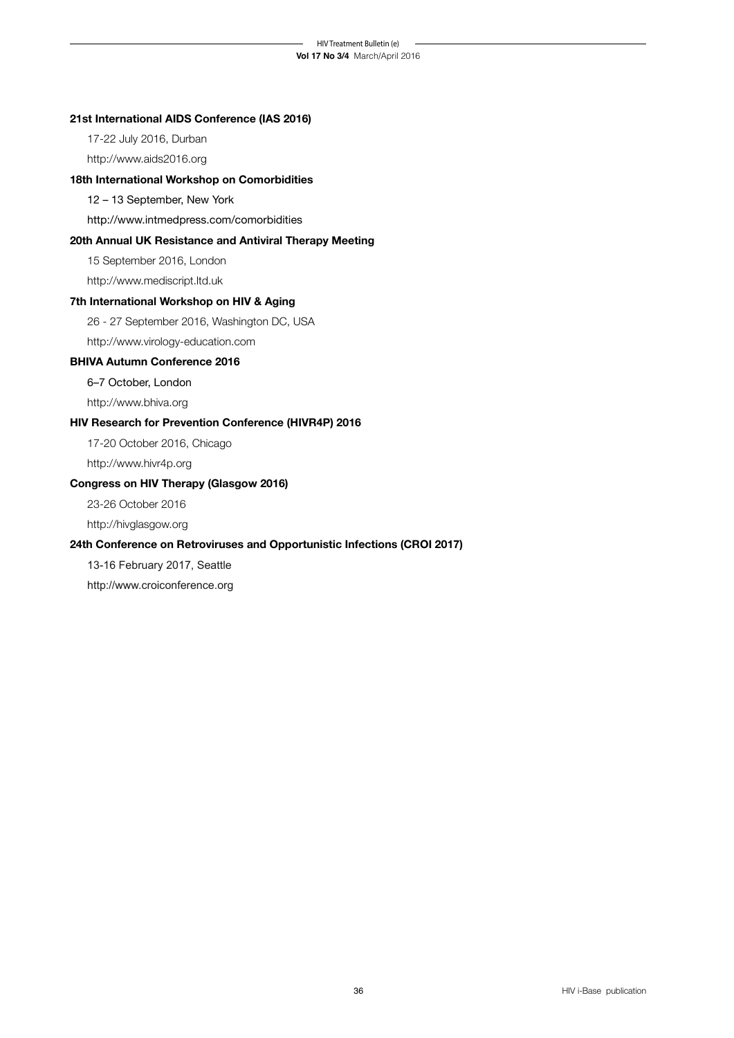**21st International AIDS Conference (IAS 2016)**

17-22 July 2016, Durban

http://www.aids2016.org

**18th International Workshop on Comorbidities**

12 – 13 September, New York

http://www.intmedpress.com/comorbidities

**20th Annual UK Resistance and Antiviral Therapy Meeting**

15 September 2016, London

http://www.mediscript.ltd.uk

**7th International Workshop on HIV & Aging**

26 - 27 September 2016, Washington DC, USA

http://www.virology-education.com

**BHIVA Autumn Conference 2016**

6–7 October, London

http://www.bhiva.org

**HIV Research for Prevention Conference (HIVR4P) 2016**

17-20 October 2016, Chicago

http://www.hivr4p.org

**Congress on HIV Therapy (Glasgow 2016)**

23-26 October 2016

http://hivglasgow.org

**24th Conference on Retroviruses and Opportunistic Infections (CROI 2017)**

13-16 February 2017, Seattle

http://www.croiconference.org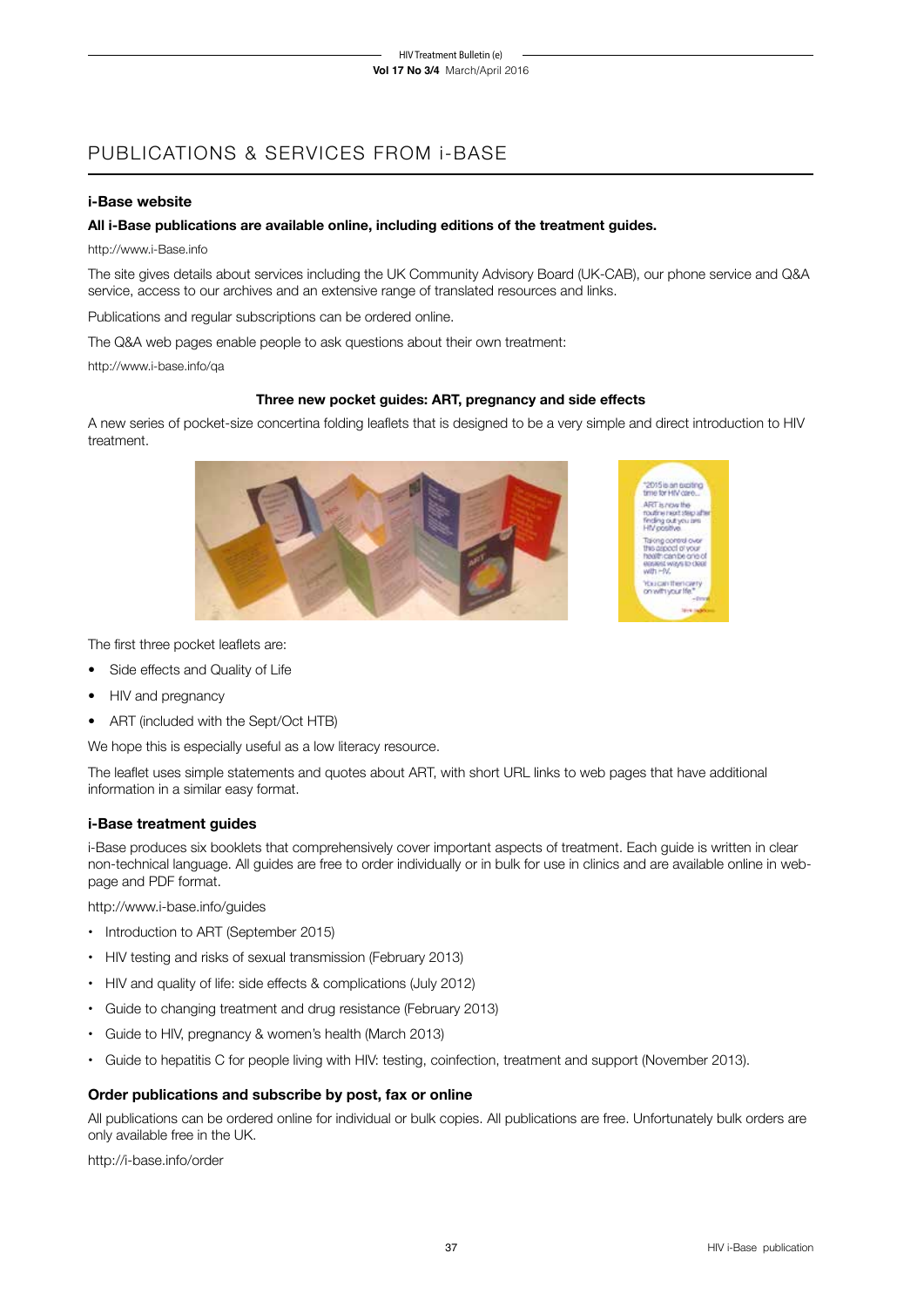# PUBLICATIONS & SERVICES FROM i-BASE

### i-Base website

**All i-Base publications are available online, including editions of the treatment guides.**

http://www.i-Base.info

The site gives details about services including the UK Community Advisory Board (UK-CAB), our phone service and Q&A service, access to our archives and an extensive range of translated resources and links.

Publications and regular subscriptions can be ordered online.

The Q&A web pages enable people to ask questions about their own treatment:

http://www.i-base.info/qa

**Three new pocket guides: ART, pregnancy and side effects**

A new series of pocket-size concertina folding leaflets that is designed to be a very simple and direct introduction to HIV treatment.

The first three pocket leaflets are:

- Side effects and Quality of Life
- HIV and pregnancy
- ART (included with the Sept/Oct HTB)

We hope this is especially useful as a low literacy resource.

The leaflet uses simple statements and quotes about ART, with short URL links to web pages that have additional information in a similar easy format.

### i-Base treatment guides

i-Base produces six booklets that comprehensively cover important aspects of treatment. Each guide is written in clear non-technical language. All guides are free to order individually or in bulk for use in clinics and are available online in web-page and PDF format.

http://www.i-base.info/guides

- Introduction to ART (September 2015)
- HIV testing and risks of sexual transmission (February 2013)
- HIV and quality of life: side effects & complications (July 2012)
- Guide to changing treatment and drug resistance (February 2013)
- Guide to HIV, pregnancy & women's health (March 2013)
- Guide to hepatitis C for people living with HIV: testing, coinfection, treatment and support (November 2013).

### Order publications and subscribe by post, fax or online

All publications can be ordered online for individual or bulk copies. All publications are free. Unfortunately bulk orders are only available free in the UK.

http://i-base.info/order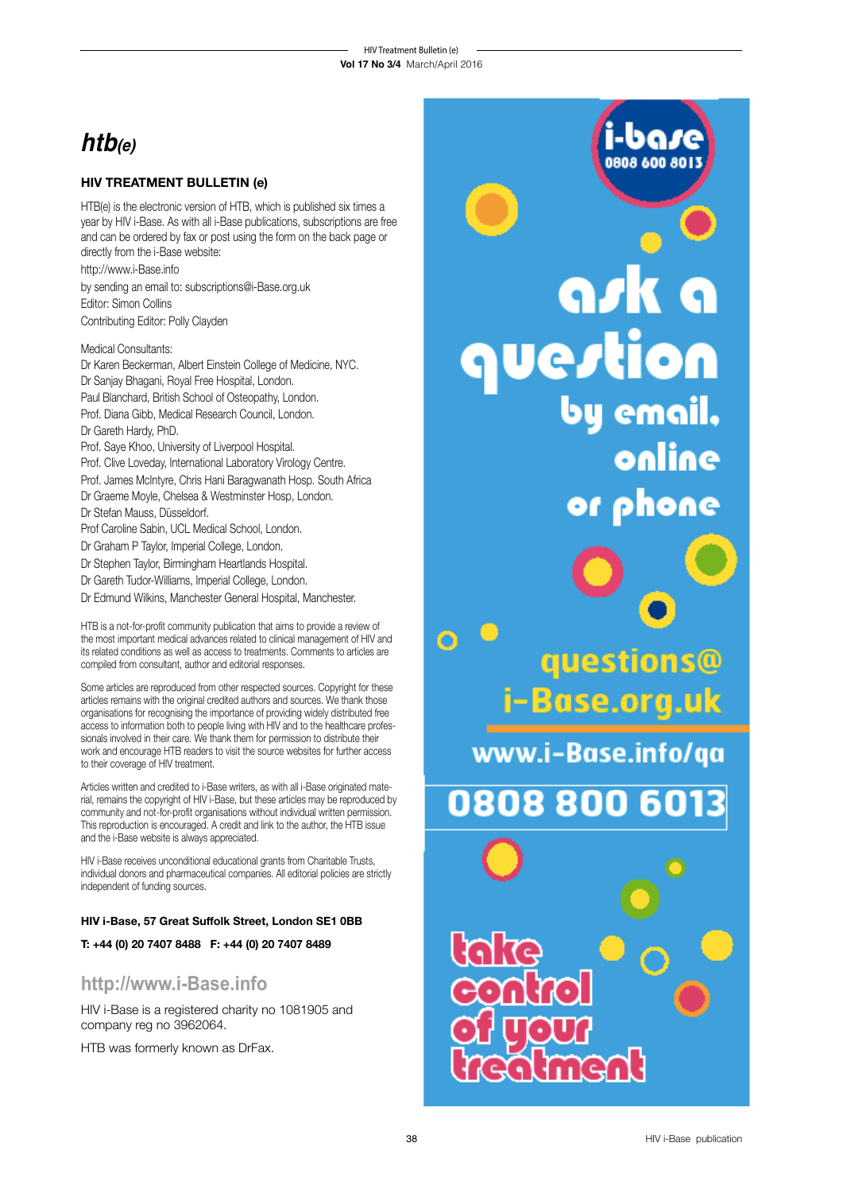# *htb(e)*

## HIV TREATMENT BULLETIN (e)

HTB(e) is the electronic version of HTB, which is published six times a year by HIV i-Base. As with all i-Base publications, subscriptions are free and can be ordered by fax or post using the form on the back page or directly from the i-Base website:

http://www.i-Base.info

by sending an email to: subscriptions@i-Base.org.uk

Editor: Simon Collins

Contributing Editor: Polly Clayden

Medical Consultants:

Dr Karen Beckerman, Albert Einstein College of Medicine, NYC.
Dr Sanjay Bhagani, Royal Free Hospital, London.
Paul Blanchard, British School of Osteopathy, London.
Prof. Diana Gibb, Medical Research Council, London.
Dr Gareth Hardy, PhD.
Prof. Saye Khoo, University of Liverpool Hospital.
Prof. Clive Loveday, International Laboratory Virology Centre.
Prof. James McIntyre, Chris Hani Baragwanath Hosp. South Africa
Dr Graeme Moyle, Chelsea & Westminster Hosp, London.
Dr Stefan Mauss, Düsseldorf.
Prof Caroline Sabin, UCL Medical School, London.
Dr Graham P Taylor, Imperial College, London.
Dr Stephen Taylor, Birmingham Heartlands Hospital.
Dr Gareth Tudor-Williams, Imperial College, London.
Dr Edmund Wilkins, Manchester General Hospital, Manchester.

HTB is a not-for-profit community publication that aims to provide a review of the most important medical advances related to clinical management of HIV and its related conditions as well as access to treatments. Comments to articles are compiled from consultant, author and editorial responses.

Some articles are reproduced from other respected sources. Copyright for these articles remains with the original credited authors and sources. We thank those organisations for recognising the importance of providing widely distributed free access to information both to people living with HIV and to the healthcare professionals involved in their care. We thank them for permission to distribute their work and encourage HTB readers to visit the source websites for further access to their coverage of HIV treatment.

Articles written and credited to i-Base writers, as with all i-Base originated material, remains the copyright of HIV i-Base, but these articles may be reproduced by community and not-for-profit organisations without individual written permission. This reproduction is encouraged. A credit and link to the author, the HTB issue and the i-Base website is always appreciated.

HIV i-Base receives unconditional educational grants from Charitable Trusts, individual donors and pharmaceutical companies. All editorial policies are strictly independent of funding sources.

**HIV i-Base, 57 Great Suffolk Street, London SE1 0BB**

**T: +44 (0) 20 7407 8488 F: +44 (0) 20 7407 8489**

## http://www.i-Base.info

HIV i-Base is a registered charity no 1081905 and company reg no 3962064.

HTB was formerly known as DrFax.

i-base
0808 600 8013

**ask a question by email, online or phone**

questions@i-Base.org.uk

www.i-Base.info/qa

**0808 800 6013**

**take control of your treatment**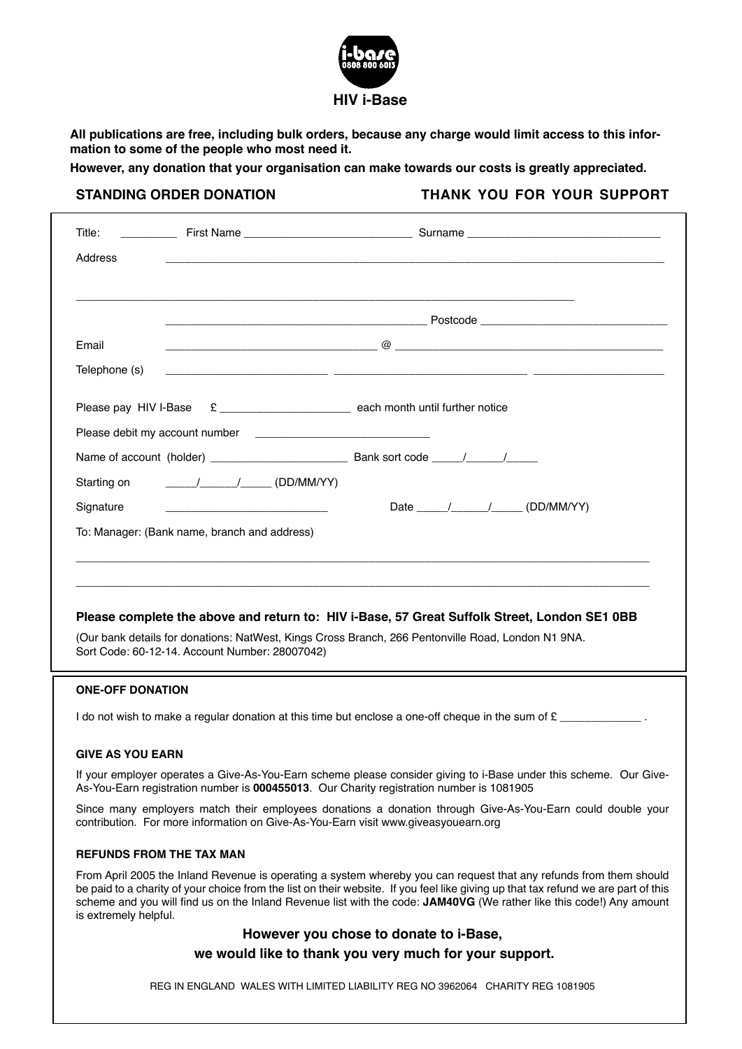i-base
0808 800 6013

# HIV i-Base

**All publications are free, including bulk orders, because any charge would limit access to this information to some of the people who most need it.**

**However, any donation that your organisation can make towards our costs is greatly appreciated.**

**STANDING ORDER DONATION** **THANK YOU FOR YOUR SUPPORT**

Title: _________ First Name __________________________ Surname ______________________________

Address ________________________________________________________________________________

_______________________________________________________________________________

________________________________________ Postcode ____________________________

Email ________________________________ @ __________________________________________

Telephone (s) _________________________ ______________________________ ____________________

Please pay HIV I-Base £ ____________________ each month until further notice

Please debit my account number ___________________________

Name of account (holder) _____________________ Bank sort code _____/______/_____

Starting on _____/______/_____ (DD/MM/YY)

Signature _________________________ Date _____/______/_____ (DD/MM/YY)

To: Manager: (Bank name, branch and address)

_______________________________________________________________________________

_______________________________________________________________________________

**Please complete the above and return to: HIV i-Base, 57 Great Suffolk Street, London SE1 0BB**

(Our bank details for donations: NatWest, Kings Cross Branch, 266 Pentonville Road, London N1 9NA. Sort Code: 60-12-14. Account Number: 28007042)

**ONE-OFF DONATION**

I do not wish to make a regular donation at this time but enclose a one-off cheque in the sum of £ ____________ .

**GIVE AS YOU EARN**

If your employer operates a Give-As-You-Earn scheme please consider giving to i-Base under this scheme. Our Give-As-You-Earn registration number is **000455013**. Our Charity registration number is 1081905

Since many employers match their employees donations a donation through Give-As-You-Earn could double your contribution. For more information on Give-As-You-Earn visit www.giveasyouearn.org

**REFUNDS FROM THE TAX MAN**

From April 2005 the Inland Revenue is operating a system whereby you can request that any refunds from them should be paid to a charity of your choice from the list on their website. If you feel like giving up that tax refund we are part of this scheme and you will find us on the Inland Revenue list with the code: **JAM40VG** (We rather like this code!) Any amount is extremely helpful.

**However you chose to donate to i-Base,**

**we would like to thank you very much for your support.**

REG IN ENGLAND WALES WITH LIMITED LIABILITY REG NO 3962064 CHARITY REG 1081905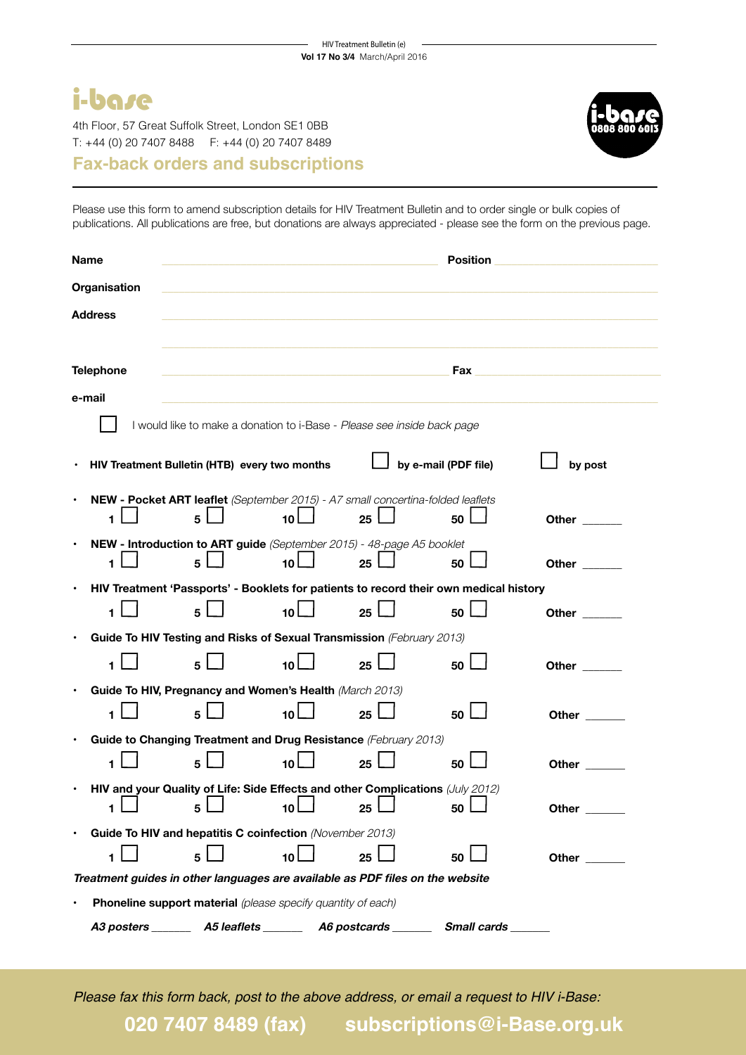# i-base

4th Floor, 57 Great Suffolk Street, London SE1 0BB
T: +44 (0) 20 7407 8488    F: +44 (0) 20 7407 8489

i-base 0808 800 6013

## Fax-back orders and subscriptions

Please use this form to amend subscription details for HIV Treatment Bulletin and to order single or bulk copies of publications. All publications are free, but donations are always appreciated - please see the form on the previous page.

**Name** ____________________ **Position** ____________________

**Organisation** ____________________

**Address** ____________________

____________________

**Telephone** ____________________ **Fax** ____________________

**e-mail** ____________________

☐ I would like to make a donation to i-Base - *Please see inside back page*

- **HIV Treatment Bulletin (HTB) every two months** ☐ **by e-mail (PDF file)** ☐ **by post**

- **NEW - Pocket ART leaflet** *(September 2015) - A7 small concertina-folded leaflets*
  1 ☐ 5 ☐ 10 ☐ 25 ☐ 50 ☐ **Other** ______

- **NEW - Introduction to ART guide** *(September 2015) - 48-page A5 booklet*
  1 ☐ 5 ☐ 10 ☐ 25 ☐ 50 ☐ **Other** ______

- **HIV Treatment 'Passports' - Booklets for patients to record their own medical history**
  1 ☐ 5 ☐ 10 ☐ 25 ☐ 50 ☐ **Other** ______

- **Guide To HIV Testing and Risks of Sexual Transmission** *(February 2013)*
  1 ☐ 5 ☐ 10 ☐ 25 ☐ 50 ☐ **Other** ______

- **Guide To HIV, Pregnancy and Women's Health** *(March 2013)*
  1 ☐ 5 ☐ 10 ☐ 25 ☐ 50 ☐ **Other** ______

- **Guide to Changing Treatment and Drug Resistance** *(February 2013)*
  1 ☐ 5 ☐ 10 ☐ 25 ☐ 50 ☐ **Other** ______

- **HIV and your Quality of Life: Side Effects and other Complications** *(July 2012)*
  1 ☐ 5 ☐ 10 ☐ 25 ☐ 50 ☐ **Other** ______

- **Guide To HIV and hepatitis C coinfection** *(November 2013)*
  1 ☐ 5 ☐ 10 ☐ 25 ☐ 50 ☐ **Other** ______

***Treatment guides in other languages are available as PDF files on the website***

- **Phoneline support material** *(please specify quantity of each)*

  ***A3 posters*** ______ ***A5 leaflets*** ______ ***A6 postcards*** ______ ***Small cards*** ______

*Please fax this form back, post to the above address, or email a request to HIV i-Base:*

**020 7407 8489 (fax)    subscriptions@i-Base.org.uk**